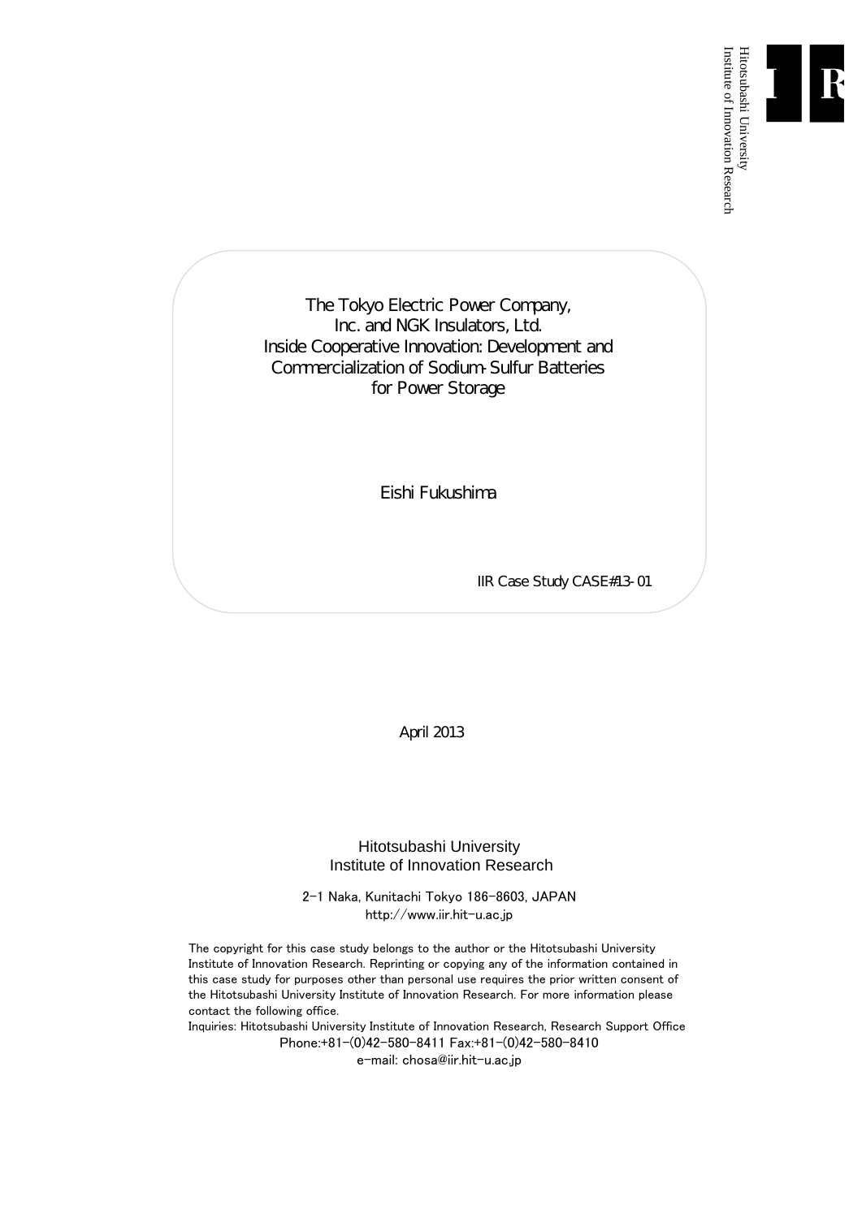Hitotsubashi University
Institute of Innovation Research

# The Tokyo Electric Power Company, Inc. and NGK Insulators, Ltd. Inside Cooperative Innovation: Development and Commercialization of Sodium-Sulfur Batteries for Power Storage

Eishi Fukushima

IIR Case Study CASE#13-01

April 2013

Hitotsubashi University
Institute of Innovation Research

2-1 Naka, Kunitachi Tokyo 186-8603, JAPAN
http://www.iir.hit-u.ac.jp

The copyright for this case study belongs to the author or the Hitotsubashi University Institute of Innovation Research. Reprinting or copying any of the information contained in this case study for purposes other than personal use requires the prior written consent of the Hitotsubashi University Institute of Innovation Research. For more information please contact the following office.

Inquiries: Hitotsubashi University Institute of Innovation Research, Research Support Office
Phone:+81-(0)42-580-8411 Fax:+81-(0)42-580-8410
e-mail: chosa@iir.hit-u.ac.jp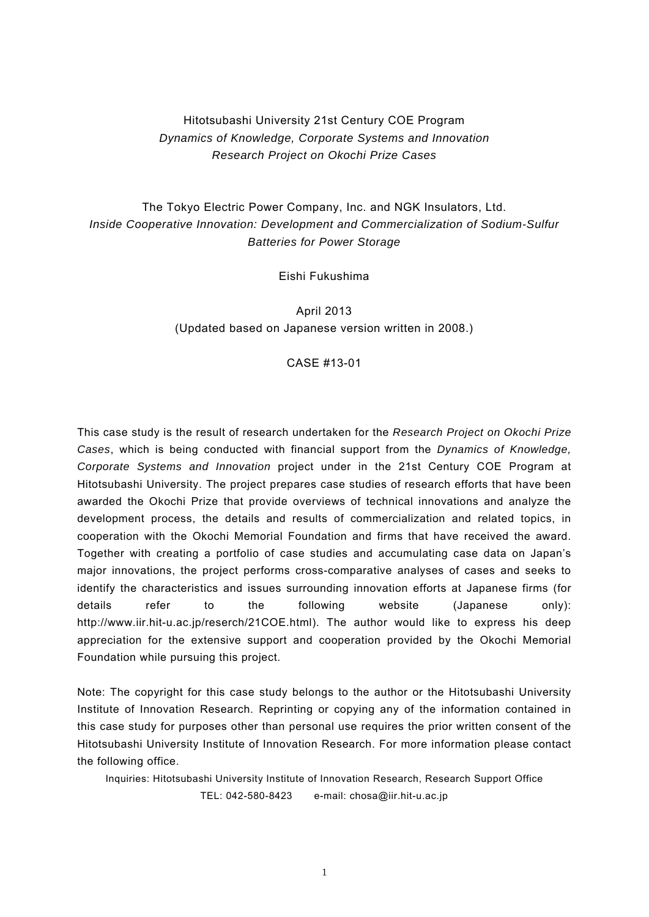Hitotsubashi University 21st Century COE Program
*Dynamics of Knowledge, Corporate Systems and Innovation*
*Research Project on Okochi Prize Cases*

The Tokyo Electric Power Company, Inc. and NGK Insulators, Ltd.
*Inside Cooperative Innovation: Development and Commercialization of Sodium-Sulfur Batteries for Power Storage*

Eishi Fukushima

April 2013
(Updated based on Japanese version written in 2008.)

CASE #13-01

This case study is the result of research undertaken for the *Research Project on Okochi Prize Cases*, which is being conducted with financial support from the *Dynamics of Knowledge, Corporate Systems and Innovation* project under in the 21st Century COE Program at Hitotsubashi University. The project prepares case studies of research efforts that have been awarded the Okochi Prize that provide overviews of technical innovations and analyze the development process, the details and results of commercialization and related topics, in cooperation with the Okochi Memorial Foundation and firms that have received the award. Together with creating a portfolio of case studies and accumulating case data on Japan's major innovations, the project performs cross-comparative analyses of cases and seeks to identify the characteristics and issues surrounding innovation efforts at Japanese firms (for details refer to the following website (Japanese only): http://www.iir.hit-u.ac.jp/reserch/21COE.html). The author would like to express his deep appreciation for the extensive support and cooperation provided by the Okochi Memorial Foundation while pursuing this project.

Note: The copyright for this case study belongs to the author or the Hitotsubashi University Institute of Innovation Research. Reprinting or copying any of the information contained in this case study for purposes other than personal use requires the prior written consent of the Hitotsubashi University Institute of Innovation Research. For more information please contact the following office.

Inquiries: Hitotsubashi University Institute of Innovation Research, Research Support Office
TEL: 042-580-8423 e-mail: chosa@iir.hit-u.ac.jp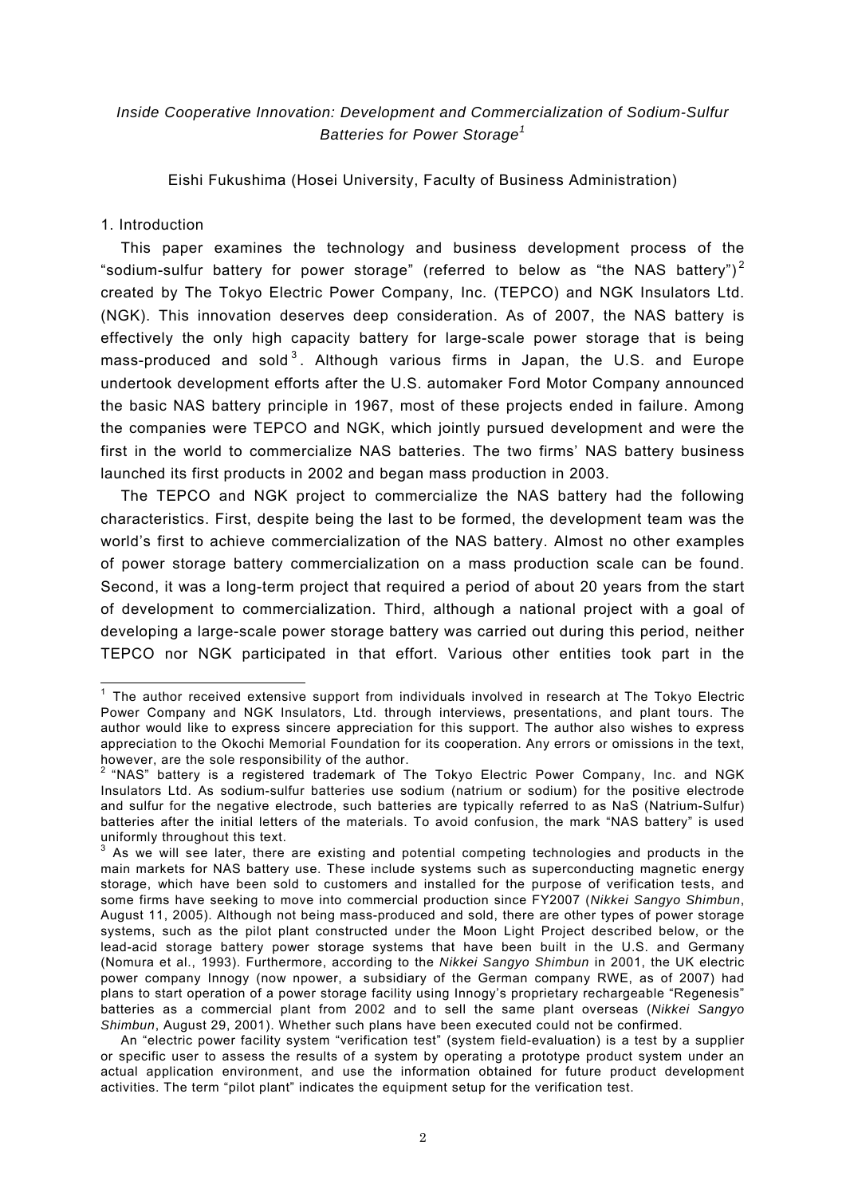*Inside Cooperative Innovation: Development and Commercialization of Sodium-Sulfur Batteries for Power Storage*[1]

Eishi Fukushima (Hosei University, Faculty of Business Administration)

## 1. Introduction

This paper examines the technology and business development process of the "sodium-sulfur battery for power storage" (referred to below as "the NAS battery")[2] created by The Tokyo Electric Power Company, Inc. (TEPCO) and NGK Insulators Ltd. (NGK). This innovation deserves deep consideration. As of 2007, the NAS battery is effectively the only high capacity battery for large-scale power storage that is being mass-produced and sold[3]. Although various firms in Japan, the U.S. and Europe undertook development efforts after the U.S. automaker Ford Motor Company announced the basic NAS battery principle in 1967, most of these projects ended in failure. Among the companies were TEPCO and NGK, which jointly pursued development and were the first in the world to commercialize NAS batteries. The two firms' NAS battery business launched its first products in 2002 and began mass production in 2003.

The TEPCO and NGK project to commercialize the NAS battery had the following characteristics. First, despite being the last to be formed, the development team was the world's first to achieve commercialization of the NAS battery. Almost no other examples of power storage battery commercialization on a mass production scale can be found. Second, it was a long-term project that required a period of about 20 years from the start of development to commercialization. Third, although a national project with a goal of developing a large-scale power storage battery was carried out during this period, neither TEPCO nor NGK participated in that effort. Various other entities took part in the

---

[1] The author received extensive support from individuals involved in research at The Tokyo Electric Power Company and NGK Insulators, Ltd. through interviews, presentations, and plant tours. The author would like to express sincere appreciation for this support. The author also wishes to express appreciation to the Okochi Memorial Foundation for its cooperation. Any errors or omissions in the text, however, are the sole responsibility of the author.

[2] "NAS" battery is a registered trademark of The Tokyo Electric Power Company, Inc. and NGK Insulators Ltd. As sodium-sulfur batteries use sodium (natrium or sodium) for the positive electrode and sulfur for the negative electrode, such batteries are typically referred to as NaS (Natrium-Sulfur) batteries after the initial letters of the materials. To avoid confusion, the mark "NAS battery" is used uniformly throughout this text.

[3] As we will see later, there are existing and potential competing technologies and products in the main markets for NAS battery use. These include systems such as superconducting magnetic energy storage, which have been sold to customers and installed for the purpose of verification tests, and some firms have seeking to move into commercial production since FY2007 (*Nikkei Sangyo Shimbun*, August 11, 2005). Although not being mass-produced and sold, there are other types of power storage systems, such as the pilot plant constructed under the Moon Light Project described below, or the lead-acid storage battery power storage systems that have been built in the U.S. and Germany (Nomura et al., 1993). Furthermore, according to the *Nikkei Sangyo Shimbun* in 2001, the UK electric power company Innogy (now npower, a subsidiary of the German company RWE, as of 2007) had plans to start operation of a power storage facility using Innogy's proprietary rechargeable "Regenesis" batteries as a commercial plant from 2002 and to sell the same plant overseas (*Nikkei Sangyo Shimbun*, August 29, 2001). Whether such plans have been executed could not be confirmed.

An "electric power facility system "verification test" (system field-evaluation) is a test by a supplier or specific user to assess the results of a system by operating a prototype product system under an actual application environment, and use the information obtained for future product development activities. The term "pilot plant" indicates the equipment setup for the verification test.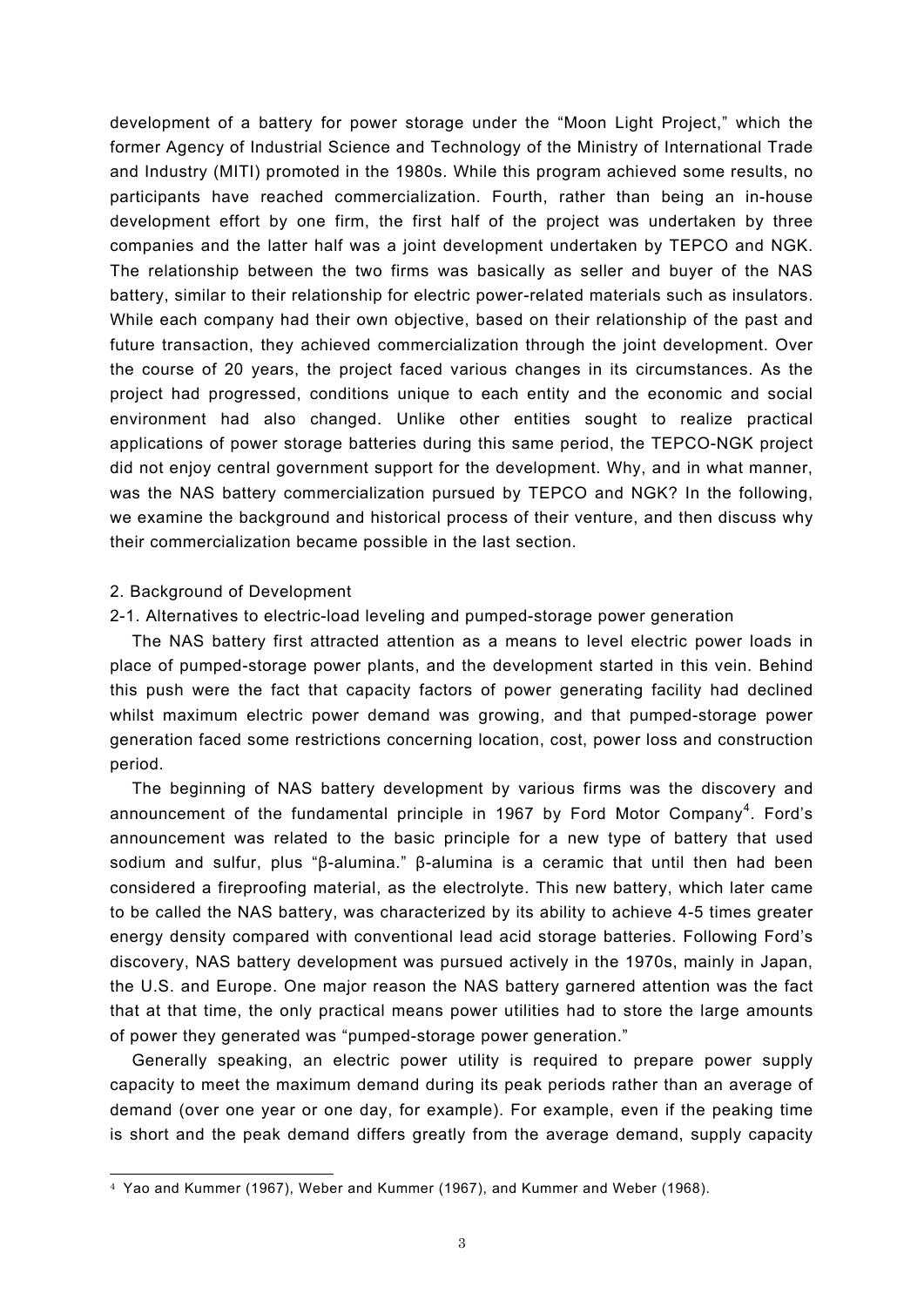development of a battery for power storage under the "Moon Light Project," which the former Agency of Industrial Science and Technology of the Ministry of International Trade and Industry (MITI) promoted in the 1980s. While this program achieved some results, no participants have reached commercialization. Fourth, rather than being an in-house development effort by one firm, the first half of the project was undertaken by three companies and the latter half was a joint development undertaken by TEPCO and NGK. The relationship between the two firms was basically as seller and buyer of the NAS battery, similar to their relationship for electric power-related materials such as insulators. While each company had their own objective, based on their relationship of the past and future transaction, they achieved commercialization through the joint development. Over the course of 20 years, the project faced various changes in its circumstances. As the project had progressed, conditions unique to each entity and the economic and social environment had also changed. Unlike other entities sought to realize practical applications of power storage batteries during this same period, the TEPCO-NGK project did not enjoy central government support for the development. Why, and in what manner, was the NAS battery commercialization pursued by TEPCO and NGK? In the following, we examine the background and historical process of their venture, and then discuss why their commercialization became possible in the last section.

## 2. Background of Development

### 2-1. Alternatives to electric-load leveling and pumped-storage power generation

The NAS battery first attracted attention as a means to level electric power loads in place of pumped-storage power plants, and the development started in this vein. Behind this push were the fact that capacity factors of power generating facility had declined whilst maximum electric power demand was growing, and that pumped-storage power generation faced some restrictions concerning location, cost, power loss and construction period.

The beginning of NAS battery development by various firms was the discovery and announcement of the fundamental principle in 1967 by Ford Motor Company[4]. Ford's announcement was related to the basic principle for a new type of battery that used sodium and sulfur, plus "β-alumina." β-alumina is a ceramic that until then had been considered a fireproofing material, as the electrolyte. This new battery, which later came to be called the NAS battery, was characterized by its ability to achieve 4-5 times greater energy density compared with conventional lead acid storage batteries. Following Ford's discovery, NAS battery development was pursued actively in the 1970s, mainly in Japan, the U.S. and Europe. One major reason the NAS battery garnered attention was the fact that at that time, the only practical means power utilities had to store the large amounts of power they generated was "pumped-storage power generation."

Generally speaking, an electric power utility is required to prepare power supply capacity to meet the maximum demand during its peak periods rather than an average of demand (over one year or one day, for example). For example, even if the peaking time is short and the peak demand differs greatly from the average demand, supply capacity

---

[4] Yao and Kummer (1967), Weber and Kummer (1967), and Kummer and Weber (1968).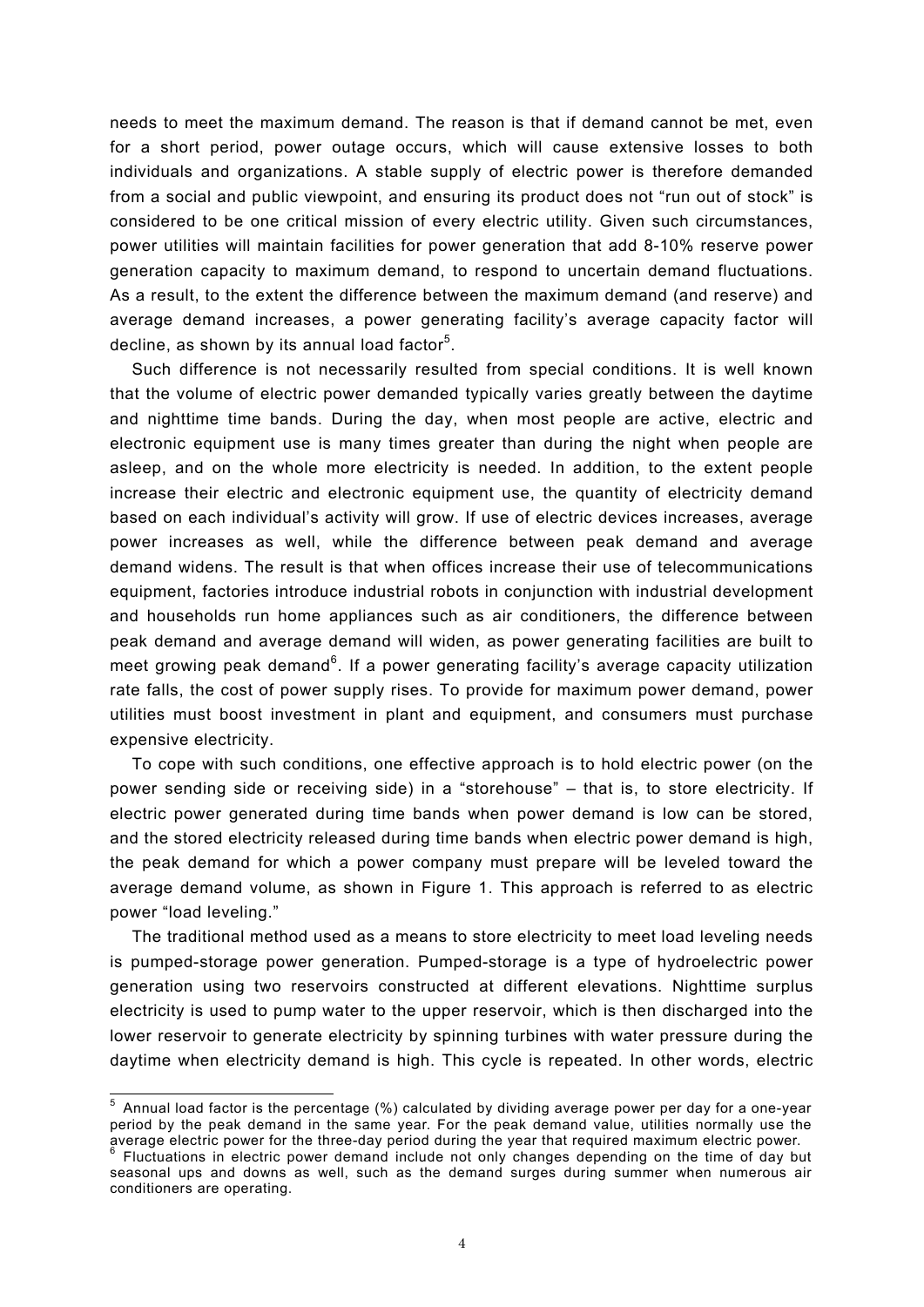needs to meet the maximum demand. The reason is that if demand cannot be met, even for a short period, power outage occurs, which will cause extensive losses to both individuals and organizations. A stable supply of electric power is therefore demanded from a social and public viewpoint, and ensuring its product does not "run out of stock" is considered to be one critical mission of every electric utility. Given such circumstances, power utilities will maintain facilities for power generation that add 8-10% reserve power generation capacity to maximum demand, to respond to uncertain demand fluctuations. As a result, to the extent the difference between the maximum demand (and reserve) and average demand increases, a power generating facility's average capacity factor will decline, as shown by its annual load factor[5].

Such difference is not necessarily resulted from special conditions. It is well known that the volume of electric power demanded typically varies greatly between the daytime and nighttime time bands. During the day, when most people are active, electric and electronic equipment use is many times greater than during the night when people are asleep, and on the whole more electricity is needed. In addition, to the extent people increase their electric and electronic equipment use, the quantity of electricity demand based on each individual's activity will grow. If use of electric devices increases, average power increases as well, while the difference between peak demand and average demand widens. The result is that when offices increase their use of telecommunications equipment, factories introduce industrial robots in conjunction with industrial development and households run home appliances such as air conditioners, the difference between peak demand and average demand will widen, as power generating facilities are built to meet growing peak demand[6]. If a power generating facility's average capacity utilization rate falls, the cost of power supply rises. To provide for maximum power demand, power utilities must boost investment in plant and equipment, and consumers must purchase expensive electricity.

To cope with such conditions, one effective approach is to hold electric power (on the power sending side or receiving side) in a "storehouse" – that is, to store electricity. If electric power generated during time bands when power demand is low can be stored, and the stored electricity released during time bands when electric power demand is high, the peak demand for which a power company must prepare will be leveled toward the average demand volume, as shown in Figure 1. This approach is referred to as electric power "load leveling."

The traditional method used as a means to store electricity to meet load leveling needs is pumped-storage power generation. Pumped-storage is a type of hydroelectric power generation using two reservoirs constructed at different elevations. Nighttime surplus electricity is used to pump water to the upper reservoir, which is then discharged into the lower reservoir to generate electricity by spinning turbines with water pressure during the daytime when electricity demand is high. This cycle is repeated. In other words, electric

---

[5] Annual load factor is the percentage (%) calculated by dividing average power per day for a one-year period by the peak demand in the same year. For the peak demand value, utilities normally use the average electric power for the three-day period during the year that required maximum electric power.

[6] Fluctuations in electric power demand include not only changes depending on the time of day but seasonal ups and downs as well, such as the demand surges during summer when numerous air conditioners are operating.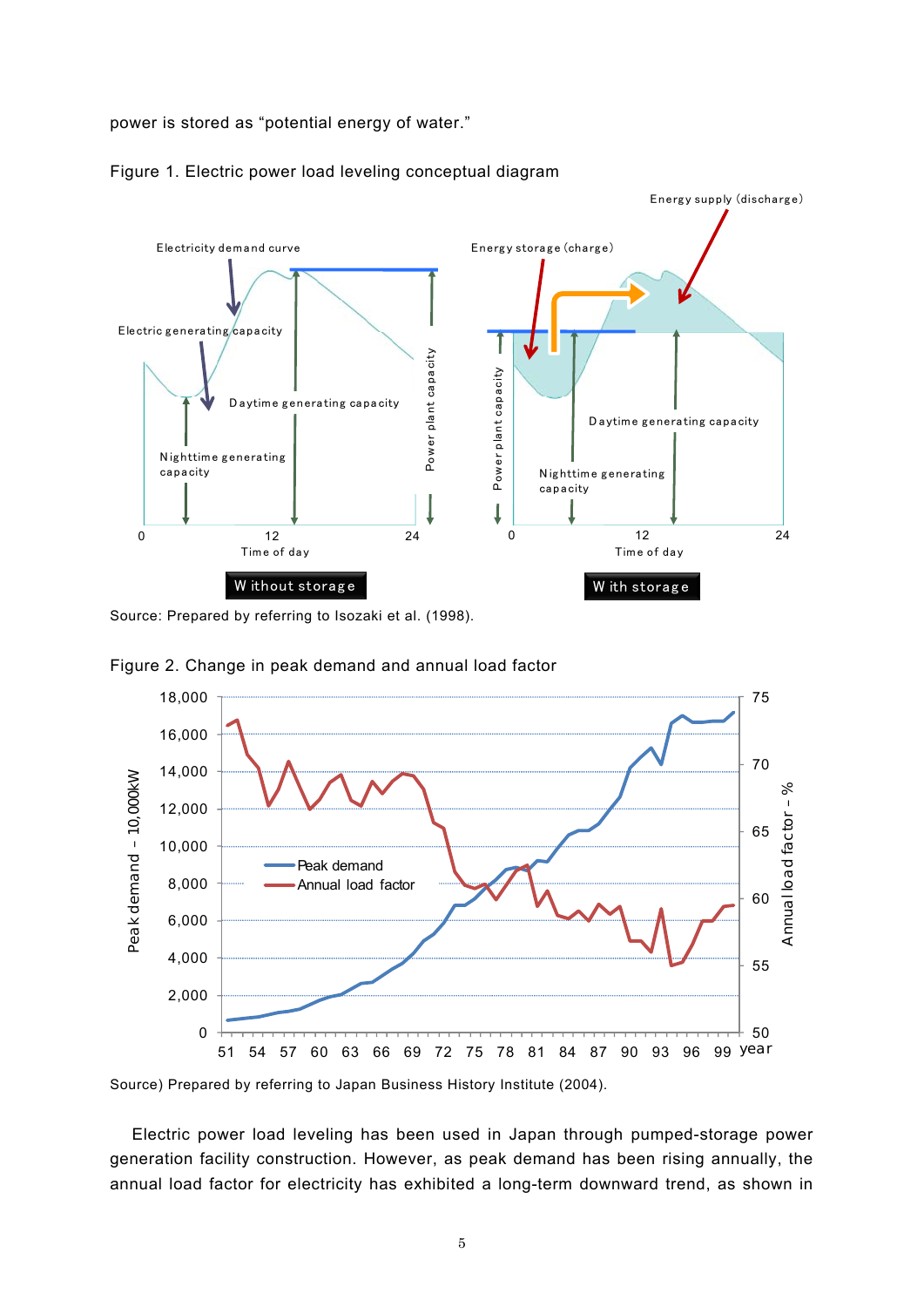power is stored as "potential energy of water."

Figure 1. Electric power load leveling conceptual diagram

Source: Prepared by referring to Isozaki et al. (1998).

Figure 2. Change in peak demand and annual load factor

Source) Prepared by referring to Japan Business History Institute (2004).

Electric power load leveling has been used in Japan through pumped-storage power generation facility construction. However, as peak demand has been rising annually, the annual load factor for electricity has exhibited a long-term downward trend, as shown in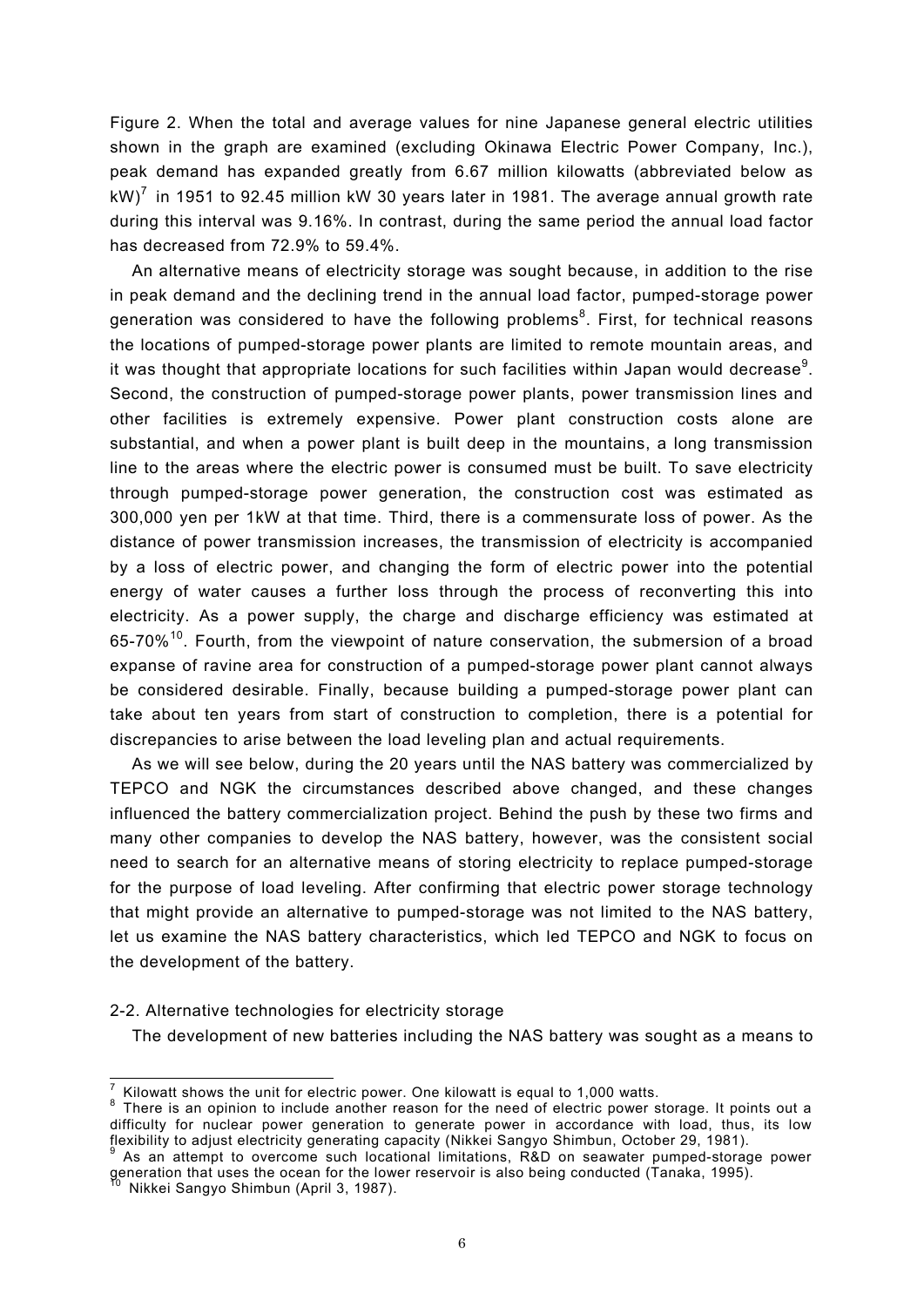Figure 2. When the total and average values for nine Japanese general electric utilities shown in the graph are examined (excluding Okinawa Electric Power Company, Inc.), peak demand has expanded greatly from 6.67 million kilowatts (abbreviated below as kW)[7] in 1951 to 92.45 million kW 30 years later in 1981. The average annual growth rate during this interval was 9.16%. In contrast, during the same period the annual load factor has decreased from 72.9% to 59.4%.

An alternative means of electricity storage was sought because, in addition to the rise in peak demand and the declining trend in the annual load factor, pumped-storage power generation was considered to have the following problems[8]. First, for technical reasons the locations of pumped-storage power plants are limited to remote mountain areas, and it was thought that appropriate locations for such facilities within Japan would decrease[9]. Second, the construction of pumped-storage power plants, power transmission lines and other facilities is extremely expensive. Power plant construction costs alone are substantial, and when a power plant is built deep in the mountains, a long transmission line to the areas where the electric power is consumed must be built. To save electricity through pumped-storage power generation, the construction cost was estimated as 300,000 yen per 1kW at that time. Third, there is a commensurate loss of power. As the distance of power transmission increases, the transmission of electricity is accompanied by a loss of electric power, and changing the form of electric power into the potential energy of water causes a further loss through the process of reconverting this into electricity. As a power supply, the charge and discharge efficiency was estimated at 65-70%[10]. Fourth, from the viewpoint of nature conservation, the submersion of a broad expanse of ravine area for construction of a pumped-storage power plant cannot always be considered desirable. Finally, because building a pumped-storage power plant can take about ten years from start of construction to completion, there is a potential for discrepancies to arise between the load leveling plan and actual requirements.

As we will see below, during the 20 years until the NAS battery was commercialized by TEPCO and NGK the circumstances described above changed, and these changes influenced the battery commercialization project. Behind the push by these two firms and many other companies to develop the NAS battery, however, was the consistent social need to search for an alternative means of storing electricity to replace pumped-storage for the purpose of load leveling. After confirming that electric power storage technology that might provide an alternative to pumped-storage was not limited to the NAS battery, let us examine the NAS battery characteristics, which led TEPCO and NGK to focus on the development of the battery.

### 2-2. Alternative technologies for electricity storage

The development of new batteries including the NAS battery was sought as a means to

---

[7] Kilowatt shows the unit for electric power. One kilowatt is equal to 1,000 watts.

[8] There is an opinion to include another reason for the need of electric power storage. It points out a difficulty for nuclear power generation to generate power in accordance with load, thus, its low flexibility to adjust electricity generating capacity (Nikkei Sangyo Shimbun, October 29, 1981).

[9] As an attempt to overcome such locational limitations, R&D on seawater pumped-storage power generation that uses the ocean for the lower reservoir is also being conducted (Tanaka, 1995).

[10] Nikkei Sangyo Shimbun (April 3, 1987).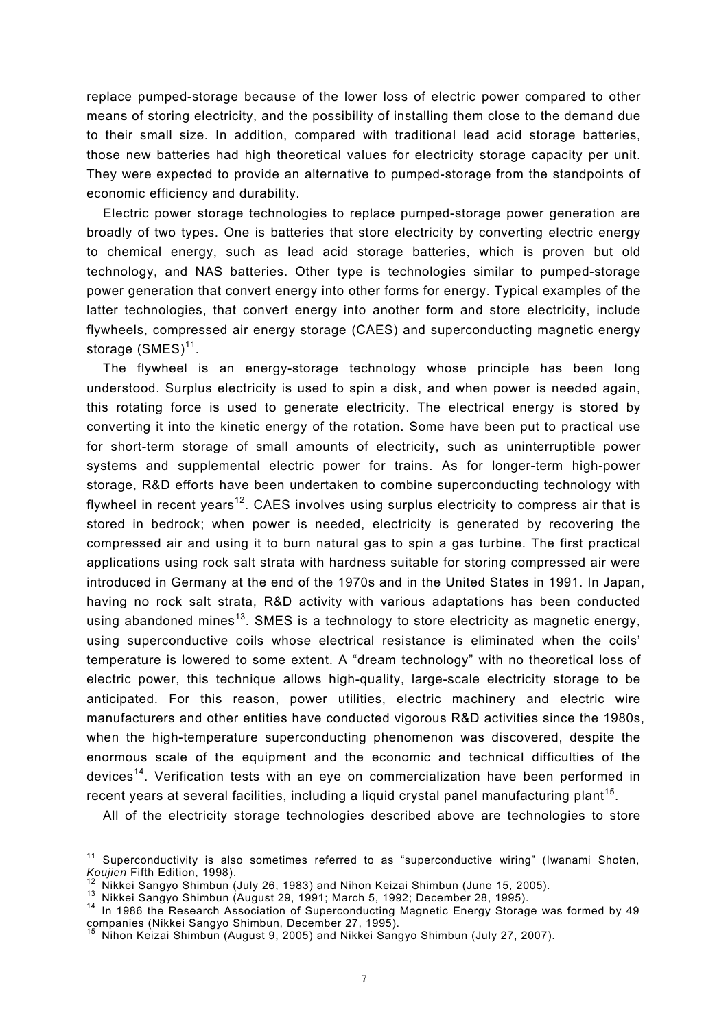replace pumped-storage because of the lower loss of electric power compared to other means of storing electricity, and the possibility of installing them close to the demand due to their small size. In addition, compared with traditional lead acid storage batteries, those new batteries had high theoretical values for electricity storage capacity per unit. They were expected to provide an alternative to pumped-storage from the standpoints of economic efficiency and durability.

Electric power storage technologies to replace pumped-storage power generation are broadly of two types. One is batteries that store electricity by converting electric energy to chemical energy, such as lead acid storage batteries, which is proven but old technology, and NAS batteries. Other type is technologies similar to pumped-storage power generation that convert energy into other forms for energy. Typical examples of the latter technologies, that convert energy into another form and store electricity, include flywheels, compressed air energy storage (CAES) and superconducting magnetic energy storage (SMES)[11].

The flywheel is an energy-storage technology whose principle has been long understood. Surplus electricity is used to spin a disk, and when power is needed again, this rotating force is used to generate electricity. The electrical energy is stored by converting it into the kinetic energy of the rotation. Some have been put to practical use for short-term storage of small amounts of electricity, such as uninterruptible power systems and supplemental electric power for trains. As for longer-term high-power storage, R&D efforts have been undertaken to combine superconducting technology with flywheel in recent years[12]. CAES involves using surplus electricity to compress air that is stored in bedrock; when power is needed, electricity is generated by recovering the compressed air and using it to burn natural gas to spin a gas turbine. The first practical applications using rock salt strata with hardness suitable for storing compressed air were introduced in Germany at the end of the 1970s and in the United States in 1991. In Japan, having no rock salt strata, R&D activity with various adaptations has been conducted using abandoned mines[13]. SMES is a technology to store electricity as magnetic energy, using superconductive coils whose electrical resistance is eliminated when the coils' temperature is lowered to some extent. A "dream technology" with no theoretical loss of electric power, this technique allows high-quality, large-scale electricity storage to be anticipated. For this reason, power utilities, electric machinery and electric wire manufacturers and other entities have conducted vigorous R&D activities since the 1980s, when the high-temperature superconducting phenomenon was discovered, despite the enormous scale of the equipment and the economic and technical difficulties of the devices[14]. Verification tests with an eye on commercialization have been performed in recent years at several facilities, including a liquid crystal panel manufacturing plant[15].

All of the electricity storage technologies described above are technologies to store

---

[11] Superconductivity is also sometimes referred to as "superconductive wiring" (Iwanami Shoten, *Koujien* Fifth Edition, 1998).

[12] Nikkei Sangyo Shimbun (July 26, 1983) and Nihon Keizai Shimbun (June 15, 2005).

[13] Nikkei Sangyo Shimbun (August 29, 1991; March 5, 1992; December 28, 1995).

[14] In 1986 the Research Association of Superconducting Magnetic Energy Storage was formed by 49 companies (Nikkei Sangyo Shimbun, December 27, 1995).

[15] Nihon Keizai Shimbun (August 9, 2005) and Nikkei Sangyo Shimbun (July 27, 2007).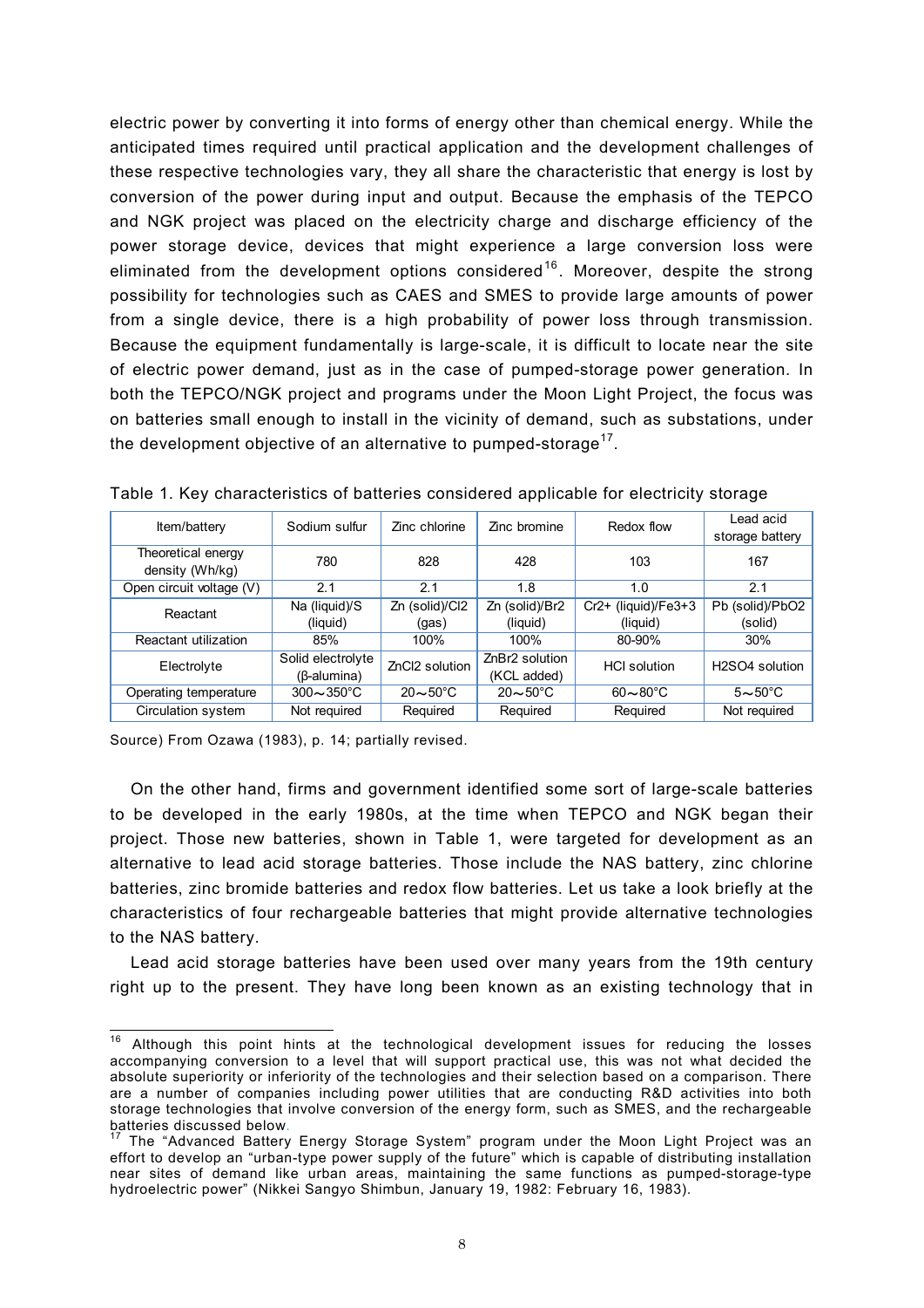electric power by converting it into forms of energy other than chemical energy. While the anticipated times required until practical application and the development challenges of these respective technologies vary, they all share the characteristic that energy is lost by conversion of the power during input and output. Because the emphasis of the TEPCO and NGK project was placed on the electricity charge and discharge efficiency of the power storage device, devices that might experience a large conversion loss were eliminated from the development options considered[16]. Moreover, despite the strong possibility for technologies such as CAES and SMES to provide large amounts of power from a single device, there is a high probability of power loss through transmission. Because the equipment fundamentally is large-scale, it is difficult to locate near the site of electric power demand, just as in the case of pumped-storage power generation. In both the TEPCO/NGK project and programs under the Moon Light Project, the focus was on batteries small enough to install in the vicinity of demand, such as substations, under the development objective of an alternative to pumped-storage[17].

Table 1. Key characteristics of batteries considered applicable for electricity storage

| Item/battery | Sodium sulfur | Zinc chlorine | Zinc bromine | Redox flow | Lead acid storage battery |
|---|---|---|---|---|---|
| Theoretical energy density (Wh/kg) | 780 | 828 | 428 | 103 | 167 |
| Open circuit voltage (V) | 2.1 | 2.1 | 1.8 | 1.0 | 2.1 |
| Reactant | Na (liquid)/S (liquid) | Zn (solid)/$Cl_2$ (gas) | Zn (solid)/$Br_2$ (liquid) | $Cr^{2+}$ (liquid)/$Fe^{3+}$ (liquid) | Pb (solid)/$PbO_2$ (solid) |
| Reactant utilization | 85% | 100% | 100% | 80-90% | 30% |
| Electrolyte | Solid electrolyte (β-alumina) | $ZnCl_2$ solution | $ZnBr_2$ solution (KCL added) | HCl solution | $H_2SO_4$ solution |
| Operating temperature | 300～350°C | 20～50°C | 20～50°C | 60～80°C | 5～50°C |
| Circulation system | Not required | Required | Required | Required | Not required |

Source) From Ozawa (1983), p. 14; partially revised.

On the other hand, firms and government identified some sort of large-scale batteries to be developed in the early 1980s, at the time when TEPCO and NGK began their project. Those new batteries, shown in Table 1, were targeted for development as an alternative to lead acid storage batteries. Those include the NAS battery, zinc chlorine batteries, zinc bromide batteries and redox flow batteries. Let us take a look briefly at the characteristics of four rechargeable batteries that might provide alternative technologies to the NAS battery.

Lead acid storage batteries have been used over many years from the 19th century right up to the present. They have long been known as an existing technology that in

[16] Although this point hints at the technological development issues for reducing the losses accompanying conversion to a level that will support practical use, this was not what decided the absolute superiority or inferiority of the technologies and their selection based on a comparison. There are a number of companies including power utilities that are conducting R&D activities into both storage technologies that involve conversion of the energy form, such as SMES, and the rechargeable batteries discussed below.

[17] The "Advanced Battery Energy Storage System" program under the Moon Light Project was an effort to develop an "urban-type power supply of the future" which is capable of distributing installation near sites of demand like urban areas, maintaining the same functions as pumped-storage-type hydroelectric power" (Nikkei Sangyo Shimbun, January 19, 1982: February 16, 1983).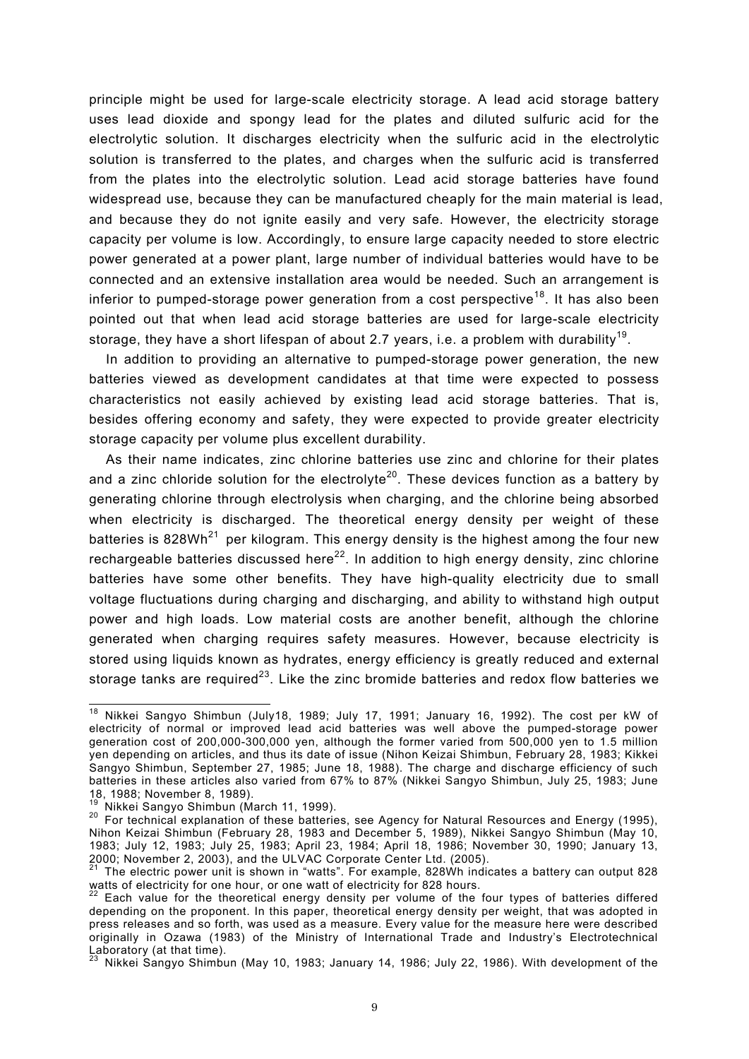principle might be used for large-scale electricity storage. A lead acid storage battery uses lead dioxide and spongy lead for the plates and diluted sulfuric acid for the electrolytic solution. It discharges electricity when the sulfuric acid in the electrolytic solution is transferred to the plates, and charges when the sulfuric acid is transferred from the plates into the electrolytic solution. Lead acid storage batteries have found widespread use, because they can be manufactured cheaply for the main material is lead, and because they do not ignite easily and very safe. However, the electricity storage capacity per volume is low. Accordingly, to ensure large capacity needed to store electric power generated at a power plant, large number of individual batteries would have to be connected and an extensive installation area would be needed. Such an arrangement is inferior to pumped-storage power generation from a cost perspective[18]. It has also been pointed out that when lead acid storage batteries are used for large-scale electricity storage, they have a short lifespan of about 2.7 years, i.e. a problem with durability[19].

In addition to providing an alternative to pumped-storage power generation, the new batteries viewed as development candidates at that time were expected to possess characteristics not easily achieved by existing lead acid storage batteries. That is, besides offering economy and safety, they were expected to provide greater electricity storage capacity per volume plus excellent durability.

As their name indicates, zinc chlorine batteries use zinc and chlorine for their plates and a zinc chloride solution for the electrolyte[20]. These devices function as a battery by generating chlorine through electrolysis when charging, and the chlorine being absorbed when electricity is discharged. The theoretical energy density per weight of these batteries is 828Wh[21] per kilogram. This energy density is the highest among the four new rechargeable batteries discussed here[22]. In addition to high energy density, zinc chlorine batteries have some other benefits. They have high-quality electricity due to small voltage fluctuations during charging and discharging, and ability to withstand high output power and high loads. Low material costs are another benefit, although the chlorine generated when charging requires safety measures. However, because electricity is stored using liquids known as hydrates, energy efficiency is greatly reduced and external storage tanks are required[23]. Like the zinc bromide batteries and redox flow batteries we

---

[18] Nikkei Sangyo Shimbun (July18, 1989; July 17, 1991; January 16, 1992). The cost per kW of electricity of normal or improved lead acid batteries was well above the pumped-storage power generation cost of 200,000-300,000 yen, although the former varied from 500,000 yen to 1.5 million yen depending on articles, and thus its date of issue (Nihon Keizai Shimbun, February 28, 1983; Kikkei Sangyo Shimbun, September 27, 1985; June 18, 1988). The charge and discharge efficiency of such batteries in these articles also varied from 67% to 87% (Nikkei Sangyo Shimbun, July 25, 1983; June 18, 1988; November 8, 1989).

[19] Nikkei Sangyo Shimbun (March 11, 1999).

[20] For technical explanation of these batteries, see Agency for Natural Resources and Energy (1995), Nihon Keizai Shimbun (February 28, 1983 and December 5, 1989), Nikkei Sangyo Shimbun (May 10, 1983; July 12, 1983; July 25, 1983; April 23, 1984; April 18, 1986; November 30, 1990; January 13, 2000; November 2, 2003), and the ULVAC Corporate Center Ltd. (2005).

[21] The electric power unit is shown in "watts". For example, 828Wh indicates a battery can output 828 watts of electricity for one hour, or one watt of electricity for 828 hours.

[22] Each value for the theoretical energy density per volume of the four types of batteries differed depending on the proponent. In this paper, theoretical energy density per weight, that was adopted in press releases and so forth, was used as a measure. Every value for the measure here were described originally in Ozawa (1983) of the Ministry of International Trade and Industry's Electrotechnical Laboratory (at that time).

[23] Nikkei Sangyo Shimbun (May 10, 1983; January 14, 1986; July 22, 1986). With development of the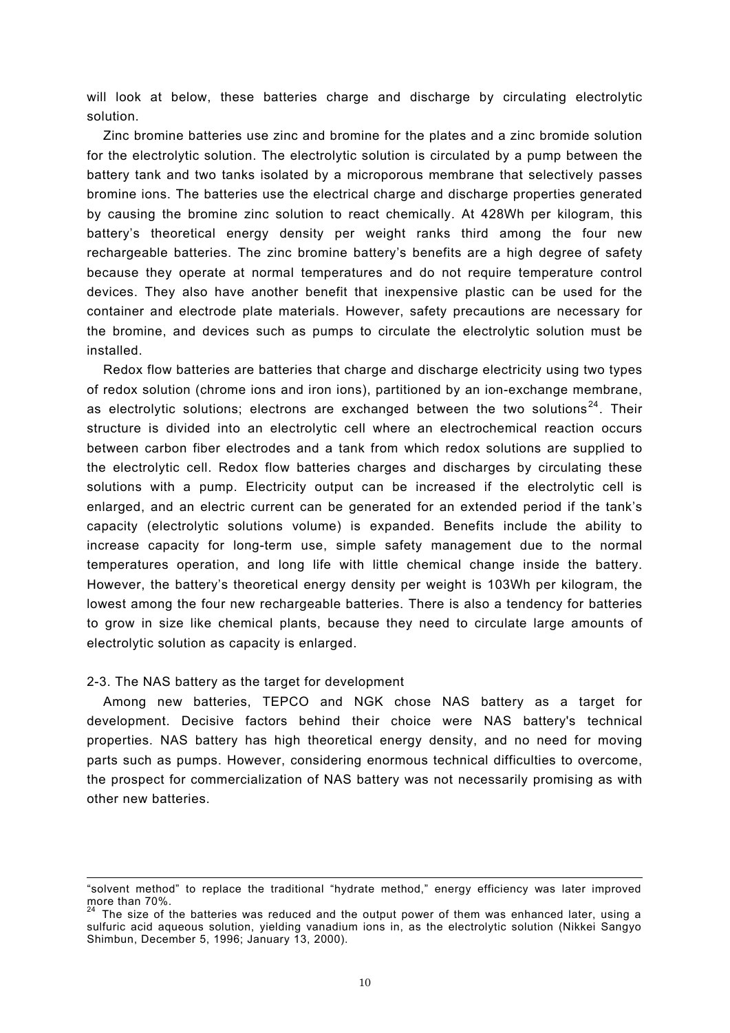will look at below, these batteries charge and discharge by circulating electrolytic solution.

Zinc bromine batteries use zinc and bromine for the plates and a zinc bromide solution for the electrolytic solution. The electrolytic solution is circulated by a pump between the battery tank and two tanks isolated by a microporous membrane that selectively passes bromine ions. The batteries use the electrical charge and discharge properties generated by causing the bromine zinc solution to react chemically. At 428Wh per kilogram, this battery's theoretical energy density per weight ranks third among the four new rechargeable batteries. The zinc bromine battery's benefits are a high degree of safety because they operate at normal temperatures and do not require temperature control devices. They also have another benefit that inexpensive plastic can be used for the container and electrode plate materials. However, safety precautions are necessary for the bromine, and devices such as pumps to circulate the electrolytic solution must be installed.

Redox flow batteries are batteries that charge and discharge electricity using two types of redox solution (chrome ions and iron ions), partitioned by an ion-exchange membrane, as electrolytic solutions; electrons are exchanged between the two solutions[24]. Their structure is divided into an electrolytic cell where an electrochemical reaction occurs between carbon fiber electrodes and a tank from which redox solutions are supplied to the electrolytic cell. Redox flow batteries charges and discharges by circulating these solutions with a pump. Electricity output can be increased if the electrolytic cell is enlarged, and an electric current can be generated for an extended period if the tank's capacity (electrolytic solutions volume) is expanded. Benefits include the ability to increase capacity for long-term use, simple safety management due to the normal temperatures operation, and long life with little chemical change inside the battery. However, the battery's theoretical energy density per weight is 103Wh per kilogram, the lowest among the four new rechargeable batteries. There is also a tendency for batteries to grow in size like chemical plants, because they need to circulate large amounts of electrolytic solution as capacity is enlarged.

### 2-3. The NAS battery as the target for development

Among new batteries, TEPCO and NGK chose NAS battery as a target for development. Decisive factors behind their choice were NAS battery's technical properties. NAS battery has high theoretical energy density, and no need for moving parts such as pumps. However, considering enormous technical difficulties to overcome, the prospect for commercialization of NAS battery was not necessarily promising as with other new batteries.

---

"solvent method" to replace the traditional "hydrate method," energy efficiency was later improved more than 70%.

[24] The size of the batteries was reduced and the output power of them was enhanced later, using a sulfuric acid aqueous solution, yielding vanadium ions in, as the electrolytic solution (Nikkei Sangyo Shimbun, December 5, 1996; January 13, 2000).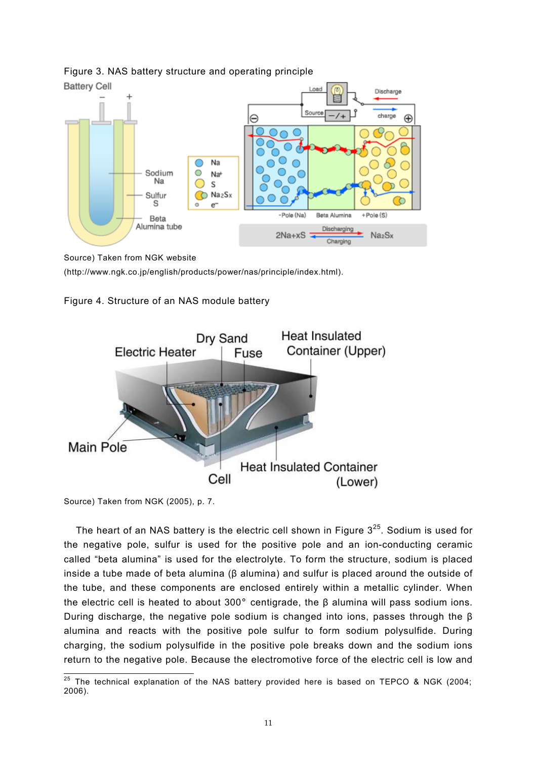Figure 3. NAS battery structure and operating principle

Source) Taken from NGK website (http://www.ngk.co.jp/english/products/power/nas/principle/index.html).

Figure 4. Structure of an NAS module battery

Source) Taken from NGK (2005), p. 7.

The heart of an NAS battery is the electric cell shown in Figure 3[25]. Sodium is used for the negative pole, sulfur is used for the positive pole and an ion-conducting ceramic called "beta alumina" is used for the electrolyte. To form the structure, sodium is placed inside a tube made of beta alumina (β alumina) and sulfur is placed around the outside of the tube, and these components are enclosed entirely within a metallic cylinder. When the electric cell is heated to about 300° centigrade, the β alumina will pass sodium ions. During discharge, the negative pole sodium is changed into ions, passes through the β alumina and reacts with the positive pole sulfur to form sodium polysulfide. During charging, the sodium polysulfide in the positive pole breaks down and the sodium ions return to the negative pole. Because the electromotive force of the electric cell is low and

[25] The technical explanation of the NAS battery provided here is based on TEPCO & NGK (2004; 2006).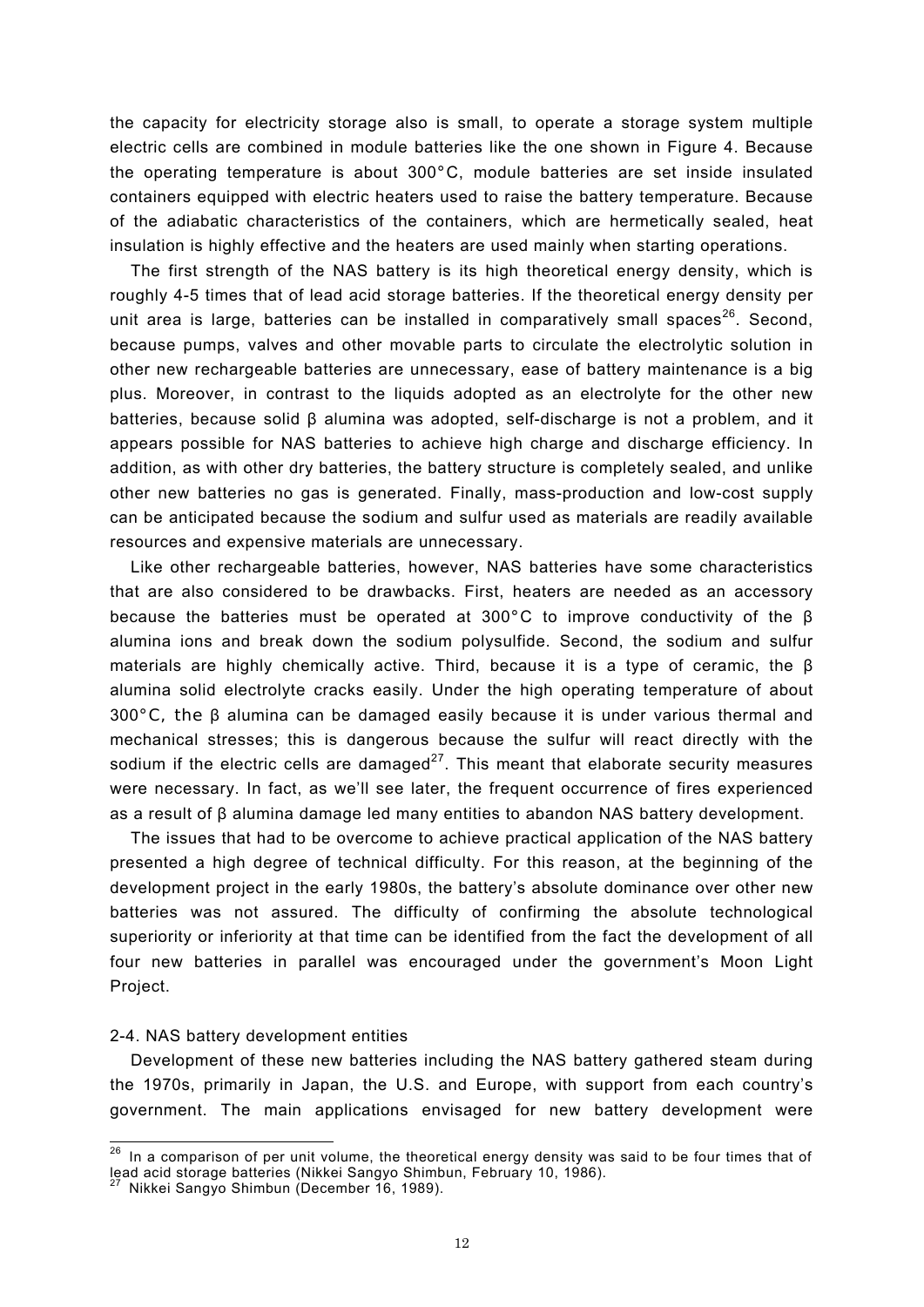the capacity for electricity storage also is small, to operate a storage system multiple electric cells are combined in module batteries like the one shown in Figure 4. Because the operating temperature is about 300°C, module batteries are set inside insulated containers equipped with electric heaters used to raise the battery temperature. Because of the adiabatic characteristics of the containers, which are hermetically sealed, heat insulation is highly effective and the heaters are used mainly when starting operations.

The first strength of the NAS battery is its high theoretical energy density, which is roughly 4-5 times that of lead acid storage batteries. If the theoretical energy density per unit area is large, batteries can be installed in comparatively small spaces[26]. Second, because pumps, valves and other movable parts to circulate the electrolytic solution in other new rechargeable batteries are unnecessary, ease of battery maintenance is a big plus. Moreover, in contrast to the liquids adopted as an electrolyte for the other new batteries, because solid β alumina was adopted, self-discharge is not a problem, and it appears possible for NAS batteries to achieve high charge and discharge efficiency. In addition, as with other dry batteries, the battery structure is completely sealed, and unlike other new batteries no gas is generated. Finally, mass-production and low-cost supply can be anticipated because the sodium and sulfur used as materials are readily available resources and expensive materials are unnecessary.

Like other rechargeable batteries, however, NAS batteries have some characteristics that are also considered to be drawbacks. First, heaters are needed as an accessory because the batteries must be operated at 300°C to improve conductivity of the β alumina ions and break down the sodium polysulfide. Second, the sodium and sulfur materials are highly chemically active. Third, because it is a type of ceramic, the β alumina solid electrolyte cracks easily. Under the high operating temperature of about 300°C, the β alumina can be damaged easily because it is under various thermal and mechanical stresses; this is dangerous because the sulfur will react directly with the sodium if the electric cells are damaged[27]. This meant that elaborate security measures were necessary. In fact, as we'll see later, the frequent occurrence of fires experienced as a result of β alumina damage led many entities to abandon NAS battery development.

The issues that had to be overcome to achieve practical application of the NAS battery presented a high degree of technical difficulty. For this reason, at the beginning of the development project in the early 1980s, the battery's absolute dominance over other new batteries was not assured. The difficulty of confirming the absolute technological superiority or inferiority at that time can be identified from the fact the development of all four new batteries in parallel was encouraged under the government's Moon Light Project.

### 2-4. NAS battery development entities

Development of these new batteries including the NAS battery gathered steam during the 1970s, primarily in Japan, the U.S. and Europe, with support from each country's government. The main applications envisaged for new battery development were

---

[26] In a comparison of per unit volume, the theoretical energy density was said to be four times that of lead acid storage batteries (Nikkei Sangyo Shimbun, February 10, 1986).

[27] Nikkei Sangyo Shimbun (December 16, 1989).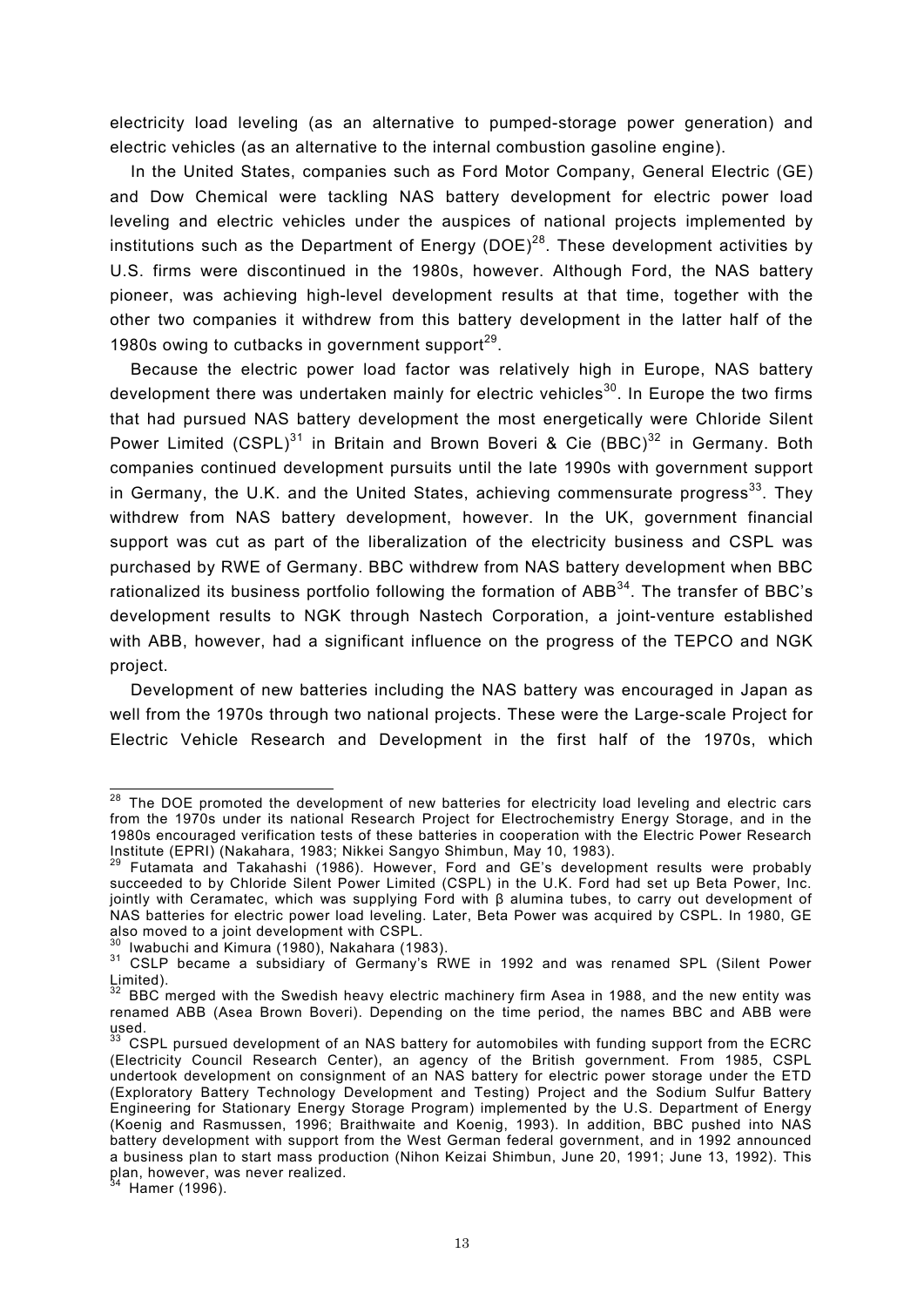electricity load leveling (as an alternative to pumped-storage power generation) and electric vehicles (as an alternative to the internal combustion gasoline engine).

In the United States, companies such as Ford Motor Company, General Electric (GE) and Dow Chemical were tackling NAS battery development for electric power load leveling and electric vehicles under the auspices of national projects implemented by institutions such as the Department of Energy (DOE)[28]. These development activities by U.S. firms were discontinued in the 1980s, however. Although Ford, the NAS battery pioneer, was achieving high-level development results at that time, together with the other two companies it withdrew from this battery development in the latter half of the 1980s owing to cutbacks in government support[29].

Because the electric power load factor was relatively high in Europe, NAS battery development there was undertaken mainly for electric vehicles[30]. In Europe the two firms that had pursued NAS battery development the most energetically were Chloride Silent Power Limited (CSPL)[31] in Britain and Brown Boveri & Cie (BBC)[32] in Germany. Both companies continued development pursuits until the late 1990s with government support in Germany, the U.K. and the United States, achieving commensurate progress[33]. They withdrew from NAS battery development, however. In the UK, government financial support was cut as part of the liberalization of the electricity business and CSPL was purchased by RWE of Germany. BBC withdrew from NAS battery development when BBC rationalized its business portfolio following the formation of ABB[34]. The transfer of BBC's development results to NGK through Nastech Corporation, a joint-venture established with ABB, however, had a significant influence on the progress of the TEPCO and NGK project.

Development of new batteries including the NAS battery was encouraged in Japan as well from the 1970s through two national projects. These were the Large-scale Project for Electric Vehicle Research and Development in the first half of the 1970s, which

---

[28] The DOE promoted the development of new batteries for electricity load leveling and electric cars from the 1970s under its national Research Project for Electrochemistry Energy Storage, and in the 1980s encouraged verification tests of these batteries in cooperation with the Electric Power Research Institute (EPRI) (Nakahara, 1983; Nikkei Sangyo Shimbun, May 10, 1983).

[29] Futamata and Takahashi (1986). However, Ford and GE's development results were probably succeeded to by Chloride Silent Power Limited (CSPL) in the U.K. Ford had set up Beta Power, Inc. jointly with Ceramatec, which was supplying Ford with β alumina tubes, to carry out development of NAS batteries for electric power load leveling. Later, Beta Power was acquired by CSPL. In 1980, GE also moved to a joint development with CSPL.

[30] Iwabuchi and Kimura (1980), Nakahara (1983).

[31] CSLP became a subsidiary of Germany's RWE in 1992 and was renamed SPL (Silent Power Limited).

[32] BBC merged with the Swedish heavy electric machinery firm Asea in 1988, and the new entity was renamed ABB (Asea Brown Boveri). Depending on the time period, the names BBC and ABB were used.

[33] CSPL pursued development of an NAS battery for automobiles with funding support from the ECRC (Electricity Council Research Center), an agency of the British government. From 1985, CSPL undertook development on consignment of an NAS battery for electric power storage under the ETD (Exploratory Battery Technology Development and Testing) Project and the Sodium Sulfur Battery Engineering for Stationary Energy Storage Program) implemented by the U.S. Department of Energy (Koenig and Rasmussen, 1996; Braithwaite and Koenig, 1993). In addition, BBC pushed into NAS battery development with support from the West German federal government, and in 1992 announced a business plan to start mass production (Nihon Keizai Shimbun, June 20, 1991; June 13, 1992). This plan, however, was never realized.

[34] Hamer (1996).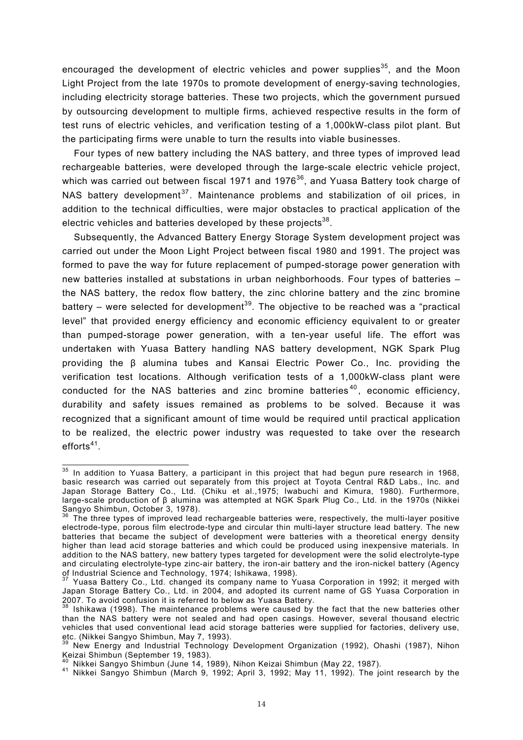encouraged the development of electric vehicles and power supplies[35], and the Moon Light Project from the late 1970s to promote development of energy-saving technologies, including electricity storage batteries. These two projects, which the government pursued by outsourcing development to multiple firms, achieved respective results in the form of test runs of electric vehicles, and verification testing of a 1,000kW-class pilot plant. But the participating firms were unable to turn the results into viable businesses.

Four types of new battery including the NAS battery, and three types of improved lead rechargeable batteries, were developed through the large-scale electric vehicle project, which was carried out between fiscal 1971 and 1976[36], and Yuasa Battery took charge of NAS battery development[37]. Maintenance problems and stabilization of oil prices, in addition to the technical difficulties, were major obstacles to practical application of the electric vehicles and batteries developed by these projects[38].

Subsequently, the Advanced Battery Energy Storage System development project was carried out under the Moon Light Project between fiscal 1980 and 1991. The project was formed to pave the way for future replacement of pumped-storage power generation with new batteries installed at substations in urban neighborhoods. Four types of batteries – the NAS battery, the redox flow battery, the zinc chlorine battery and the zinc bromine battery – were selected for development[39]. The objective to be reached was a "practical level" that provided energy efficiency and economic efficiency equivalent to or greater than pumped-storage power generation, with a ten-year useful life. The effort was undertaken with Yuasa Battery handling NAS battery development, NGK Spark Plug providing the β alumina tubes and Kansai Electric Power Co., Inc. providing the verification test locations. Although verification tests of a 1,000kW-class plant were conducted for the NAS batteries and zinc bromine batteries[40], economic efficiency, durability and safety issues remained as problems to be solved. Because it was recognized that a significant amount of time would be required until practical application to be realized, the electric power industry was requested to take over the research efforts[41].

---

[35] In addition to Yuasa Battery, a participant in this project that had begun pure research in 1968, basic research was carried out separately from this project at Toyota Central R&D Labs., Inc. and Japan Storage Battery Co., Ltd. (Chiku et al.,1975; Iwabuchi and Kimura, 1980). Furthermore, large-scale production of β alumina was attempted at NGK Spark Plug Co., Ltd. in the 1970s (Nikkei Sangyo Shimbun, October 3, 1978).

[36] The three types of improved lead rechargeable batteries were, respectively, the multi-layer positive electrode-type, porous film electrode-type and circular thin multi-layer structure lead battery. The new batteries that became the subject of development were batteries with a theoretical energy density higher than lead acid storage batteries and which could be produced using inexpensive materials. In addition to the NAS battery, new battery types targeted for development were the solid electrolyte-type and circulating electrolyte-type zinc-air battery, the iron-air battery and the iron-nickel battery (Agency of Industrial Science and Technology, 1974; Ishikawa, 1998).

[37] Yuasa Battery Co., Ltd. changed its company name to Yuasa Corporation in 1992; it merged with Japan Storage Battery Co., Ltd. in 2004, and adopted its current name of GS Yuasa Corporation in 2007. To avoid confusion it is referred to below as Yuasa Battery.

[38] Ishikawa (1998). The maintenance problems were caused by the fact that the new batteries other than the NAS battery were not sealed and had open casings. However, several thousand electric vehicles that used conventional lead acid storage batteries were supplied for factories, delivery use, etc. (Nikkei Sangyo Shimbun, May 7, 1993).

[39] New Energy and Industrial Technology Development Organization (1992), Ohashi (1987), Nihon Keizai Shimbun (September 19, 1983).

[40] Nikkei Sangyo Shimbun (June 14, 1989), Nihon Keizai Shimbun (May 22, 1987).

[41] Nikkei Sangyo Shimbun (March 9, 1992; April 3, 1992; May 11, 1992). The joint research by the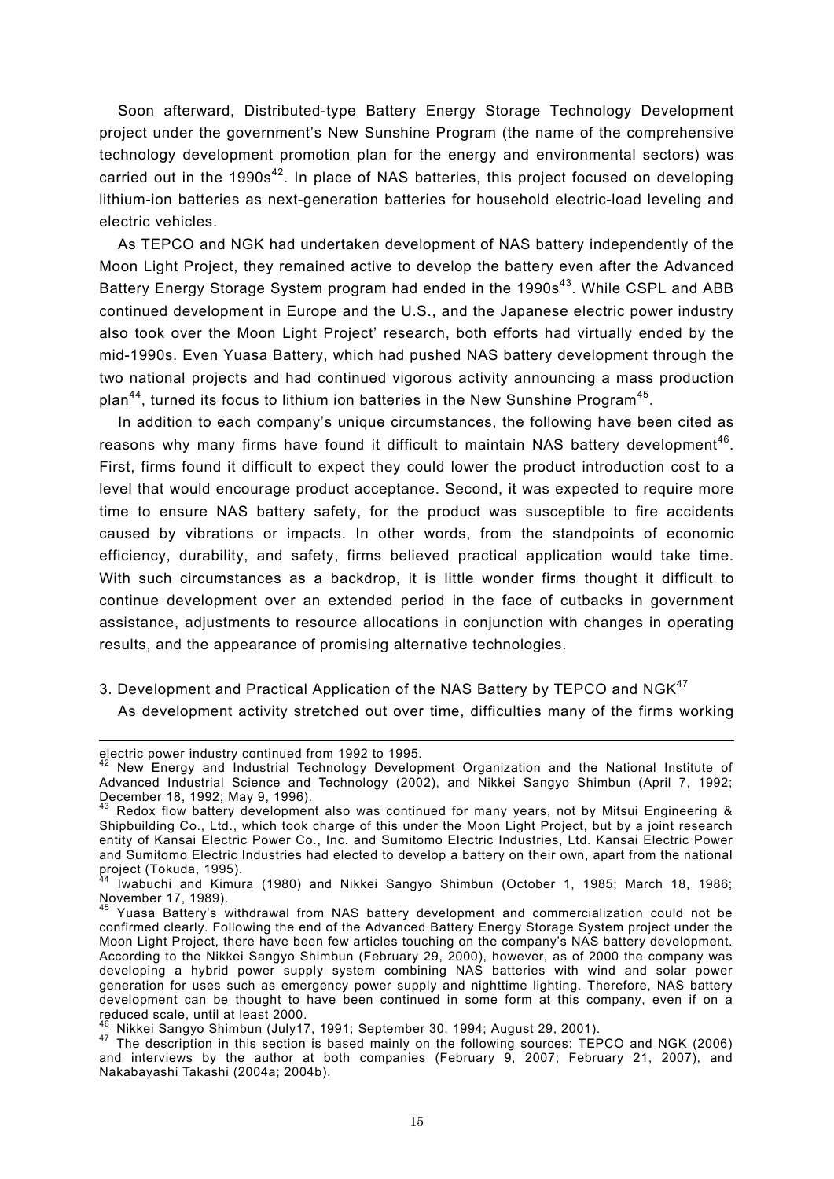Soon afterward, Distributed-type Battery Energy Storage Technology Development project under the government's New Sunshine Program (the name of the comprehensive technology development promotion plan for the energy and environmental sectors) was carried out in the 1990s[42]. In place of NAS batteries, this project focused on developing lithium-ion batteries as next-generation batteries for household electric-load leveling and electric vehicles.

As TEPCO and NGK had undertaken development of NAS battery independently of the Moon Light Project, they remained active to develop the battery even after the Advanced Battery Energy Storage System program had ended in the 1990s[43]. While CSPL and ABB continued development in Europe and the U.S., and the Japanese electric power industry also took over the Moon Light Project' research, both efforts had virtually ended by the mid-1990s. Even Yuasa Battery, which had pushed NAS battery development through the two national projects and had continued vigorous activity announcing a mass production plan[44], turned its focus to lithium ion batteries in the New Sunshine Program[45].

In addition to each company's unique circumstances, the following have been cited as reasons why many firms have found it difficult to maintain NAS battery development[46]. First, firms found it difficult to expect they could lower the product introduction cost to a level that would encourage product acceptance. Second, it was expected to require more time to ensure NAS battery safety, for the product was susceptible to fire accidents caused by vibrations or impacts. In other words, from the standpoints of economic efficiency, durability, and safety, firms believed practical application would take time. With such circumstances as a backdrop, it is little wonder firms thought it difficult to continue development over an extended period in the face of cutbacks in government assistance, adjustments to resource allocations in conjunction with changes in operating results, and the appearance of promising alternative technologies.

## 3. Development and Practical Application of the NAS Battery by TEPCO and NGK[47]

As development activity stretched out over time, difficulties many of the firms working

---

electric power industry continued from 1992 to 1995.

[42] New Energy and Industrial Technology Development Organization and the National Institute of Advanced Industrial Science and Technology (2002), and Nikkei Sangyo Shimbun (April 7, 1992; December 18, 1992; May 9, 1996).

[43] Redox flow battery development also was continued for many years, not by Mitsui Engineering & Shipbuilding Co., Ltd., which took charge of this under the Moon Light Project, but by a joint research entity of Kansai Electric Power Co., Inc. and Sumitomo Electric Industries, Ltd. Kansai Electric Power and Sumitomo Electric Industries had elected to develop a battery on their own, apart from the national project (Tokuda, 1995).

[44] Iwabuchi and Kimura (1980) and Nikkei Sangyo Shimbun (October 1, 1985; March 18, 1986; November 17, 1989).

[45] Yuasa Battery's withdrawal from NAS battery development and commercialization could not be confirmed clearly. Following the end of the Advanced Battery Energy Storage System project under the Moon Light Project, there have been few articles touching on the company's NAS battery development. According to the Nikkei Sangyo Shimbun (February 29, 2000), however, as of 2000 the company was developing a hybrid power supply system combining NAS batteries with wind and solar power generation for uses such as emergency power supply and nighttime lighting. Therefore, NAS battery development can be thought to have been continued in some form at this company, even if on a reduced scale, until at least 2000.

[46] Nikkei Sangyo Shimbun (July17, 1991; September 30, 1994; August 29, 2001).

[47] The description in this section is based mainly on the following sources: TEPCO and NGK (2006) and interviews by the author at both companies (February 9, 2007; February 21, 2007), and Nakabayashi Takashi (2004a; 2004b).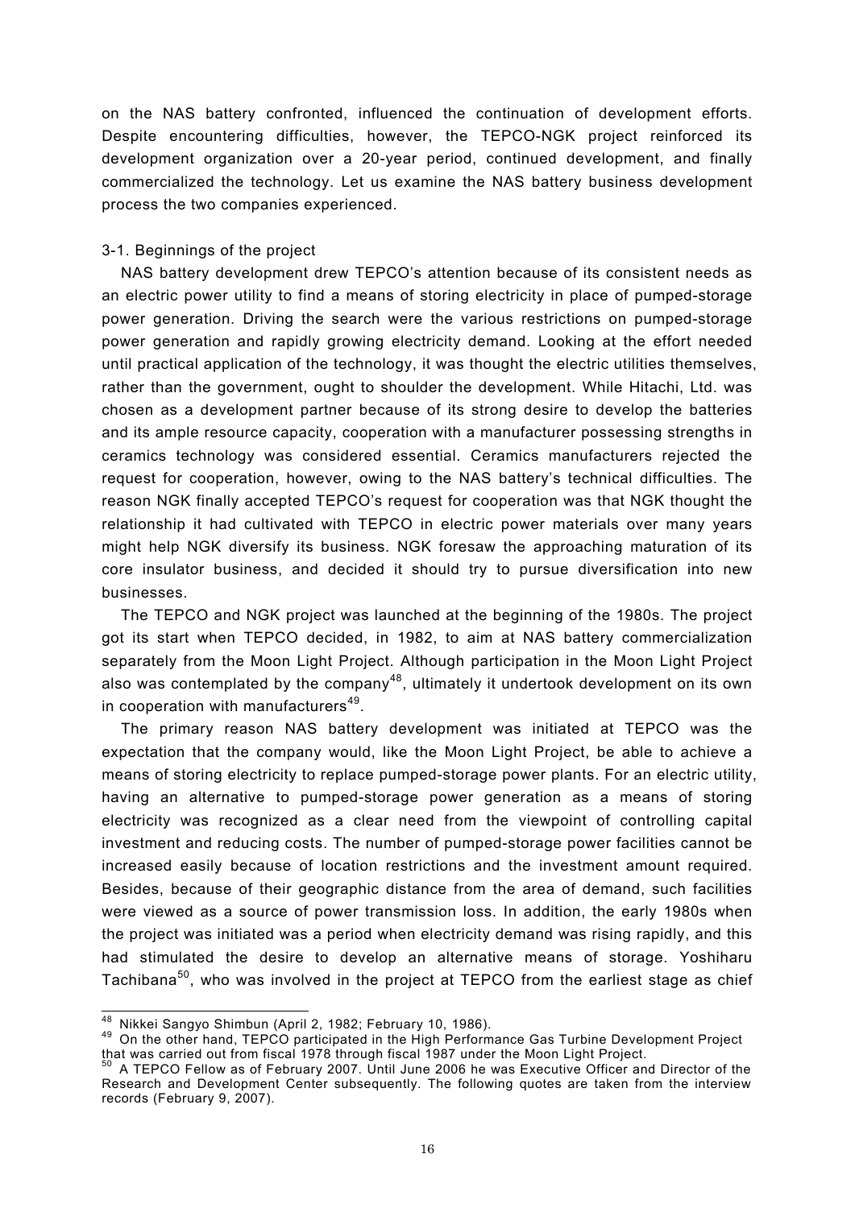on the NAS battery confronted, influenced the continuation of development efforts. Despite encountering difficulties, however, the TEPCO-NGK project reinforced its development organization over a 20-year period, continued development, and finally commercialized the technology. Let us examine the NAS battery business development process the two companies experienced.

### 3-1. Beginnings of the project

NAS battery development drew TEPCO's attention because of its consistent needs as an electric power utility to find a means of storing electricity in place of pumped-storage power generation. Driving the search were the various restrictions on pumped-storage power generation and rapidly growing electricity demand. Looking at the effort needed until practical application of the technology, it was thought the electric utilities themselves, rather than the government, ought to shoulder the development. While Hitachi, Ltd. was chosen as a development partner because of its strong desire to develop the batteries and its ample resource capacity, cooperation with a manufacturer possessing strengths in ceramics technology was considered essential. Ceramics manufacturers rejected the request for cooperation, however, owing to the NAS battery's technical difficulties. The reason NGK finally accepted TEPCO's request for cooperation was that NGK thought the relationship it had cultivated with TEPCO in electric power materials over many years might help NGK diversify its business. NGK foresaw the approaching maturation of its core insulator business, and decided it should try to pursue diversification into new businesses.

The TEPCO and NGK project was launched at the beginning of the 1980s. The project got its start when TEPCO decided, in 1982, to aim at NAS battery commercialization separately from the Moon Light Project. Although participation in the Moon Light Project also was contemplated by the company[48], ultimately it undertook development on its own in cooperation with manufacturers[49].

The primary reason NAS battery development was initiated at TEPCO was the expectation that the company would, like the Moon Light Project, be able to achieve a means of storing electricity to replace pumped-storage power plants. For an electric utility, having an alternative to pumped-storage power generation as a means of storing electricity was recognized as a clear need from the viewpoint of controlling capital investment and reducing costs. The number of pumped-storage power facilities cannot be increased easily because of location restrictions and the investment amount required. Besides, because of their geographic distance from the area of demand, such facilities were viewed as a source of power transmission loss. In addition, the early 1980s when the project was initiated was a period when electricity demand was rising rapidly, and this had stimulated the desire to develop an alternative means of storage. Yoshiharu Tachibana[50], who was involved in the project at TEPCO from the earliest stage as chief

---

[48] Nikkei Sangyo Shimbun (April 2, 1982; February 10, 1986).

[49] On the other hand, TEPCO participated in the High Performance Gas Turbine Development Project that was carried out from fiscal 1978 through fiscal 1987 under the Moon Light Project.

[50] A TEPCO Fellow as of February 2007. Until June 2006 he was Executive Officer and Director of the Research and Development Center subsequently. The following quotes are taken from the interview records (February 9, 2007).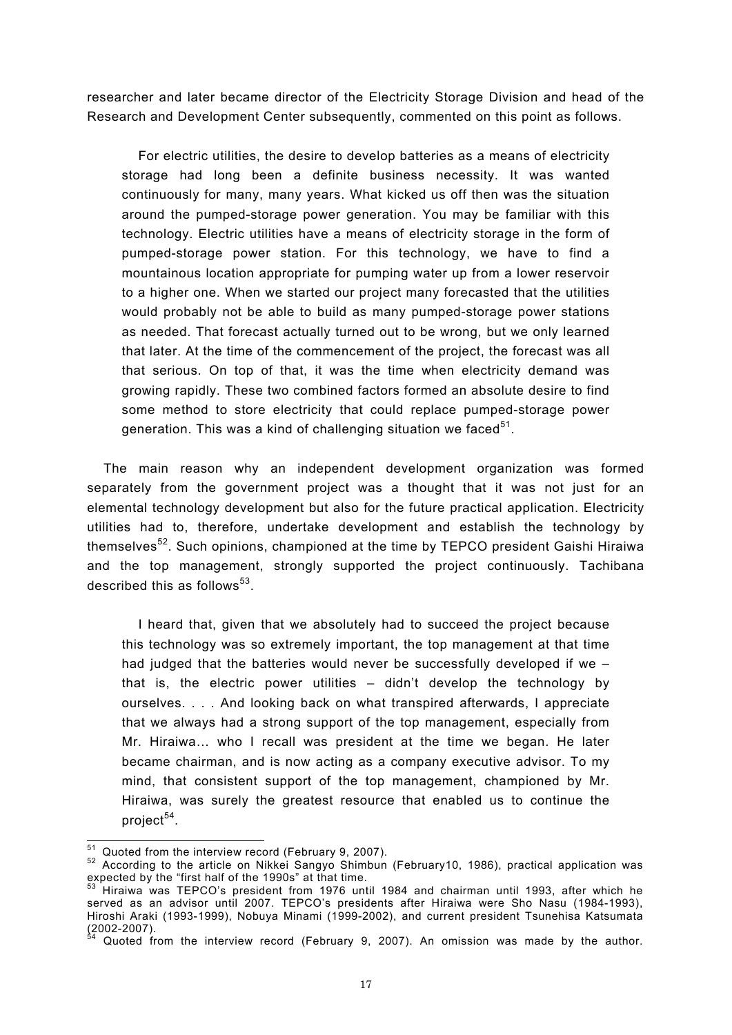researcher and later became director of the Electricity Storage Division and head of the Research and Development Center subsequently, commented on this point as follows.

> For electric utilities, the desire to develop batteries as a means of electricity storage had long been a definite business necessity. It was wanted continuously for many, many years. What kicked us off then was the situation around the pumped-storage power generation. You may be familiar with this technology. Electric utilities have a means of electricity storage in the form of pumped-storage power station. For this technology, we have to find a mountainous location appropriate for pumping water up from a lower reservoir to a higher one. When we started our project many forecasted that the utilities would probably not be able to build as many pumped-storage power stations as needed. That forecast actually turned out to be wrong, but we only learned that later. At the time of the commencement of the project, the forecast was all that serious. On top of that, it was the time when electricity demand was growing rapidly. These two combined factors formed an absolute desire to find some method to store electricity that could replace pumped-storage power generation. This was a kind of challenging situation we faced[51].

The main reason why an independent development organization was formed separately from the government project was a thought that it was not just for an elemental technology development but also for the future practical application. Electricity utilities had to, therefore, undertake development and establish the technology by themselves[52]. Such opinions, championed at the time by TEPCO president Gaishi Hiraiwa and the top management, strongly supported the project continuously. Tachibana described this as follows[53].

> I heard that, given that we absolutely had to succeed the project because this technology was so extremely important, the top management at that time had judged that the batteries would never be successfully developed if we – that is, the electric power utilities – didn't develop the technology by ourselves. . . . And looking back on what transpired afterwards, I appreciate that we always had a strong support of the top management, especially from Mr. Hiraiwa… who I recall was president at the time we began. He later became chairman, and is now acting as a company executive advisor. To my mind, that consistent support of the top management, championed by Mr. Hiraiwa, was surely the greatest resource that enabled us to continue the project[54].

---

[51] Quoted from the interview record (February 9, 2007).

[52] According to the article on Nikkei Sangyo Shimbun (February10, 1986), practical application was expected by the "first half of the 1990s" at that time.

[53] Hiraiwa was TEPCO's president from 1976 until 1984 and chairman until 1993, after which he served as an advisor until 2007. TEPCO's presidents after Hiraiwa were Sho Nasu (1984-1993), Hiroshi Araki (1993-1999), Nobuya Minami (1999-2002), and current president Tsunehisa Katsumata (2002-2007).

[54] Quoted from the interview record (February 9, 2007). An omission was made by the author.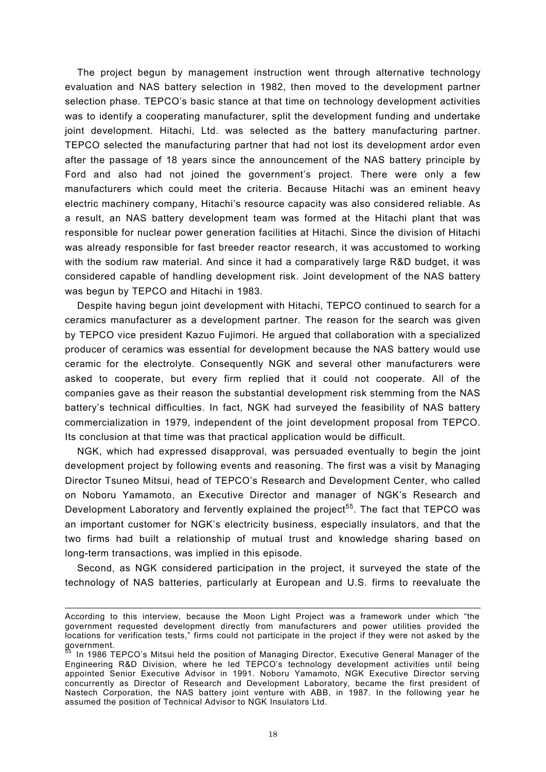The project begun by management instruction went through alternative technology evaluation and NAS battery selection in 1982, then moved to the development partner selection phase. TEPCO's basic stance at that time on technology development activities was to identify a cooperating manufacturer, split the development funding and undertake joint development. Hitachi, Ltd. was selected as the battery manufacturing partner. TEPCO selected the manufacturing partner that had not lost its development ardor even after the passage of 18 years since the announcement of the NAS battery principle by Ford and also had not joined the government's project. There were only a few manufacturers which could meet the criteria. Because Hitachi was an eminent heavy electric machinery company, Hitachi's resource capacity was also considered reliable. As a result, an NAS battery development team was formed at the Hitachi plant that was responsible for nuclear power generation facilities at Hitachi. Since the division of Hitachi was already responsible for fast breeder reactor research, it was accustomed to working with the sodium raw material. And since it had a comparatively large R&D budget, it was considered capable of handling development risk. Joint development of the NAS battery was begun by TEPCO and Hitachi in 1983.

Despite having begun joint development with Hitachi, TEPCO continued to search for a ceramics manufacturer as a development partner. The reason for the search was given by TEPCO vice president Kazuo Fujimori. He argued that collaboration with a specialized producer of ceramics was essential for development because the NAS battery would use ceramic for the electrolyte. Consequently NGK and several other manufacturers were asked to cooperate, but every firm replied that it could not cooperate. All of the companies gave as their reason the substantial development risk stemming from the NAS battery's technical difficulties. In fact, NGK had surveyed the feasibility of NAS battery commercialization in 1979, independent of the joint development proposal from TEPCO. Its conclusion at that time was that practical application would be difficult.

NGK, which had expressed disapproval, was persuaded eventually to begin the joint development project by following events and reasoning. The first was a visit by Managing Director Tsuneo Mitsui, head of TEPCO's Research and Development Center, who called on Noboru Yamamoto, an Executive Director and manager of NGK's Research and Development Laboratory and fervently explained the project[55]. The fact that TEPCO was an important customer for NGK's electricity business, especially insulators, and that the two firms had built a relationship of mutual trust and knowledge sharing based on long-term transactions, was implied in this episode.

Second, as NGK considered participation in the project, it surveyed the state of the technology of NAS batteries, particularly at European and U.S. firms to reevaluate the

---

According to this interview, because the Moon Light Project was a framework under which "the government requested development directly from manufacturers and power utilities provided the locations for verification tests," firms could not participate in the project if they were not asked by the government.

[55] In 1986 TEPCO's Mitsui held the position of Managing Director, Executive General Manager of the Engineering R&D Division, where he led TEPCO's technology development activities until being appointed Senior Executive Advisor in 1991. Noboru Yamamoto, NGK Executive Director serving concurrently as Director of Research and Development Laboratory, became the first president of Nastech Corporation, the NAS battery joint venture with ABB, in 1987. In the following year he assumed the position of Technical Advisor to NGK Insulators Ltd.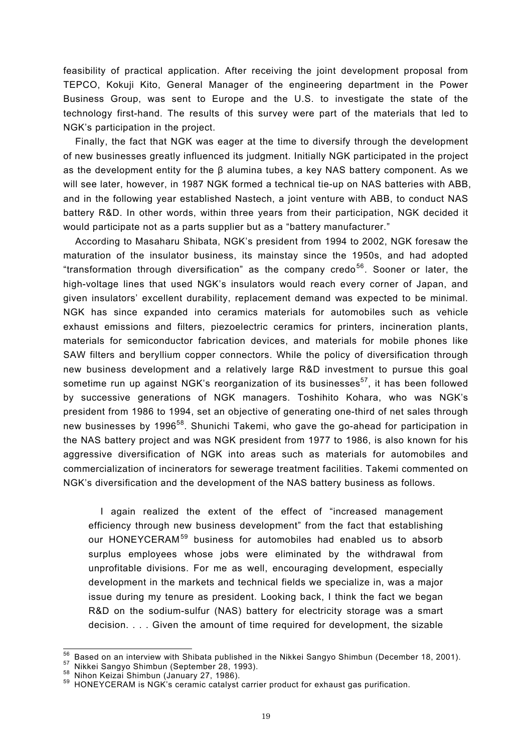feasibility of practical application. After receiving the joint development proposal from TEPCO, Kokuji Kito, General Manager of the engineering department in the Power Business Group, was sent to Europe and the U.S. to investigate the state of the technology first-hand. The results of this survey were part of the materials that led to NGK's participation in the project.

Finally, the fact that NGK was eager at the time to diversify through the development of new businesses greatly influenced its judgment. Initially NGK participated in the project as the development entity for the β alumina tubes, a key NAS battery component. As we will see later, however, in 1987 NGK formed a technical tie-up on NAS batteries with ABB, and in the following year established Nastech, a joint venture with ABB, to conduct NAS battery R&D. In other words, within three years from their participation, NGK decided it would participate not as a parts supplier but as a "battery manufacturer."

According to Masaharu Shibata, NGK's president from 1994 to 2002, NGK foresaw the maturation of the insulator business, its mainstay since the 1950s, and had adopted "transformation through diversification" as the company credo[56]. Sooner or later, the high-voltage lines that used NGK's insulators would reach every corner of Japan, and given insulators' excellent durability, replacement demand was expected to be minimal. NGK has since expanded into ceramics materials for automobiles such as vehicle exhaust emissions and filters, piezoelectric ceramics for printers, incineration plants, materials for semiconductor fabrication devices, and materials for mobile phones like SAW filters and beryllium copper connectors. While the policy of diversification through new business development and a relatively large R&D investment to pursue this goal sometime run up against NGK's reorganization of its businesses[57], it has been followed by successive generations of NGK managers. Toshihito Kohara, who was NGK's president from 1986 to 1994, set an objective of generating one-third of net sales through new businesses by 1996[58]. Shunichi Takemi, who gave the go-ahead for participation in the NAS battery project and was NGK president from 1977 to 1986, is also known for his aggressive diversification of NGK into areas such as materials for automobiles and commercialization of incinerators for sewerage treatment facilities. Takemi commented on NGK's diversification and the development of the NAS battery business as follows.

> I again realized the extent of the effect of "increased management efficiency through new business development" from the fact that establishing our HONEYCERAM[59] business for automobiles had enabled us to absorb surplus employees whose jobs were eliminated by the withdrawal from unprofitable divisions. For me as well, encouraging development, especially development in the markets and technical fields we specialize in, was a major issue during my tenure as president. Looking back, I think the fact we began R&D on the sodium-sulfur (NAS) battery for electricity storage was a smart decision. . . . Given the amount of time required for development, the sizable

---

[56] Based on an interview with Shibata published in the Nikkei Sangyo Shimbun (December 18, 2001).

[57] Nikkei Sangyo Shimbun (September 28, 1993).

[58] Nihon Keizai Shimbun (January 27, 1986).

[59] HONEYCERAM is NGK's ceramic catalyst carrier product for exhaust gas purification.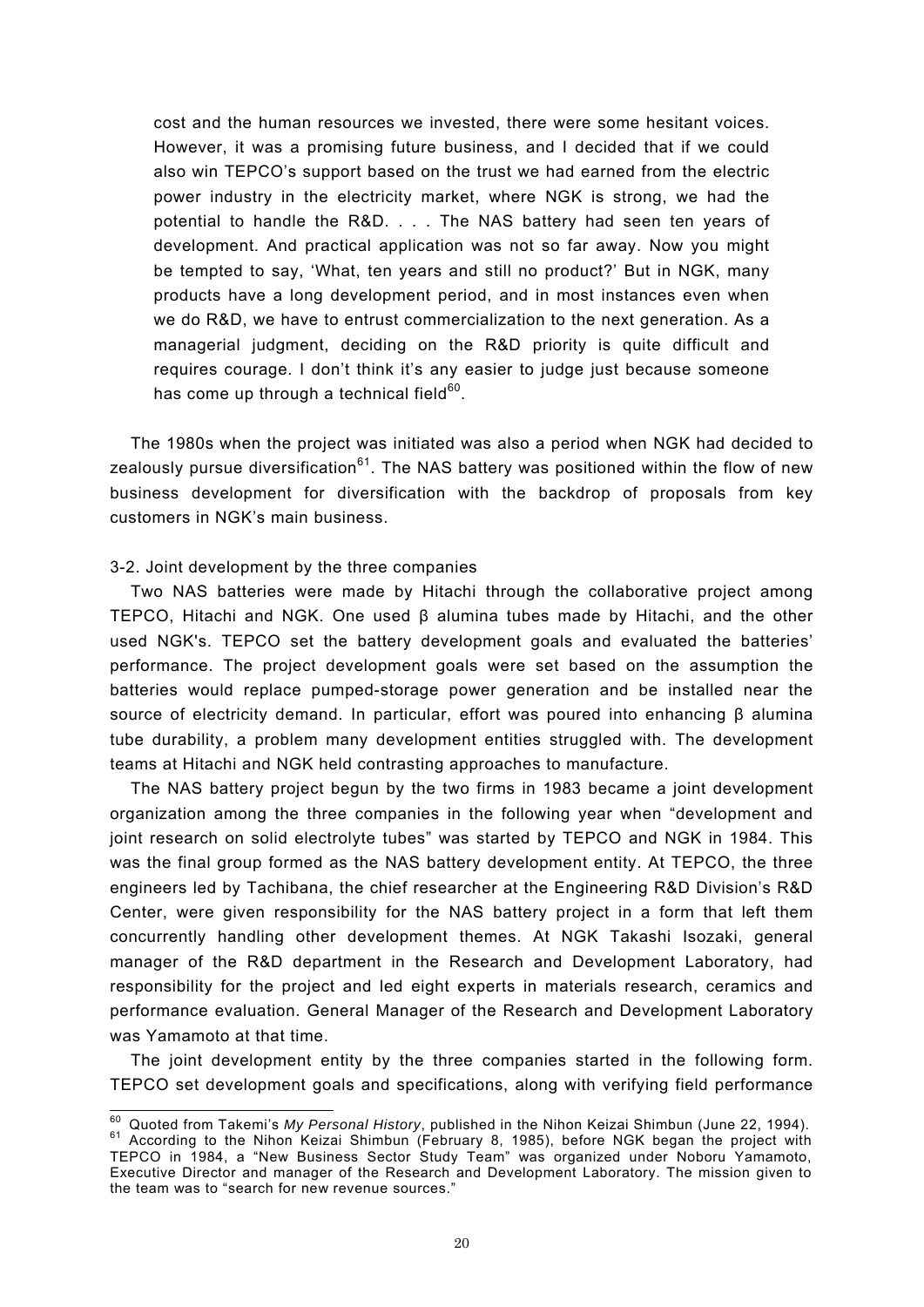> cost and the human resources we invested, there were some hesitant voices. However, it was a promising future business, and I decided that if we could also win TEPCO's support based on the trust we had earned from the electric power industry in the electricity market, where NGK is strong, we had the potential to handle the R&D. . . . The NAS battery had seen ten years of development. And practical application was not so far away. Now you might be tempted to say, 'What, ten years and still no product?' But in NGK, many products have a long development period, and in most instances even when we do R&D, we have to entrust commercialization to the next generation. As a managerial judgment, deciding on the R&D priority is quite difficult and requires courage. I don't think it's any easier to judge just because someone has come up through a technical field[60].

The 1980s when the project was initiated was also a period when NGK had decided to zealously pursue diversification[61]. The NAS battery was positioned within the flow of new business development for diversification with the backdrop of proposals from key customers in NGK's main business.

### 3-2. Joint development by the three companies

Two NAS batteries were made by Hitachi through the collaborative project among TEPCO, Hitachi and NGK. One used β alumina tubes made by Hitachi, and the other used NGK's. TEPCO set the battery development goals and evaluated the batteries' performance. The project development goals were set based on the assumption the batteries would replace pumped-storage power generation and be installed near the source of electricity demand. In particular, effort was poured into enhancing β alumina tube durability, a problem many development entities struggled with. The development teams at Hitachi and NGK held contrasting approaches to manufacture.

The NAS battery project begun by the two firms in 1983 became a joint development organization among the three companies in the following year when "development and joint research on solid electrolyte tubes" was started by TEPCO and NGK in 1984. This was the final group formed as the NAS battery development entity. At TEPCO, the three engineers led by Tachibana, the chief researcher at the Engineering R&D Division's R&D Center, were given responsibility for the NAS battery project in a form that left them concurrently handling other development themes. At NGK Takashi Isozaki, general manager of the R&D department in the Research and Development Laboratory, had responsibility for the project and led eight experts in materials research, ceramics and performance evaluation. General Manager of the Research and Development Laboratory was Yamamoto at that time.

The joint development entity by the three companies started in the following form. TEPCO set development goals and specifications, along with verifying field performance

---

[60] Quoted from Takemi's *My Personal History*, published in the Nihon Keizai Shimbun (June 22, 1994).

[61] According to the Nihon Keizai Shimbun (February 8, 1985), before NGK began the project with TEPCO in 1984, a "New Business Sector Study Team" was organized under Noboru Yamamoto, Executive Director and manager of the Research and Development Laboratory. The mission given to the team was to "search for new revenue sources."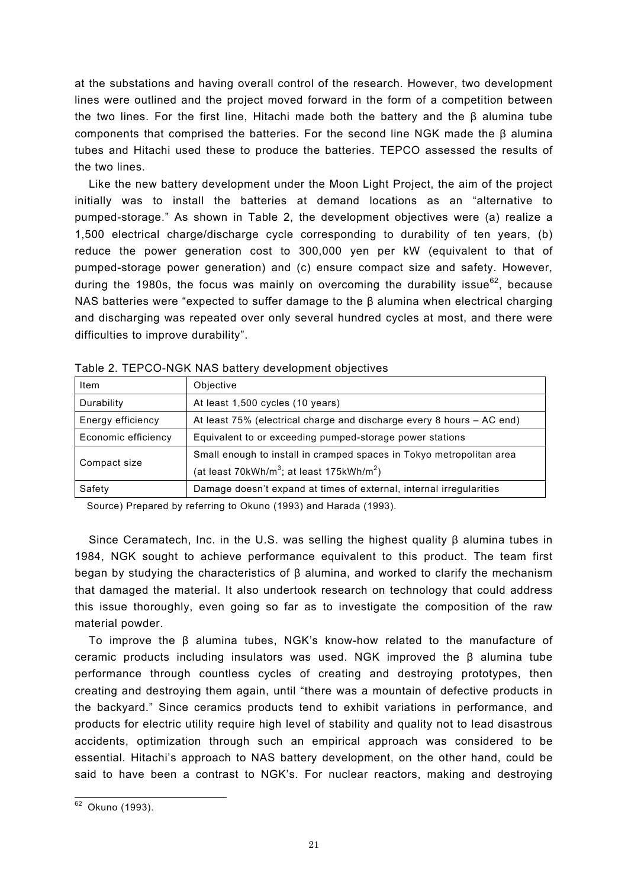at the substations and having overall control of the research. However, two development lines were outlined and the project moved forward in the form of a competition between the two lines. For the first line, Hitachi made both the battery and the β alumina tube components that comprised the batteries. For the second line NGK made the β alumina tubes and Hitachi used these to produce the batteries. TEPCO assessed the results of the two lines.

Like the new battery development under the Moon Light Project, the aim of the project initially was to install the batteries at demand locations as an "alternative to pumped-storage." As shown in Table 2, the development objectives were (a) realize a 1,500 electrical charge/discharge cycle corresponding to durability of ten years, (b) reduce the power generation cost to 300,000 yen per kW (equivalent to that of pumped-storage power generation) and (c) ensure compact size and safety. However, during the 1980s, the focus was mainly on overcoming the durability issue[62], because NAS batteries were "expected to suffer damage to the β alumina when electrical charging and discharging was repeated over only several hundred cycles at most, and there were difficulties to improve durability".

Table 2. TEPCO-NGK NAS battery development objectives

| Item | Objective |
|---|---|
| Durability | At least 1,500 cycles (10 years) |
| Energy efficiency | At least 75% (electrical charge and discharge every 8 hours – AC end) |
| Economic efficiency | Equivalent to or exceeding pumped-storage power stations |
| Compact size | Small enough to install in cramped spaces in Tokyo metropolitan area (at least 70kWh/$m^3$; at least 175kWh/$m^2$) |
| Safety | Damage doesn't expand at times of external, internal irregularities |

Source) Prepared by referring to Okuno (1993) and Harada (1993).

Since Ceramatech, Inc. in the U.S. was selling the highest quality β alumina tubes in 1984, NGK sought to achieve performance equivalent to this product. The team first began by studying the characteristics of β alumina, and worked to clarify the mechanism that damaged the material. It also undertook research on technology that could address this issue thoroughly, even going so far as to investigate the composition of the raw material powder.

To improve the β alumina tubes, NGK's know-how related to the manufacture of ceramic products including insulators was used. NGK improved the β alumina tube performance through countless cycles of creating and destroying prototypes, then creating and destroying them again, until "there was a mountain of defective products in the backyard." Since ceramics products tend to exhibit variations in performance, and products for electric utility require high level of stability and quality not to lead disastrous accidents, optimization through such an empirical approach was considered to be essential. Hitachi's approach to NAS battery development, on the other hand, could be said to have been a contrast to NGK's. For nuclear reactors, making and destroying

[62] Okuno (1993).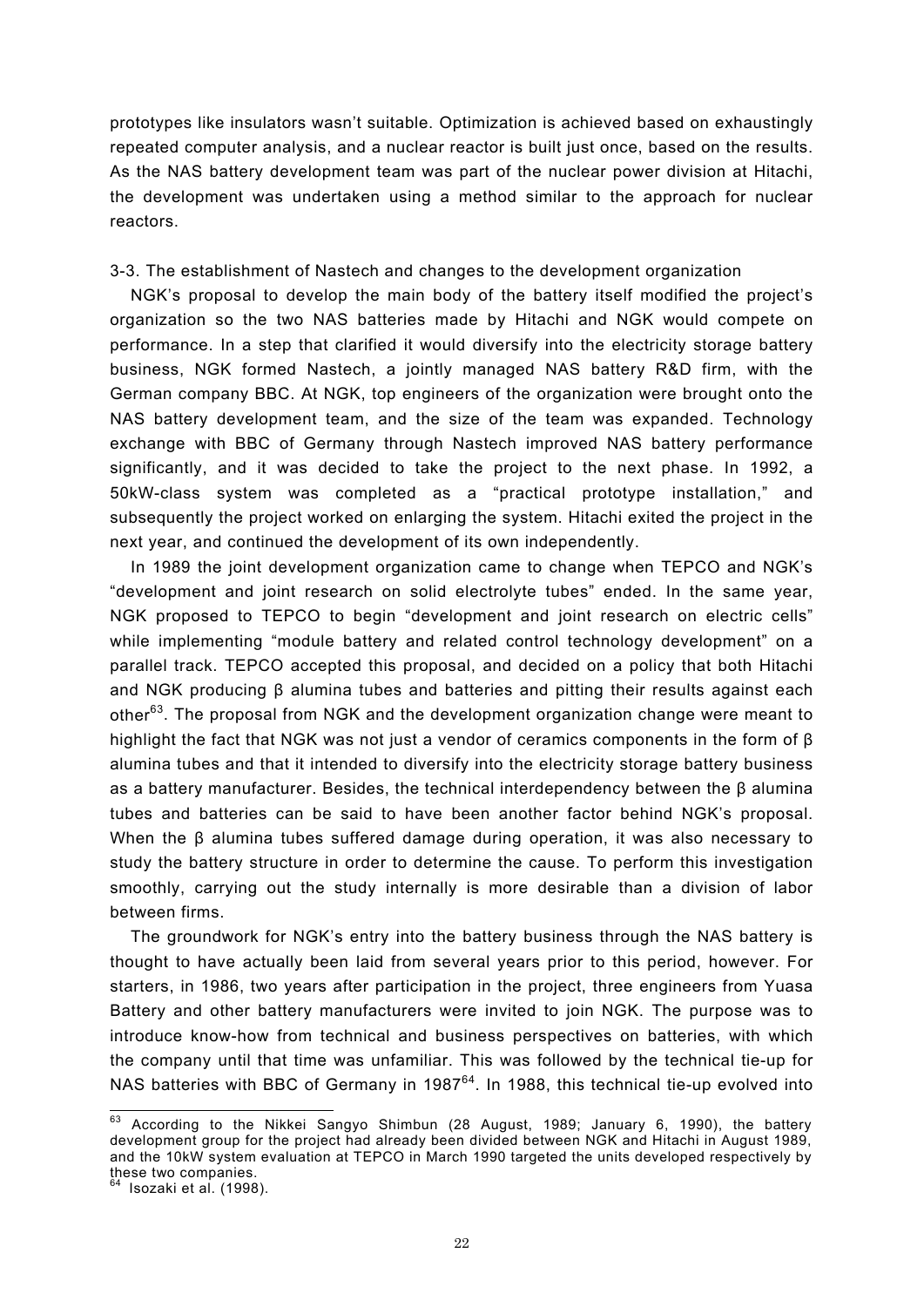prototypes like insulators wasn't suitable. Optimization is achieved based on exhaustingly repeated computer analysis, and a nuclear reactor is built just once, based on the results. As the NAS battery development team was part of the nuclear power division at Hitachi, the development was undertaken using a method similar to the approach for nuclear reactors.

### 3-3. The establishment of Nastech and changes to the development organization

NGK's proposal to develop the main body of the battery itself modified the project's organization so the two NAS batteries made by Hitachi and NGK would compete on performance. In a step that clarified it would diversify into the electricity storage battery business, NGK formed Nastech, a jointly managed NAS battery R&D firm, with the German company BBC. At NGK, top engineers of the organization were brought onto the NAS battery development team, and the size of the team was expanded. Technology exchange with BBC of Germany through Nastech improved NAS battery performance significantly, and it was decided to take the project to the next phase. In 1992, a 50kW-class system was completed as a "practical prototype installation," and subsequently the project worked on enlarging the system. Hitachi exited the project in the next year, and continued the development of its own independently.

In 1989 the joint development organization came to change when TEPCO and NGK's "development and joint research on solid electrolyte tubes" ended. In the same year, NGK proposed to TEPCO to begin "development and joint research on electric cells" while implementing "module battery and related control technology development" on a parallel track. TEPCO accepted this proposal, and decided on a policy that both Hitachi and NGK producing β alumina tubes and batteries and pitting their results against each other[63]. The proposal from NGK and the development organization change were meant to highlight the fact that NGK was not just a vendor of ceramics components in the form of β alumina tubes and that it intended to diversify into the electricity storage battery business as a battery manufacturer. Besides, the technical interdependency between the β alumina tubes and batteries can be said to have been another factor behind NGK's proposal. When the β alumina tubes suffered damage during operation, it was also necessary to study the battery structure in order to determine the cause. To perform this investigation smoothly, carrying out the study internally is more desirable than a division of labor between firms.

The groundwork for NGK's entry into the battery business through the NAS battery is thought to have actually been laid from several years prior to this period, however. For starters, in 1986, two years after participation in the project, three engineers from Yuasa Battery and other battery manufacturers were invited to join NGK. The purpose was to introduce know-how from technical and business perspectives on batteries, with which the company until that time was unfamiliar. This was followed by the technical tie-up for NAS batteries with BBC of Germany in 1987[64]. In 1988, this technical tie-up evolved into

---

[63] According to the Nikkei Sangyo Shimbun (28 August, 1989; January 6, 1990), the battery development group for the project had already been divided between NGK and Hitachi in August 1989, and the 10kW system evaluation at TEPCO in March 1990 targeted the units developed respectively by these two companies.

[64] Isozaki et al. (1998).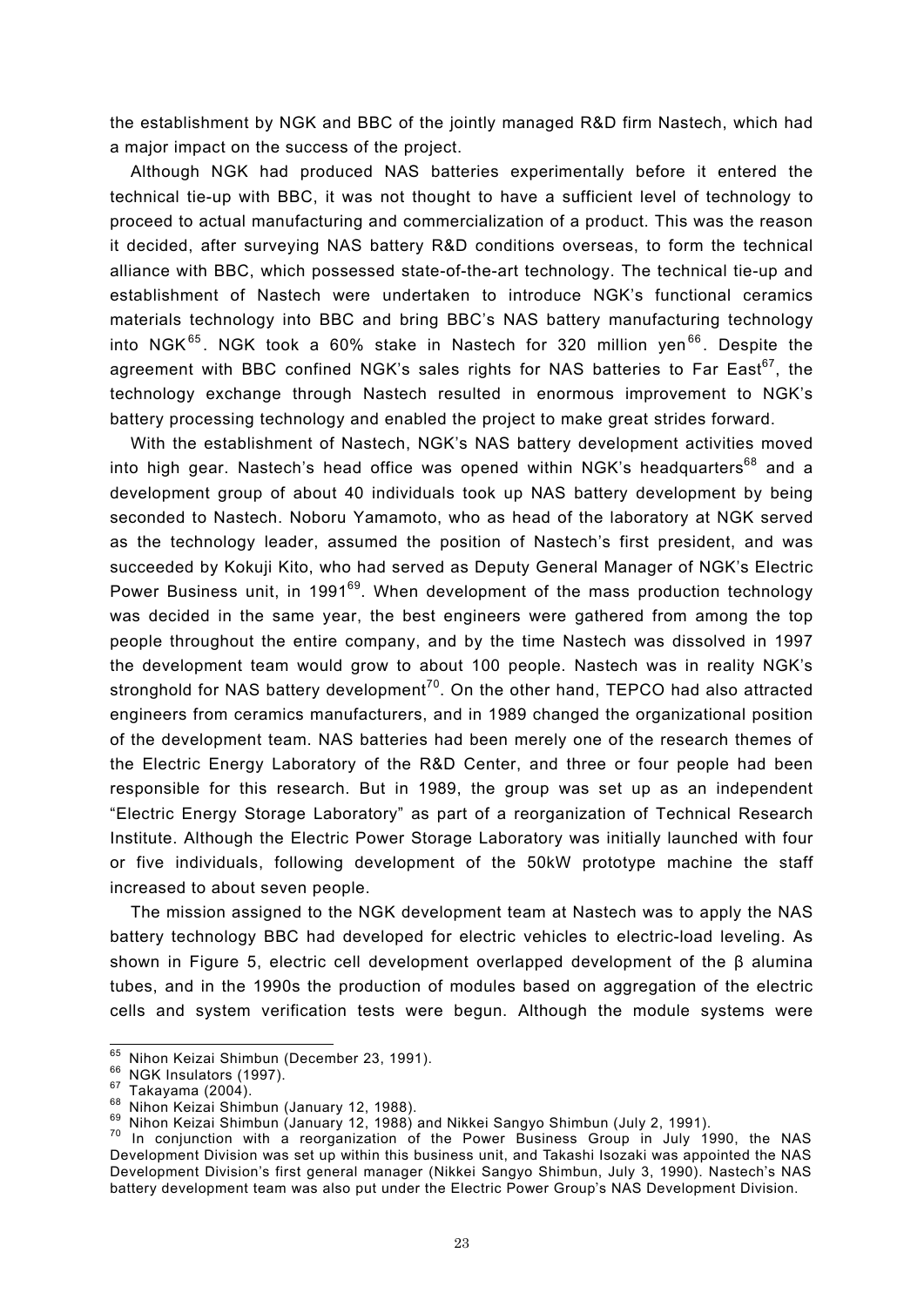the establishment by NGK and BBC of the jointly managed R&D firm Nastech, which had a major impact on the success of the project.

Although NGK had produced NAS batteries experimentally before it entered the technical tie-up with BBC, it was not thought to have a sufficient level of technology to proceed to actual manufacturing and commercialization of a product. This was the reason it decided, after surveying NAS battery R&D conditions overseas, to form the technical alliance with BBC, which possessed state-of-the-art technology. The technical tie-up and establishment of Nastech were undertaken to introduce NGK's functional ceramics materials technology into BBC and bring BBC's NAS battery manufacturing technology into NGK[65]. NGK took a 60% stake in Nastech for 320 million yen[66]. Despite the agreement with BBC confined NGK's sales rights for NAS batteries to Far East[67], the technology exchange through Nastech resulted in enormous improvement to NGK's battery processing technology and enabled the project to make great strides forward.

With the establishment of Nastech, NGK's NAS battery development activities moved into high gear. Nastech's head office was opened within NGK's headquarters[68] and a development group of about 40 individuals took up NAS battery development by being seconded to Nastech. Noboru Yamamoto, who as head of the laboratory at NGK served as the technology leader, assumed the position of Nastech's first president, and was succeeded by Kokuji Kito, who had served as Deputy General Manager of NGK's Electric Power Business unit, in 1991[69]. When development of the mass production technology was decided in the same year, the best engineers were gathered from among the top people throughout the entire company, and by the time Nastech was dissolved in 1997 the development team would grow to about 100 people. Nastech was in reality NGK's stronghold for NAS battery development[70]. On the other hand, TEPCO had also attracted engineers from ceramics manufacturers, and in 1989 changed the organizational position of the development team. NAS batteries had been merely one of the research themes of the Electric Energy Laboratory of the R&D Center, and three or four people had been responsible for this research. But in 1989, the group was set up as an independent "Electric Energy Storage Laboratory" as part of a reorganization of Technical Research Institute. Although the Electric Power Storage Laboratory was initially launched with four or five individuals, following development of the 50kW prototype machine the staff increased to about seven people.

The mission assigned to the NGK development team at Nastech was to apply the NAS battery technology BBC had developed for electric vehicles to electric-load leveling. As shown in Figure 5, electric cell development overlapped development of the β alumina tubes, and in the 1990s the production of modules based on aggregation of the electric cells and system verification tests were begun. Although the module systems were

---

[65] Nihon Keizai Shimbun (December 23, 1991).

[66] NGK Insulators (1997).

[67] Takayama (2004).

[68] Nihon Keizai Shimbun (January 12, 1988).

[69] Nihon Keizai Shimbun (January 12, 1988) and Nikkei Sangyo Shimbun (July 2, 1991).

[70] In conjunction with a reorganization of the Power Business Group in July 1990, the NAS Development Division was set up within this business unit, and Takashi Isozaki was appointed the NAS Development Division's first general manager (Nikkei Sangyo Shimbun, July 3, 1990). Nastech's NAS battery development team was also put under the Electric Power Group's NAS Development Division.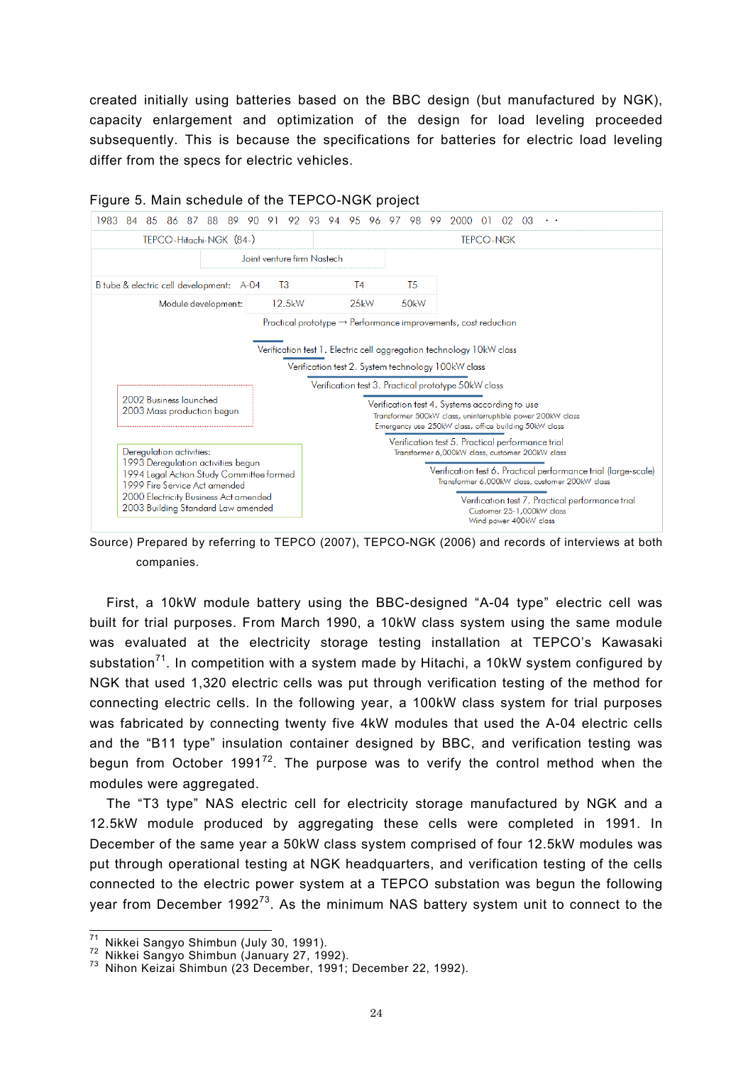created initially using batteries based on the BBC design (but manufactured by NGK), capacity enlargement and optimization of the design for load leveling proceeded subsequently. This is because the specifications for batteries for electric load leveling differ from the specs for electric vehicles.

Figure 5. Main schedule of the TEPCO-NGK project

1983 84 85 86 87 88 89 90 91 92 93 94 95 96 97 98 99 2000 01 02 03 · ·

TEPCO-Hitachi-NGK (84-) | TEPCO-NGK

Joint venture firm Nastech

B tube & electric cell development: A-04 T3 T4 T5

Module development: 12.5kW 25kW 50kW

Practical prototype → Performance improvements, cost reduction

Verification test 1. Electric cell aggregation technology 10kW class

Verification test 2. System technology 100kW class

Verification test 3. Practical prototype 50kW class

Verification test 4. Systems according to use
Transformer 500kW class, uninterruptible power 200kW class
Emergency use 250kW class, office building 50kW class

Verification test 5. Practical performance trial
Transformer 6,000kW class, customer 200kW class

Verification test 6. Practical performance trial (large-scale)
Transformer 6,000kW class, customer 200kW class

Verification test 7. Practical performance trial
Customer 25-1,000kW class
Wind power 400kW class

2002 Business launched
2003 Mass production begun

Deregulation activities:
1993 Deregulation activities begun
1994 Legal Action Study Committee formed
1999 Fire Service Act amended
2000 Electricity Business Act amended
2003 Building Standard Law amended

Source) Prepared by referring to TEPCO (2007), TEPCO-NGK (2006) and records of interviews at both companies.

First, a 10kW module battery using the BBC-designed "A-04 type" electric cell was built for trial purposes. From March 1990, a 10kW class system using the same module was evaluated at the electricity storage testing installation at TEPCO's Kawasaki substation[71]. In competition with a system made by Hitachi, a 10kW system configured by NGK that used 1,320 electric cells was put through verification testing of the method for connecting electric cells. In the following year, a 100kW class system for trial purposes was fabricated by connecting twenty five 4kW modules that used the A-04 electric cells and the "B11 type" insulation container designed by BBC, and verification testing was begun from October 1991[72]. The purpose was to verify the control method when the modules were aggregated.

The "T3 type" NAS electric cell for electricity storage manufactured by NGK and a 12.5kW module produced by aggregating these cells were completed in 1991. In December of the same year a 50kW class system comprised of four 12.5kW modules was put through operational testing at NGK headquarters, and verification testing of the cells connected to the electric power system at a TEPCO substation was begun the following year from December 1992[73]. As the minimum NAS battery system unit to connect to the

[71] Nikkei Sangyo Shimbun (July 30, 1991).
[72] Nikkei Sangyo Shimbun (January 27, 1992).
[73] Nihon Keizai Shimbun (23 December, 1991; December 22, 1992).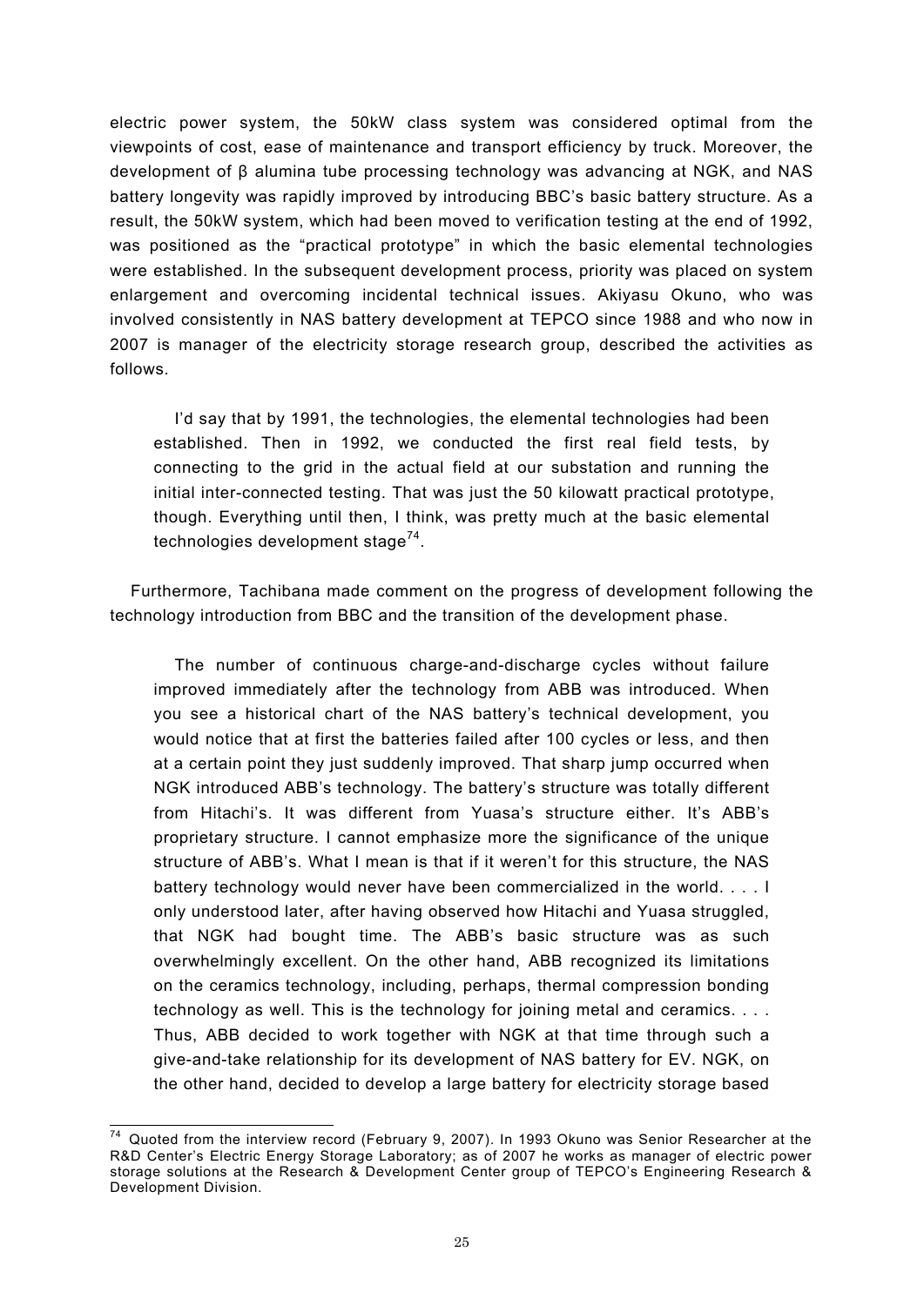electric power system, the 50kW class system was considered optimal from the viewpoints of cost, ease of maintenance and transport efficiency by truck. Moreover, the development of β alumina tube processing technology was advancing at NGK, and NAS battery longevity was rapidly improved by introducing BBC's basic battery structure. As a result, the 50kW system, which had been moved to verification testing at the end of 1992, was positioned as the "practical prototype" in which the basic elemental technologies were established. In the subsequent development process, priority was placed on system enlargement and overcoming incidental technical issues. Akiyasu Okuno, who was involved consistently in NAS battery development at TEPCO since 1988 and who now in 2007 is manager of the electricity storage research group, described the activities as follows.

> I'd say that by 1991, the technologies, the elemental technologies had been established. Then in 1992, we conducted the first real field tests, by connecting to the grid in the actual field at our substation and running the initial inter-connected testing. That was just the 50 kilowatt practical prototype, though. Everything until then, I think, was pretty much at the basic elemental technologies development stage[74].

Furthermore, Tachibana made comment on the progress of development following the technology introduction from BBC and the transition of the development phase.

> The number of continuous charge-and-discharge cycles without failure improved immediately after the technology from ABB was introduced. When you see a historical chart of the NAS battery's technical development, you would notice that at first the batteries failed after 100 cycles or less, and then at a certain point they just suddenly improved. That sharp jump occurred when NGK introduced ABB's technology. The battery's structure was totally different from Hitachi's. It was different from Yuasa's structure either. It's ABB's proprietary structure. I cannot emphasize more the significance of the unique structure of ABB's. What I mean is that if it weren't for this structure, the NAS battery technology would never have been commercialized in the world. . . . I only understood later, after having observed how Hitachi and Yuasa struggled, that NGK had bought time. The ABB's basic structure was as such overwhelmingly excellent. On the other hand, ABB recognized its limitations on the ceramics technology, including, perhaps, thermal compression bonding technology as well. This is the technology for joining metal and ceramics. . . . Thus, ABB decided to work together with NGK at that time through such a give-and-take relationship for its development of NAS battery for EV. NGK, on the other hand, decided to develop a large battery for electricity storage based

---

[74] Quoted from the interview record (February 9, 2007). In 1993 Okuno was Senior Researcher at the R&D Center's Electric Energy Storage Laboratory; as of 2007 he works as manager of electric power storage solutions at the Research & Development Center group of TEPCO's Engineering Research & Development Division.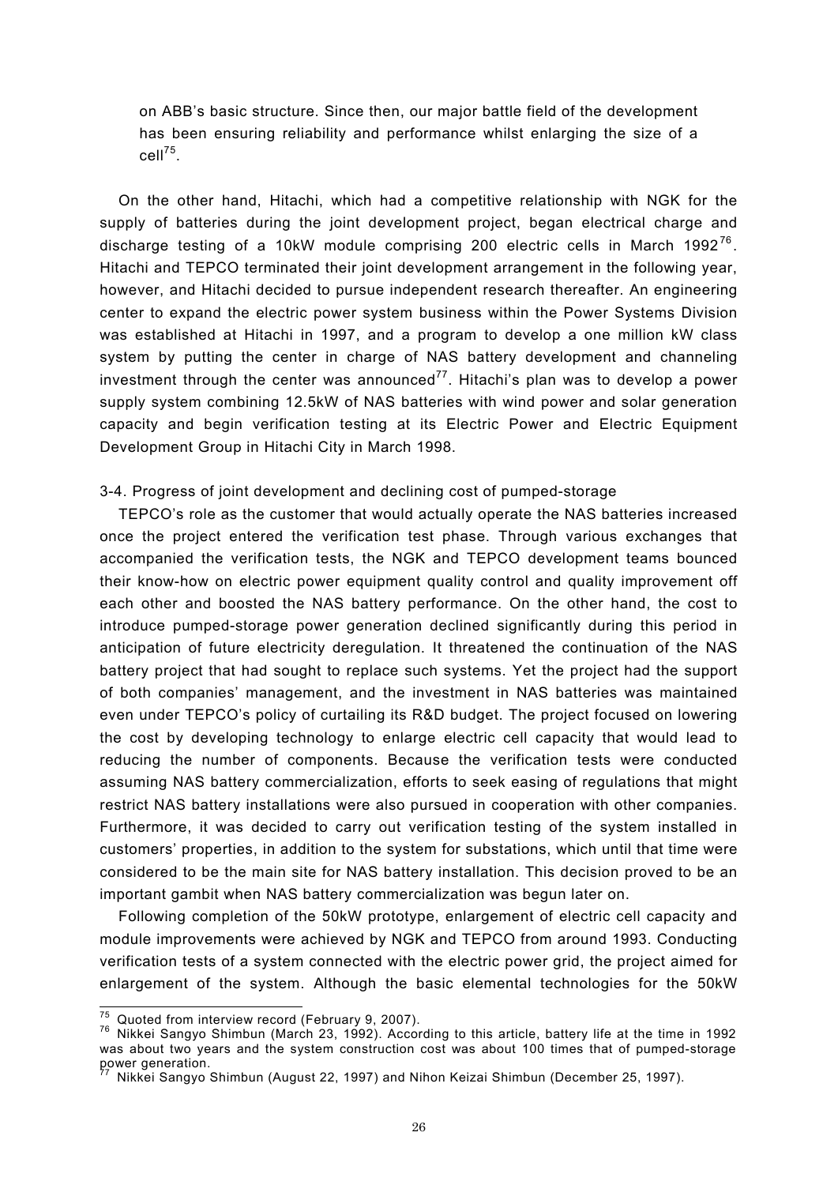> on ABB's basic structure. Since then, our major battle field of the development has been ensuring reliability and performance whilst enlarging the size of a cell[75].

On the other hand, Hitachi, which had a competitive relationship with NGK for the supply of batteries during the joint development project, began electrical charge and discharge testing of a 10kW module comprising 200 electric cells in March 1992[76]. Hitachi and TEPCO terminated their joint development arrangement in the following year, however, and Hitachi decided to pursue independent research thereafter. An engineering center to expand the electric power system business within the Power Systems Division was established at Hitachi in 1997, and a program to develop a one million kW class system by putting the center in charge of NAS battery development and channeling investment through the center was announced[77]. Hitachi's plan was to develop a power supply system combining 12.5kW of NAS batteries with wind power and solar generation capacity and begin verification testing at its Electric Power and Electric Equipment Development Group in Hitachi City in March 1998.

### 3-4. Progress of joint development and declining cost of pumped-storage

TEPCO's role as the customer that would actually operate the NAS batteries increased once the project entered the verification test phase. Through various exchanges that accompanied the verification tests, the NGK and TEPCO development teams bounced their know-how on electric power equipment quality control and quality improvement off each other and boosted the NAS battery performance. On the other hand, the cost to introduce pumped-storage power generation declined significantly during this period in anticipation of future electricity deregulation. It threatened the continuation of the NAS battery project that had sought to replace such systems. Yet the project had the support of both companies' management, and the investment in NAS batteries was maintained even under TEPCO's policy of curtailing its R&D budget. The project focused on lowering the cost by developing technology to enlarge electric cell capacity that would lead to reducing the number of components. Because the verification tests were conducted assuming NAS battery commercialization, efforts to seek easing of regulations that might restrict NAS battery installations were also pursued in cooperation with other companies. Furthermore, it was decided to carry out verification testing of the system installed in customers' properties, in addition to the system for substations, which until that time were considered to be the main site for NAS battery installation. This decision proved to be an important gambit when NAS battery commercialization was begun later on.

Following completion of the 50kW prototype, enlargement of electric cell capacity and module improvements were achieved by NGK and TEPCO from around 1993. Conducting verification tests of a system connected with the electric power grid, the project aimed for enlargement of the system. Although the basic elemental technologies for the 50kW

---

[75] Quoted from interview record (February 9, 2007).

[76] Nikkei Sangyo Shimbun (March 23, 1992). According to this article, battery life at the time in 1992 was about two years and the system construction cost was about 100 times that of pumped-storage power generation.

[77] Nikkei Sangyo Shimbun (August 22, 1997) and Nihon Keizai Shimbun (December 25, 1997).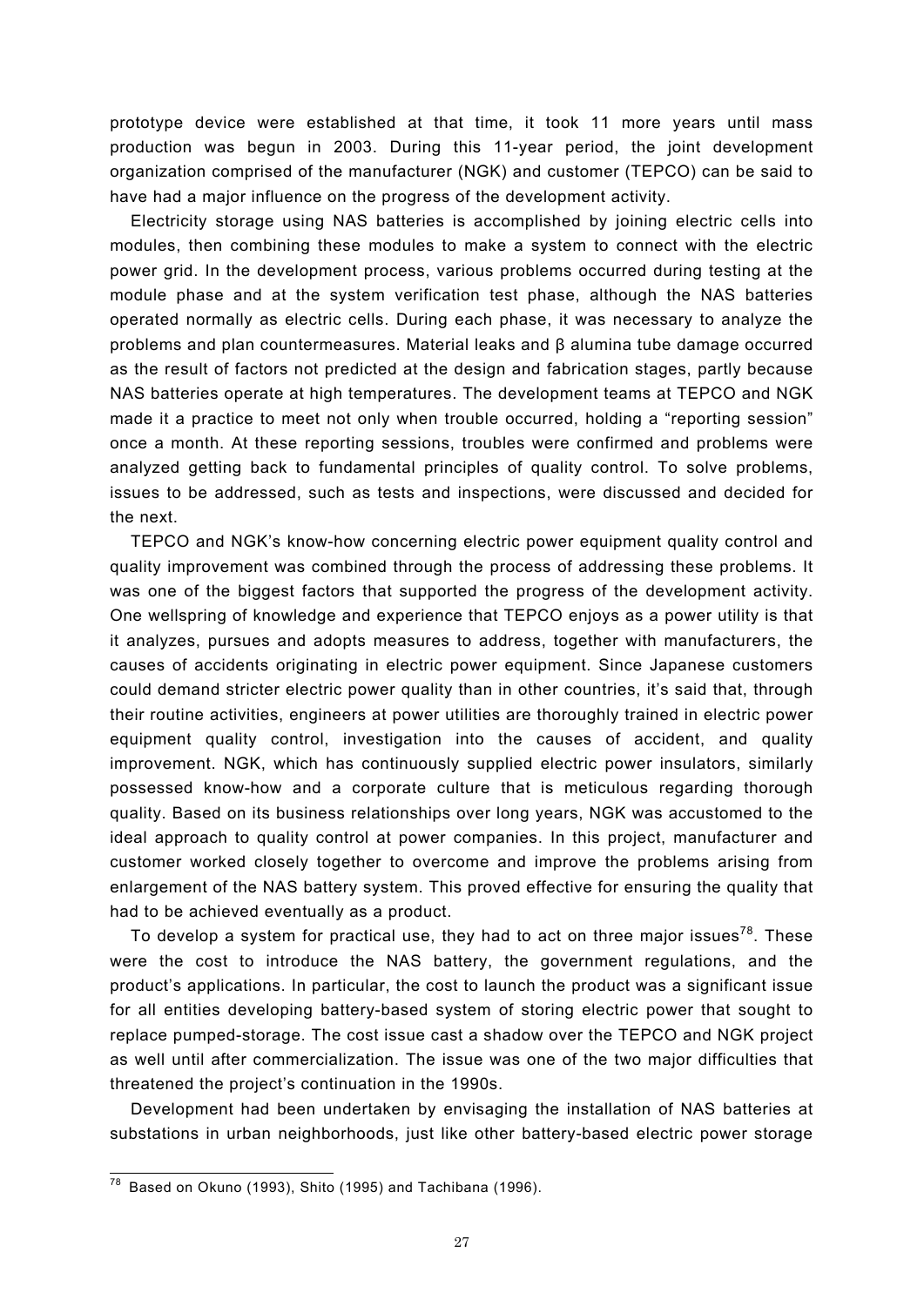prototype device were established at that time, it took 11 more years until mass production was begun in 2003. During this 11-year period, the joint development organization comprised of the manufacturer (NGK) and customer (TEPCO) can be said to have had a major influence on the progress of the development activity.

Electricity storage using NAS batteries is accomplished by joining electric cells into modules, then combining these modules to make a system to connect with the electric power grid. In the development process, various problems occurred during testing at the module phase and at the system verification test phase, although the NAS batteries operated normally as electric cells. During each phase, it was necessary to analyze the problems and plan countermeasures. Material leaks and β alumina tube damage occurred as the result of factors not predicted at the design and fabrication stages, partly because NAS batteries operate at high temperatures. The development teams at TEPCO and NGK made it a practice to meet not only when trouble occurred, holding a "reporting session" once a month. At these reporting sessions, troubles were confirmed and problems were analyzed getting back to fundamental principles of quality control. To solve problems, issues to be addressed, such as tests and inspections, were discussed and decided for the next.

TEPCO and NGK's know-how concerning electric power equipment quality control and quality improvement was combined through the process of addressing these problems. It was one of the biggest factors that supported the progress of the development activity. One wellspring of knowledge and experience that TEPCO enjoys as a power utility is that it analyzes, pursues and adopts measures to address, together with manufacturers, the causes of accidents originating in electric power equipment. Since Japanese customers could demand stricter electric power quality than in other countries, it's said that, through their routine activities, engineers at power utilities are thoroughly trained in electric power equipment quality control, investigation into the causes of accident, and quality improvement. NGK, which has continuously supplied electric power insulators, similarly possessed know-how and a corporate culture that is meticulous regarding thorough quality. Based on its business relationships over long years, NGK was accustomed to the ideal approach to quality control at power companies. In this project, manufacturer and customer worked closely together to overcome and improve the problems arising from enlargement of the NAS battery system. This proved effective for ensuring the quality that had to be achieved eventually as a product.

To develop a system for practical use, they had to act on three major issues[78]. These were the cost to introduce the NAS battery, the government regulations, and the product's applications. In particular, the cost to launch the product was a significant issue for all entities developing battery-based system of storing electric power that sought to replace pumped-storage. The cost issue cast a shadow over the TEPCO and NGK project as well until after commercialization. The issue was one of the two major difficulties that threatened the project's continuation in the 1990s.

Development had been undertaken by envisaging the installation of NAS batteries at substations in urban neighborhoods, just like other battery-based electric power storage

[78] Based on Okuno (1993), Shito (1995) and Tachibana (1996).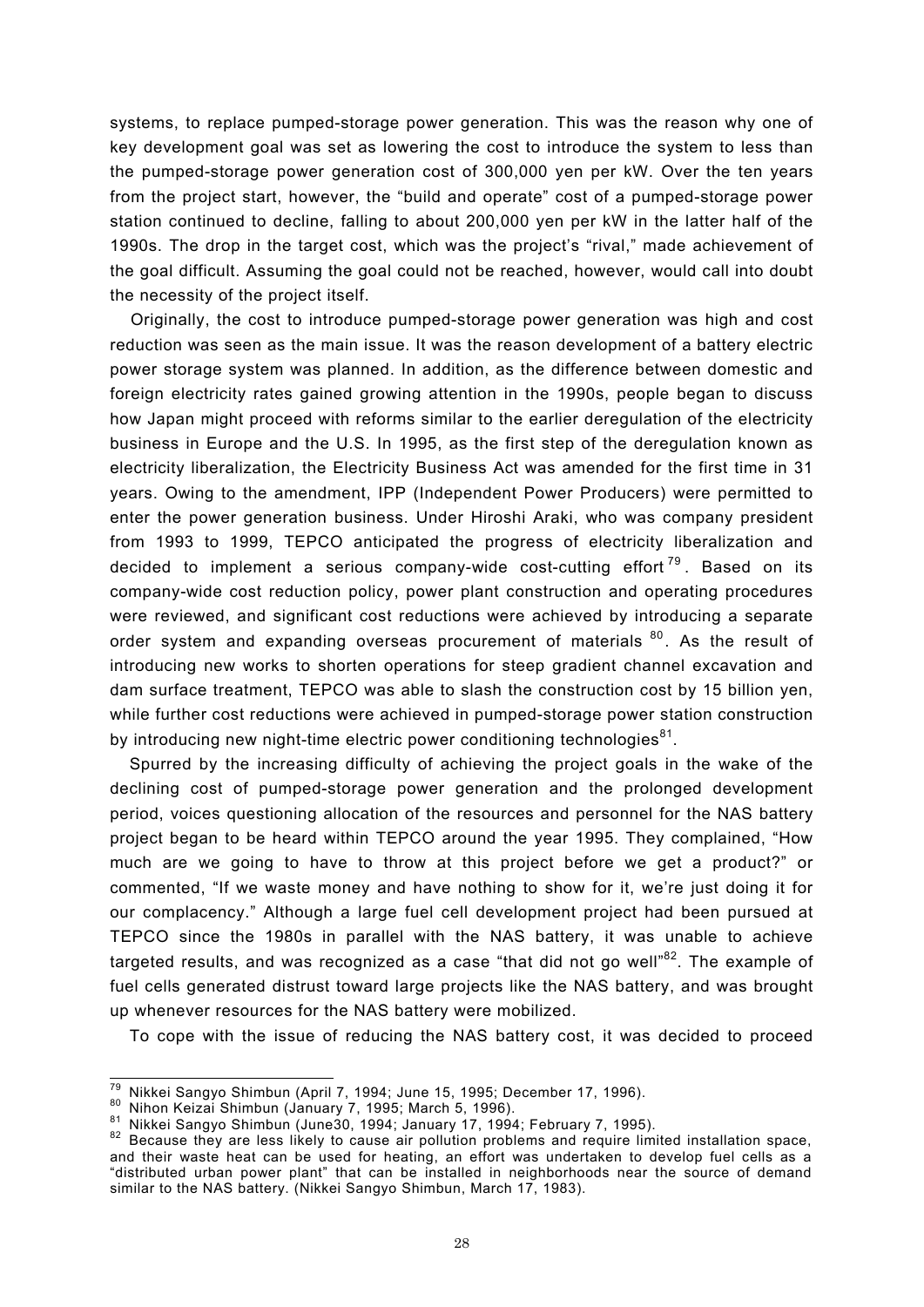systems, to replace pumped-storage power generation. This was the reason why one of key development goal was set as lowering the cost to introduce the system to less than the pumped-storage power generation cost of 300,000 yen per kW. Over the ten years from the project start, however, the "build and operate" cost of a pumped-storage power station continued to decline, falling to about 200,000 yen per kW in the latter half of the 1990s. The drop in the target cost, which was the project's "rival," made achievement of the goal difficult. Assuming the goal could not be reached, however, would call into doubt the necessity of the project itself.

Originally, the cost to introduce pumped-storage power generation was high and cost reduction was seen as the main issue. It was the reason development of a battery electric power storage system was planned. In addition, as the difference between domestic and foreign electricity rates gained growing attention in the 1990s, people began to discuss how Japan might proceed with reforms similar to the earlier deregulation of the electricity business in Europe and the U.S. In 1995, as the first step of the deregulation known as electricity liberalization, the Electricity Business Act was amended for the first time in 31 years. Owing to the amendment, IPP (Independent Power Producers) were permitted to enter the power generation business. Under Hiroshi Araki, who was company president from 1993 to 1999, TEPCO anticipated the progress of electricity liberalization and decided to implement a serious company-wide cost-cutting effort[79]. Based on its company-wide cost reduction policy, power plant construction and operating procedures were reviewed, and significant cost reductions were achieved by introducing a separate order system and expanding overseas procurement of materials [80]. As the result of introducing new works to shorten operations for steep gradient channel excavation and dam surface treatment, TEPCO was able to slash the construction cost by 15 billion yen, while further cost reductions were achieved in pumped-storage power station construction by introducing new night-time electric power conditioning technologies[81].

Spurred by the increasing difficulty of achieving the project goals in the wake of the declining cost of pumped-storage power generation and the prolonged development period, voices questioning allocation of the resources and personnel for the NAS battery project began to be heard within TEPCO around the year 1995. They complained, "How much are we going to have to throw at this project before we get a product?" or commented, "If we waste money and have nothing to show for it, we're just doing it for our complacency." Although a large fuel cell development project had been pursued at TEPCO since the 1980s in parallel with the NAS battery, it was unable to achieve targeted results, and was recognized as a case "that did not go well"[82]. The example of fuel cells generated distrust toward large projects like the NAS battery, and was brought up whenever resources for the NAS battery were mobilized.

To cope with the issue of reducing the NAS battery cost, it was decided to proceed

---

[79] Nikkei Sangyo Shimbun (April 7, 1994; June 15, 1995; December 17, 1996).

[80] Nihon Keizai Shimbun (January 7, 1995; March 5, 1996).

[81] Nikkei Sangyo Shimbun (June30, 1994; January 17, 1994; February 7, 1995).

[82] Because they are less likely to cause air pollution problems and require limited installation space, and their waste heat can be used for heating, an effort was undertaken to develop fuel cells as a "distributed urban power plant" that can be installed in neighborhoods near the source of demand similar to the NAS battery. (Nikkei Sangyo Shimbun, March 17, 1983).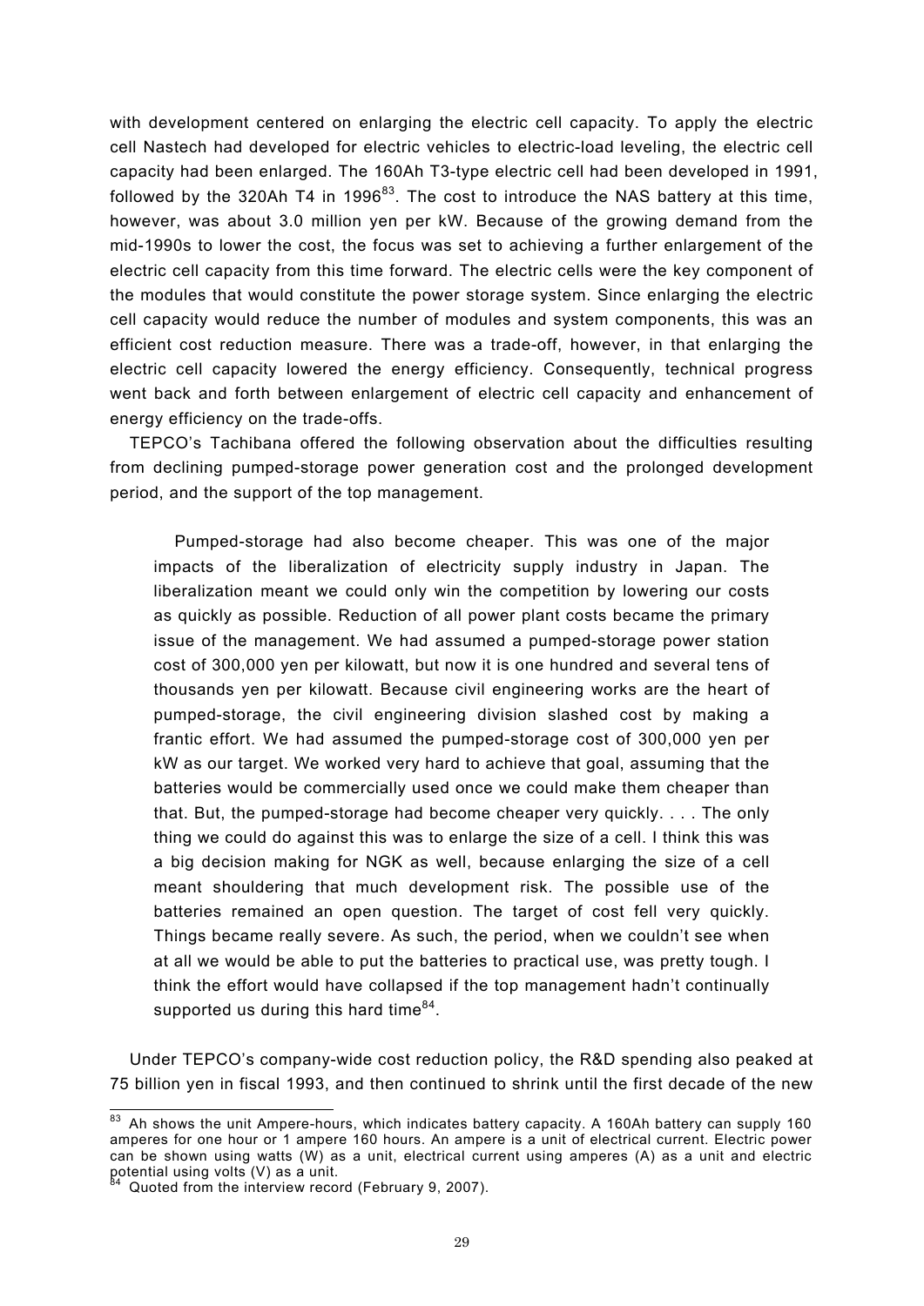with development centered on enlarging the electric cell capacity. To apply the electric cell Nastech had developed for electric vehicles to electric-load leveling, the electric cell capacity had been enlarged. The 160Ah T3-type electric cell had been developed in 1991, followed by the 320Ah T4 in 1996[83]. The cost to introduce the NAS battery at this time, however, was about 3.0 million yen per kW. Because of the growing demand from the mid-1990s to lower the cost, the focus was set to achieving a further enlargement of the electric cell capacity from this time forward. The electric cells were the key component of the modules that would constitute the power storage system. Since enlarging the electric cell capacity would reduce the number of modules and system components, this was an efficient cost reduction measure. There was a trade-off, however, in that enlarging the electric cell capacity lowered the energy efficiency. Consequently, technical progress went back and forth between enlargement of electric cell capacity and enhancement of energy efficiency on the trade-offs.

TEPCO's Tachibana offered the following observation about the difficulties resulting from declining pumped-storage power generation cost and the prolonged development period, and the support of the top management.

> Pumped-storage had also become cheaper. This was one of the major impacts of the liberalization of electricity supply industry in Japan. The liberalization meant we could only win the competition by lowering our costs as quickly as possible. Reduction of all power plant costs became the primary issue of the management. We had assumed a pumped-storage power station cost of 300,000 yen per kilowatt, but now it is one hundred and several tens of thousands yen per kilowatt. Because civil engineering works are the heart of pumped-storage, the civil engineering division slashed cost by making a frantic effort. We had assumed the pumped-storage cost of 300,000 yen per kW as our target. We worked very hard to achieve that goal, assuming that the batteries would be commercially used once we could make them cheaper than that. But, the pumped-storage had become cheaper very quickly. . . . The only thing we could do against this was to enlarge the size of a cell. I think this was a big decision making for NGK as well, because enlarging the size of a cell meant shouldering that much development risk. The possible use of the batteries remained an open question. The target of cost fell very quickly. Things became really severe. As such, the period, when we couldn't see when at all we would be able to put the batteries to practical use, was pretty tough. I think the effort would have collapsed if the top management hadn't continually supported us during this hard time[84].

Under TEPCO's company-wide cost reduction policy, the R&D spending also peaked at 75 billion yen in fiscal 1993, and then continued to shrink until the first decade of the new

---

[83] Ah shows the unit Ampere-hours, which indicates battery capacity. A 160Ah battery can supply 160 amperes for one hour or 1 ampere 160 hours. An ampere is a unit of electrical current. Electric power can be shown using watts (W) as a unit, electrical current using amperes (A) as a unit and electric potential using volts (V) as a unit.

[84] Quoted from the interview record (February 9, 2007).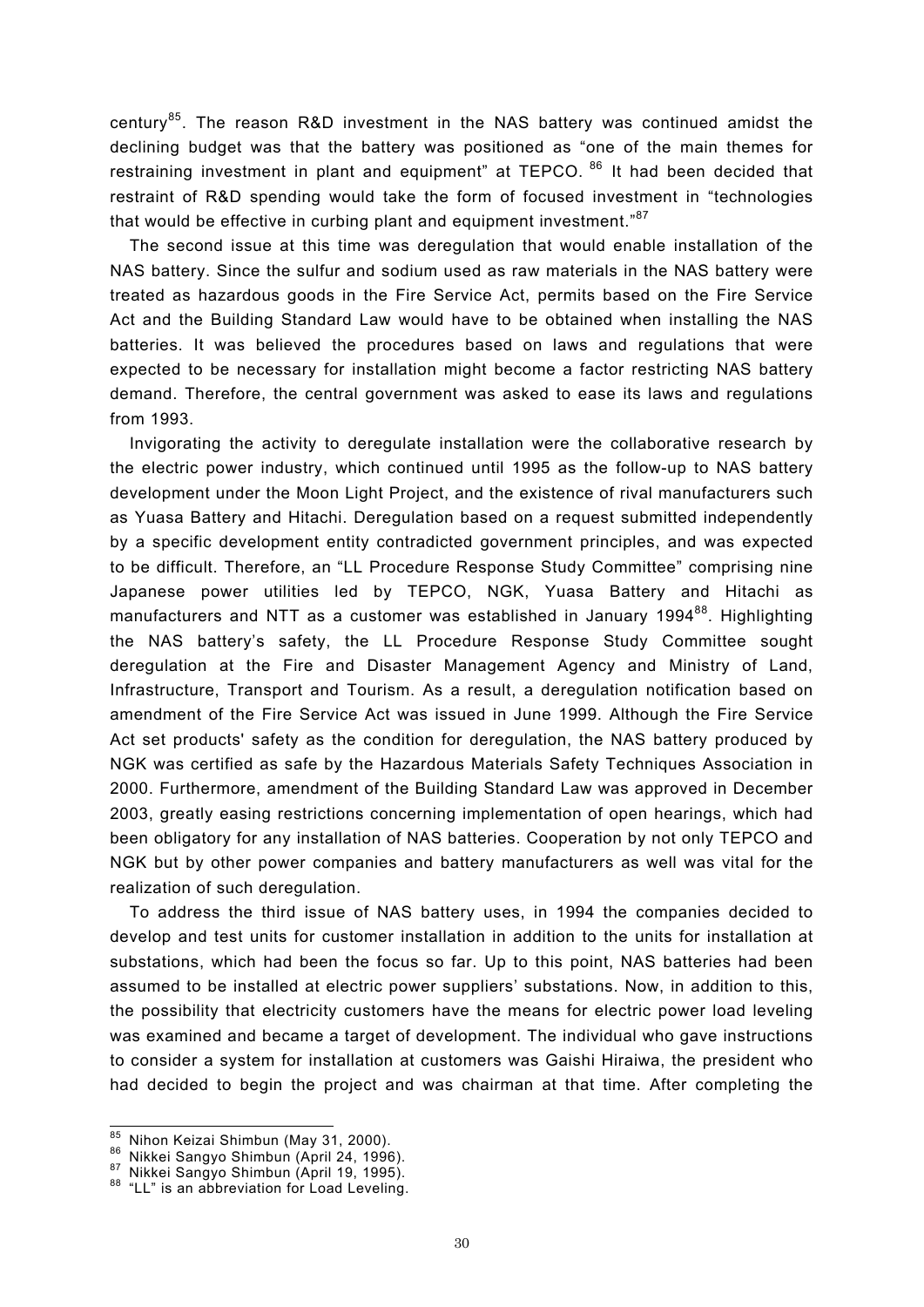century[85]. The reason R&D investment in the NAS battery was continued amidst the declining budget was that the battery was positioned as "one of the main themes for restraining investment in plant and equipment" at TEPCO. [86] It had been decided that restraint of R&D spending would take the form of focused investment in "technologies that would be effective in curbing plant and equipment investment."[87]

The second issue at this time was deregulation that would enable installation of the NAS battery. Since the sulfur and sodium used as raw materials in the NAS battery were treated as hazardous goods in the Fire Service Act, permits based on the Fire Service Act and the Building Standard Law would have to be obtained when installing the NAS batteries. It was believed the procedures based on laws and regulations that were expected to be necessary for installation might become a factor restricting NAS battery demand. Therefore, the central government was asked to ease its laws and regulations from 1993.

Invigorating the activity to deregulate installation were the collaborative research by the electric power industry, which continued until 1995 as the follow-up to NAS battery development under the Moon Light Project, and the existence of rival manufacturers such as Yuasa Battery and Hitachi. Deregulation based on a request submitted independently by a specific development entity contradicted government principles, and was expected to be difficult. Therefore, an "LL Procedure Response Study Committee" comprising nine Japanese power utilities led by TEPCO, NGK, Yuasa Battery and Hitachi as manufacturers and NTT as a customer was established in January 1994[88]. Highlighting the NAS battery's safety, the LL Procedure Response Study Committee sought deregulation at the Fire and Disaster Management Agency and Ministry of Land, Infrastructure, Transport and Tourism. As a result, a deregulation notification based on amendment of the Fire Service Act was issued in June 1999. Although the Fire Service Act set products' safety as the condition for deregulation, the NAS battery produced by NGK was certified as safe by the Hazardous Materials Safety Techniques Association in 2000. Furthermore, amendment of the Building Standard Law was approved in December 2003, greatly easing restrictions concerning implementation of open hearings, which had been obligatory for any installation of NAS batteries. Cooperation by not only TEPCO and NGK but by other power companies and battery manufacturers as well was vital for the realization of such deregulation.

To address the third issue of NAS battery uses, in 1994 the companies decided to develop and test units for customer installation in addition to the units for installation at substations, which had been the focus so far. Up to this point, NAS batteries had been assumed to be installed at electric power suppliers' substations. Now, in addition to this, the possibility that electricity customers have the means for electric power load leveling was examined and became a target of development. The individual who gave instructions to consider a system for installation at customers was Gaishi Hiraiwa, the president who had decided to begin the project and was chairman at that time. After completing the

---

[85] Nihon Keizai Shimbun (May 31, 2000).
[86] Nikkei Sangyo Shimbun (April 24, 1996).
[87] Nikkei Sangyo Shimbun (April 19, 1995).
[88] "LL" is an abbreviation for Load Leveling.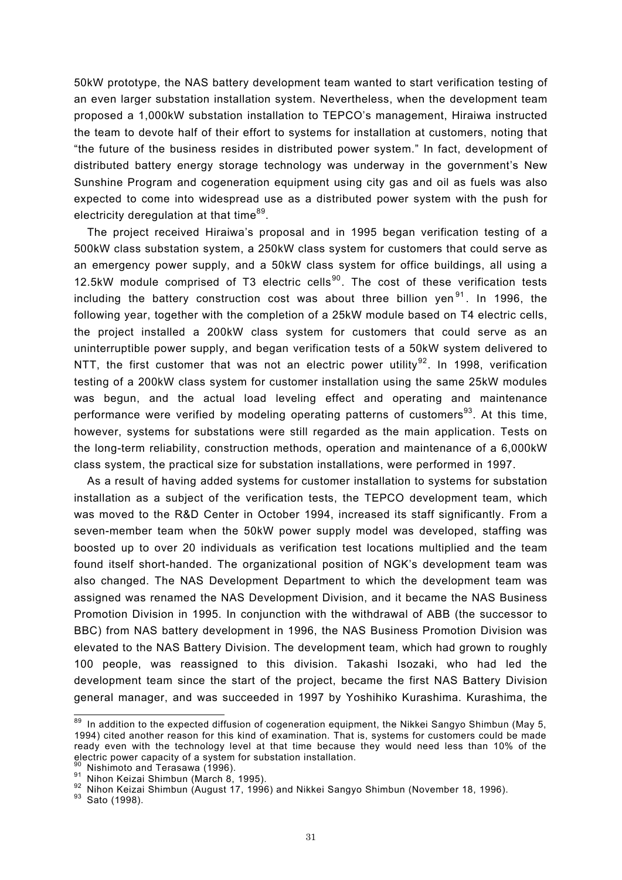50kW prototype, the NAS battery development team wanted to start verification testing of an even larger substation installation system. Nevertheless, when the development team proposed a 1,000kW substation installation to TEPCO's management, Hiraiwa instructed the team to devote half of their effort to systems for installation at customers, noting that "the future of the business resides in distributed power system." In fact, development of distributed battery energy storage technology was underway in the government's New Sunshine Program and cogeneration equipment using city gas and oil as fuels was also expected to come into widespread use as a distributed power system with the push for electricity deregulation at that time[89].

The project received Hiraiwa's proposal and in 1995 began verification testing of a 500kW class substation system, a 250kW class system for customers that could serve as an emergency power supply, and a 50kW class system for office buildings, all using a 12.5kW module comprised of T3 electric cells[90]. The cost of these verification tests including the battery construction cost was about three billion yen[91]. In 1996, the following year, together with the completion of a 25kW module based on T4 electric cells, the project installed a 200kW class system for customers that could serve as an uninterruptible power supply, and began verification tests of a 50kW system delivered to NTT, the first customer that was not an electric power utility[92]. In 1998, verification testing of a 200kW class system for customer installation using the same 25kW modules was begun, and the actual load leveling effect and operating and maintenance performance were verified by modeling operating patterns of customers[93]. At this time, however, systems for substations were still regarded as the main application. Tests on the long-term reliability, construction methods, operation and maintenance of a 6,000kW class system, the practical size for substation installations, were performed in 1997.

As a result of having added systems for customer installation to systems for substation installation as a subject of the verification tests, the TEPCO development team, which was moved to the R&D Center in October 1994, increased its staff significantly. From a seven-member team when the 50kW power supply model was developed, staffing was boosted up to over 20 individuals as verification test locations multiplied and the team found itself short-handed. The organizational position of NGK's development team was also changed. The NAS Development Department to which the development team was assigned was renamed the NAS Development Division, and it became the NAS Business Promotion Division in 1995. In conjunction with the withdrawal of ABB (the successor to BBC) from NAS battery development in 1996, the NAS Business Promotion Division was elevated to the NAS Battery Division. The development team, which had grown to roughly 100 people, was reassigned to this division. Takashi Isozaki, who had led the development team since the start of the project, became the first NAS Battery Division general manager, and was succeeded in 1997 by Yoshihiko Kurashima. Kurashima, the

---

[89] In addition to the expected diffusion of cogeneration equipment, the Nikkei Sangyo Shimbun (May 5, 1994) cited another reason for this kind of examination. That is, systems for customers could be made ready even with the technology level at that time because they would need less than 10% of the electric power capacity of a system for substation installation.

[90] Nishimoto and Terasawa (1996).

[91] Nihon Keizai Shimbun (March 8, 1995).

[92] Nihon Keizai Shimbun (August 17, 1996) and Nikkei Sangyo Shimbun (November 18, 1996).

[93] Sato (1998).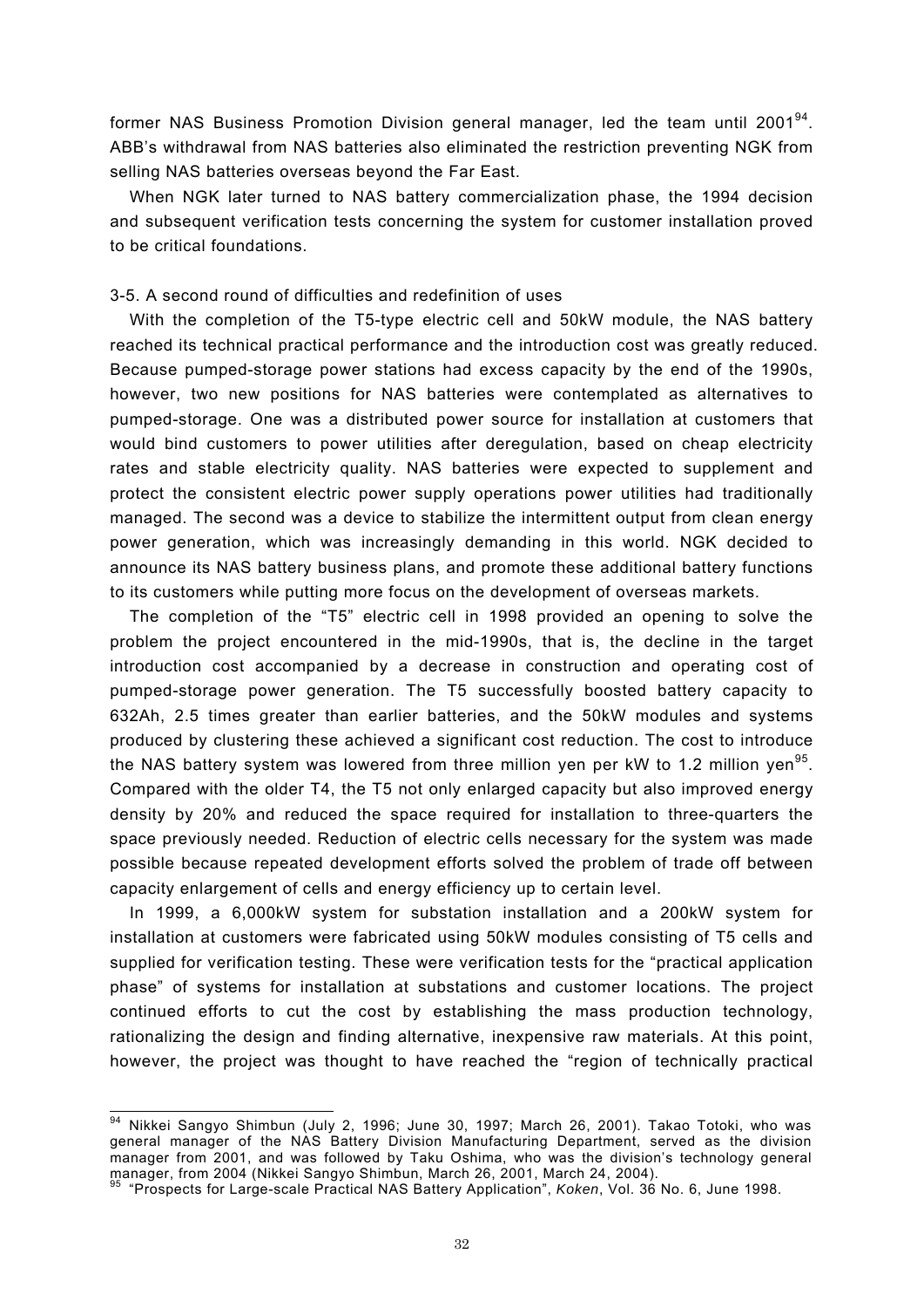former NAS Business Promotion Division general manager, led the team until 2001[94]. ABB's withdrawal from NAS batteries also eliminated the restriction preventing NGK from selling NAS batteries overseas beyond the Far East.

When NGK later turned to NAS battery commercialization phase, the 1994 decision and subsequent verification tests concerning the system for customer installation proved to be critical foundations.

### 3-5. A second round of difficulties and redefinition of uses

With the completion of the T5-type electric cell and 50kW module, the NAS battery reached its technical practical performance and the introduction cost was greatly reduced. Because pumped-storage power stations had excess capacity by the end of the 1990s, however, two new positions for NAS batteries were contemplated as alternatives to pumped-storage. One was a distributed power source for installation at customers that would bind customers to power utilities after deregulation, based on cheap electricity rates and stable electricity quality. NAS batteries were expected to supplement and protect the consistent electric power supply operations power utilities had traditionally managed. The second was a device to stabilize the intermittent output from clean energy power generation, which was increasingly demanding in this world. NGK decided to announce its NAS battery business plans, and promote these additional battery functions to its customers while putting more focus on the development of overseas markets.

The completion of the "T5" electric cell in 1998 provided an opening to solve the problem the project encountered in the mid-1990s, that is, the decline in the target introduction cost accompanied by a decrease in construction and operating cost of pumped-storage power generation. The T5 successfully boosted battery capacity to 632Ah, 2.5 times greater than earlier batteries, and the 50kW modules and systems produced by clustering these achieved a significant cost reduction. The cost to introduce the NAS battery system was lowered from three million yen per kW to 1.2 million yen[95]. Compared with the older T4, the T5 not only enlarged capacity but also improved energy density by 20% and reduced the space required for installation to three-quarters the space previously needed. Reduction of electric cells necessary for the system was made possible because repeated development efforts solved the problem of trade off between capacity enlargement of cells and energy efficiency up to certain level.

In 1999, a 6,000kW system for substation installation and a 200kW system for installation at customers were fabricated using 50kW modules consisting of T5 cells and supplied for verification testing. These were verification tests for the "practical application phase" of systems for installation at substations and customer locations. The project continued efforts to cut the cost by establishing the mass production technology, rationalizing the design and finding alternative, inexpensive raw materials. At this point, however, the project was thought to have reached the "region of technically practical

---

[94] Nikkei Sangyo Shimbun (July 2, 1996; June 30, 1997; March 26, 2001). Takao Totoki, who was general manager of the NAS Battery Division Manufacturing Department, served as the division manager from 2001, and was followed by Taku Oshima, who was the division's technology general manager, from 2004 (Nikkei Sangyo Shimbun, March 26, 2001, March 24, 2004).

[95] "Prospects for Large-scale Practical NAS Battery Application", *Koken*, Vol. 36 No. 6, June 1998.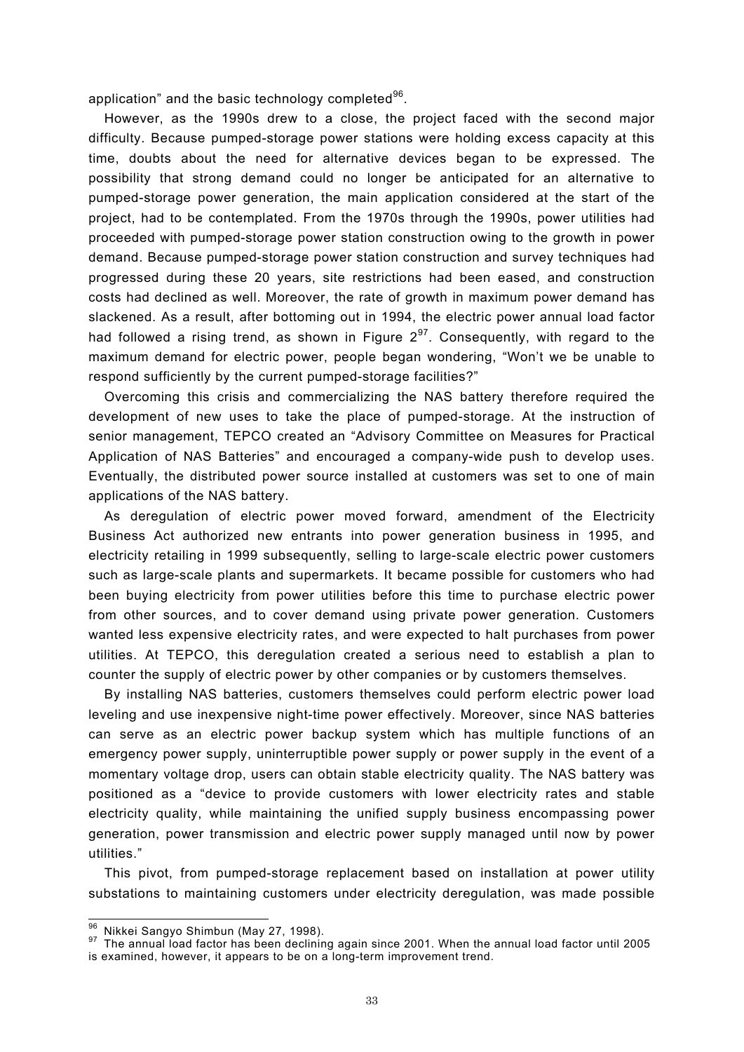application" and the basic technology completed[96].

However, as the 1990s drew to a close, the project faced with the second major difficulty. Because pumped-storage power stations were holding excess capacity at this time, doubts about the need for alternative devices began to be expressed. The possibility that strong demand could no longer be anticipated for an alternative to pumped-storage power generation, the main application considered at the start of the project, had to be contemplated. From the 1970s through the 1990s, power utilities had proceeded with pumped-storage power station construction owing to the growth in power demand. Because pumped-storage power station construction and survey techniques had progressed during these 20 years, site restrictions had been eased, and construction costs had declined as well. Moreover, the rate of growth in maximum power demand has slackened. As a result, after bottoming out in 1994, the electric power annual load factor had followed a rising trend, as shown in Figure 2[97]. Consequently, with regard to the maximum demand for electric power, people began wondering, "Won't we be unable to respond sufficiently by the current pumped-storage facilities?"

Overcoming this crisis and commercializing the NAS battery therefore required the development of new uses to take the place of pumped-storage. At the instruction of senior management, TEPCO created an "Advisory Committee on Measures for Practical Application of NAS Batteries" and encouraged a company-wide push to develop uses. Eventually, the distributed power source installed at customers was set to one of main applications of the NAS battery.

As deregulation of electric power moved forward, amendment of the Electricity Business Act authorized new entrants into power generation business in 1995, and electricity retailing in 1999 subsequently, selling to large-scale electric power customers such as large-scale plants and supermarkets. It became possible for customers who had been buying electricity from power utilities before this time to purchase electric power from other sources, and to cover demand using private power generation. Customers wanted less expensive electricity rates, and were expected to halt purchases from power utilities. At TEPCO, this deregulation created a serious need to establish a plan to counter the supply of electric power by other companies or by customers themselves.

By installing NAS batteries, customers themselves could perform electric power load leveling and use inexpensive night-time power effectively. Moreover, since NAS batteries can serve as an electric power backup system which has multiple functions of an emergency power supply, uninterruptible power supply or power supply in the event of a momentary voltage drop, users can obtain stable electricity quality. The NAS battery was positioned as a "device to provide customers with lower electricity rates and stable electricity quality, while maintaining the unified supply business encompassing power generation, power transmission and electric power supply managed until now by power utilities."

This pivot, from pumped-storage replacement based on installation at power utility substations to maintaining customers under electricity deregulation, was made possible

---

[96] Nikkei Sangyo Shimbun (May 27, 1998).

[97] The annual load factor has been declining again since 2001. When the annual load factor until 2005 is examined, however, it appears to be on a long-term improvement trend.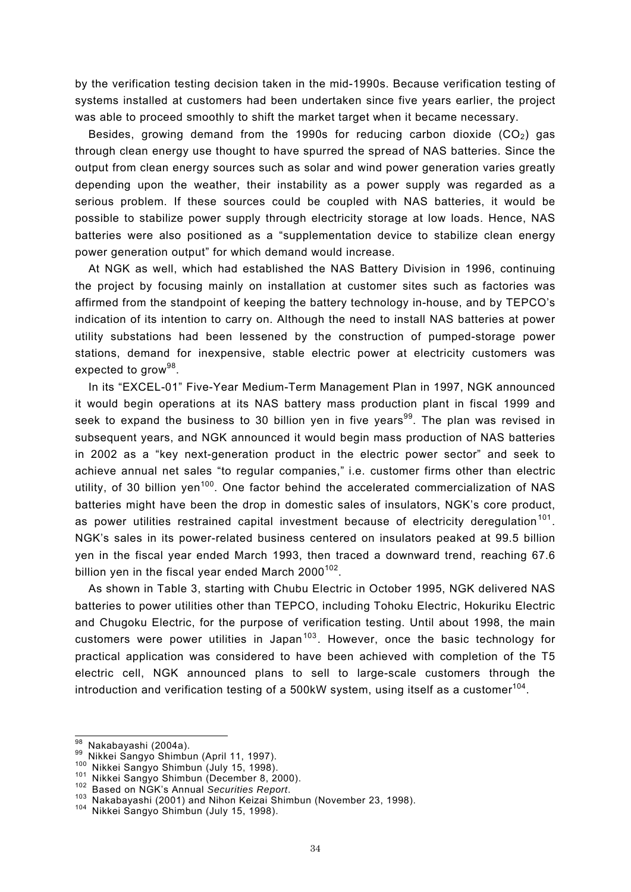by the verification testing decision taken in the mid-1990s. Because verification testing of systems installed at customers had been undertaken since five years earlier, the project was able to proceed smoothly to shift the market target when it became necessary.

Besides, growing demand from the 1990s for reducing carbon dioxide ($CO_2$) gas through clean energy use thought to have spurred the spread of NAS batteries. Since the output from clean energy sources such as solar and wind power generation varies greatly depending upon the weather, their instability as a power supply was regarded as a serious problem. If these sources could be coupled with NAS batteries, it would be possible to stabilize power supply through electricity storage at low loads. Hence, NAS batteries were also positioned as a "supplementation device to stabilize clean energy power generation output" for which demand would increase.

At NGK as well, which had established the NAS Battery Division in 1996, continuing the project by focusing mainly on installation at customer sites such as factories was affirmed from the standpoint of keeping the battery technology in-house, and by TEPCO's indication of its intention to carry on. Although the need to install NAS batteries at power utility substations had been lessened by the construction of pumped-storage power stations, demand for inexpensive, stable electric power at electricity customers was expected to grow[98].

In its "EXCEL-01" Five-Year Medium-Term Management Plan in 1997, NGK announced it would begin operations at its NAS battery mass production plant in fiscal 1999 and seek to expand the business to 30 billion yen in five years[99]. The plan was revised in subsequent years, and NGK announced it would begin mass production of NAS batteries in 2002 as a "key next-generation product in the electric power sector" and seek to achieve annual net sales "to regular companies," i.e. customer firms other than electric utility, of 30 billion yen[100]. One factor behind the accelerated commercialization of NAS batteries might have been the drop in domestic sales of insulators, NGK's core product, as power utilities restrained capital investment because of electricity deregulation[101]. NGK's sales in its power-related business centered on insulators peaked at 99.5 billion yen in the fiscal year ended March 1993, then traced a downward trend, reaching 67.6 billion yen in the fiscal year ended March 2000[102].

As shown in Table 3, starting with Chubu Electric in October 1995, NGK delivered NAS batteries to power utilities other than TEPCO, including Tohoku Electric, Hokuriku Electric and Chugoku Electric, for the purpose of verification testing. Until about 1998, the main customers were power utilities in Japan[103]. However, once the basic technology for practical application was considered to have been achieved with completion of the T5 electric cell, NGK announced plans to sell to large-scale customers through the introduction and verification testing of a 500kW system, using itself as a customer[104].

---

[98] Nakabayashi (2004a).

[99] Nikkei Sangyo Shimbun (April 11, 1997).

[100] Nikkei Sangyo Shimbun (July 15, 1998).

[101] Nikkei Sangyo Shimbun (December 8, 2000).

[102] Based on NGK's Annual *Securities Report*.

[103] Nakabayashi (2001) and Nihon Keizai Shimbun (November 23, 1998).

[104] Nikkei Sangyo Shimbun (July 15, 1998).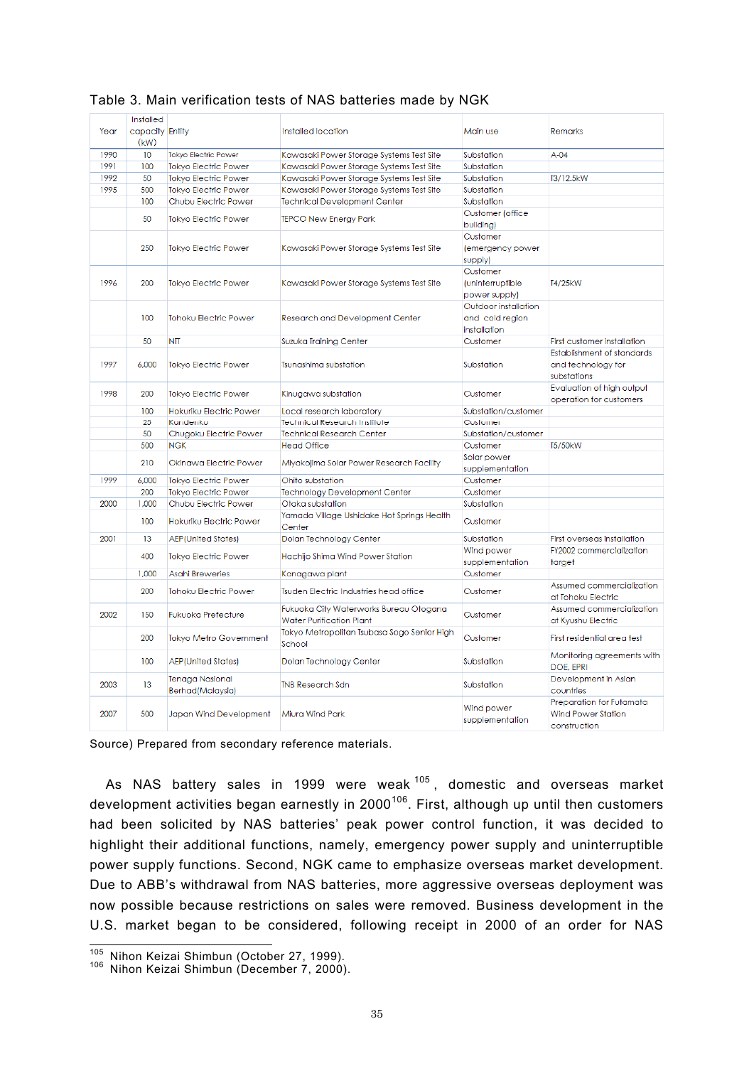Table 3. Main verification tests of NAS batteries made by NGK

| Year | Installed capacity (kW) | Entity | Installed location | Main use | Remarks |
|---|---|---|---|---|---|
| 1990 | 10 | Tokyo Electric Power | Kawasaki Power Storage Systems Test Site | Substation | A-04 |
| 1991 | 100 | Tokyo Electric Power | Kawasaki Power Storage Systems Test Site | Substation | |
| 1992 | 50 | Tokyo Electric Power | Kawasaki Power Storage Systems Test Site | Substation | T3/12.5kW |
| 1995 | 500 | Tokyo Electric Power | Kawasaki Power Storage Systems Test Site | Substation | |
| | 100 | Chubu Electric Power | Technical Development Center | Substation | |
| | 50 | Tokyo Electric Power | TEPCO New Energy Park | Customer (office building) | |
| | 250 | Tokyo Electric Power | Kawasaki Power Storage Systems Test Site | Customer (emergency power supply) | |
| 1996 | 200 | Tokyo Electric Power | Kawasaki Power Storage Systems Test Site | Customer (uninterruptible power supply) | T4/25kW |
| | 100 | Tohoku Electric Power | Research and Development Center | Outdoor installation and cold region installation | |
| | 50 | NTT | Suzuka Training Center | Customer | First customer installation |
| 1997 | 6,000 | Tokyo Electric Power | Tsunashima substation | Substation | Establishment of standards and technology for substations |
| 1998 | 200 | Tokyo Electric Power | Kinugawa substation | Customer | Evaluation of high output operation for customers |
| | 100 | Hokuriku Electric Power | Local research laboratory | Substation/customer | |
| | 25 | Kyuden?ko | Technical Research Institute | Customer | |
| | 50 | Chugoku Electric Power | Technical Research Center | Substation/customer | |
| | 500 | NGK | Head Office | Customer | T5/50kW |
| | 210 | Okinawa Electric Power | Miyakojima Solar Power Research Facility | Solar power supplementation | |
| 1999 | 6,000 | Tokyo Electric Power | Ohito substation | Customer | |
| | 200 | Tokyo Electric Power | Technology Development Center | Customer | |
| 2000 | 1,000 | Chubu Electric Power | Otaka substation | Substation | |
| | 100 | Hokuriku Electric Power | Yamada Village Ushidake Hot Springs Health Center | Customer | |
| 2001 | 13 | AEP(United States) | Dolan Technology Center | Substation | First overseas installation |
| | 400 | Tokyo Electric Power | Hachijo Shima Wind Power Station | Wind power supplementation | FY2002 commercialization target |
| | 1,000 | Asahi Breweries | Kanagawa plant | Customer | |
| | 200 | Tohoku Electric Power | Tsuden Electric Industries head office | Customer | Assumed commercialization at Tohoku Electric |
| 2002 | 150 | Fukuoka Prefecture | Fukuoka City Waterworks Bureau Otogana Water Purification Plant | Customer | Assumed commercialization at Kyushu Electric |
| | 200 | Tokyo Metro Government | Tokyo Metropolitan Tsubasa Sogo Senior High School | Customer | First residential area test |
| | 100 | AEP(United States) | Dolan Technology Center | Substation | Monitoring agreements with DOE, EPRI |
| 2003 | 13 | Tenaga Nasional Berhad(Malaysia) | TNB Research Sdn | Substation | Development in Asian countries |
| 2007 | 500 | Japan Wind Development | Miura Wind Park | Wind power supplementation | Preparation for Futamata Wind Power Station construction |

Source) Prepared from secondary reference materials.

As NAS battery sales in 1999 were weak[105], domestic and overseas market development activities began earnestly in 2000[106]. First, although up until then customers had been solicited by NAS batteries' peak power control function, it was decided to highlight their additional functions, namely, emergency power supply and uninterruptible power supply functions. Second, NGK came to emphasize overseas market development. Due to ABB's withdrawal from NAS batteries, more aggressive overseas deployment was now possible because restrictions on sales were removed. Business development in the U.S. market began to be considered, following receipt in 2000 of an order for NAS

[105] Nihon Keizai Shimbun (October 27, 1999).
[106] Nihon Keizai Shimbun (December 7, 2000).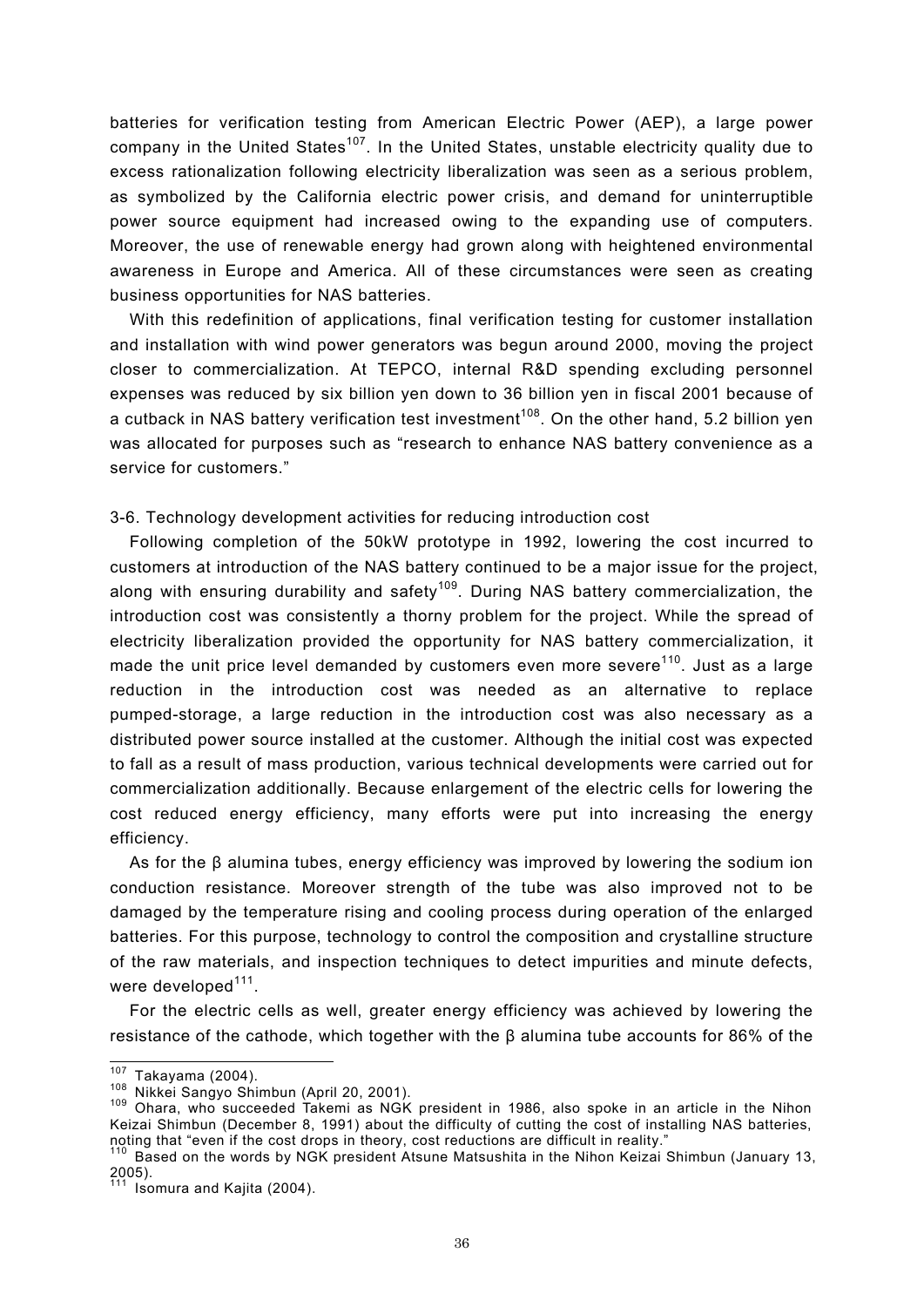batteries for verification testing from American Electric Power (AEP), a large power company in the United States[107]. In the United States, unstable electricity quality due to excess rationalization following electricity liberalization was seen as a serious problem, as symbolized by the California electric power crisis, and demand for uninterruptible power source equipment had increased owing to the expanding use of computers. Moreover, the use of renewable energy had grown along with heightened environmental awareness in Europe and America. All of these circumstances were seen as creating business opportunities for NAS batteries.

With this redefinition of applications, final verification testing for customer installation and installation with wind power generators was begun around 2000, moving the project closer to commercialization. At TEPCO, internal R&D spending excluding personnel expenses was reduced by six billion yen down to 36 billion yen in fiscal 2001 because of a cutback in NAS battery verification test investment[108]. On the other hand, 5.2 billion yen was allocated for purposes such as "research to enhance NAS battery convenience as a service for customers."

### 3-6. Technology development activities for reducing introduction cost

Following completion of the 50kW prototype in 1992, lowering the cost incurred to customers at introduction of the NAS battery continued to be a major issue for the project, along with ensuring durability and safety[109]. During NAS battery commercialization, the introduction cost was consistently a thorny problem for the project. While the spread of electricity liberalization provided the opportunity for NAS battery commercialization, it made the unit price level demanded by customers even more severe[110]. Just as a large reduction in the introduction cost was needed as an alternative to replace pumped-storage, a large reduction in the introduction cost was also necessary as a distributed power source installed at the customer. Although the initial cost was expected to fall as a result of mass production, various technical developments were carried out for commercialization additionally. Because enlargement of the electric cells for lowering the cost reduced energy efficiency, many efforts were put into increasing the energy efficiency.

As for the β alumina tubes, energy efficiency was improved by lowering the sodium ion conduction resistance. Moreover strength of the tube was also improved not to be damaged by the temperature rising and cooling process during operation of the enlarged batteries. For this purpose, technology to control the composition and crystalline structure of the raw materials, and inspection techniques to detect impurities and minute defects, were developed[111].

For the electric cells as well, greater energy efficiency was achieved by lowering the resistance of the cathode, which together with the β alumina tube accounts for 86% of the

---

[107] Takayama (2004).

[108] Nikkei Sangyo Shimbun (April 20, 2001).

[109] Ohara, who succeeded Takemi as NGK president in 1986, also spoke in an article in the Nihon Keizai Shimbun (December 8, 1991) about the difficulty of cutting the cost of installing NAS batteries, noting that "even if the cost drops in theory, cost reductions are difficult in reality."

[110] Based on the words by NGK president Atsune Matsushita in the Nihon Keizai Shimbun (January 13, 2005).

[111] Isomura and Kajita (2004).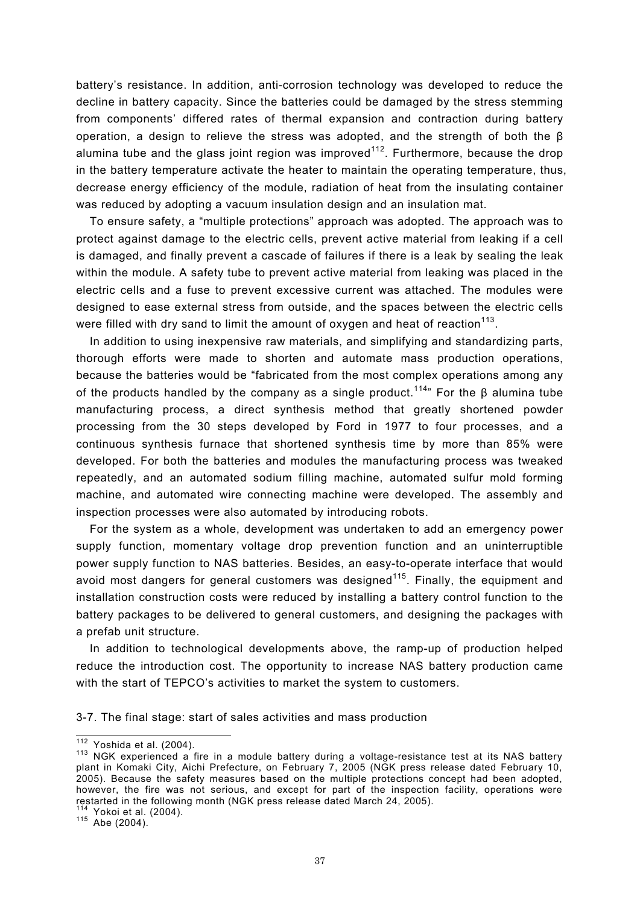battery's resistance. In addition, anti-corrosion technology was developed to reduce the decline in battery capacity. Since the batteries could be damaged by the stress stemming from components' differed rates of thermal expansion and contraction during battery operation, a design to relieve the stress was adopted, and the strength of both the β alumina tube and the glass joint region was improved[112]. Furthermore, because the drop in the battery temperature activate the heater to maintain the operating temperature, thus, decrease energy efficiency of the module, radiation of heat from the insulating container was reduced by adopting a vacuum insulation design and an insulation mat.

To ensure safety, a "multiple protections" approach was adopted. The approach was to protect against damage to the electric cells, prevent active material from leaking if a cell is damaged, and finally prevent a cascade of failures if there is a leak by sealing the leak within the module. A safety tube to prevent active material from leaking was placed in the electric cells and a fuse to prevent excessive current was attached. The modules were designed to ease external stress from outside, and the spaces between the electric cells were filled with dry sand to limit the amount of oxygen and heat of reaction[113].

In addition to using inexpensive raw materials, and simplifying and standardizing parts, thorough efforts were made to shorten and automate mass production operations, because the batteries would be "fabricated from the most complex operations among any of the products handled by the company as a single product.[114]" For the β alumina tube manufacturing process, a direct synthesis method that greatly shortened powder processing from the 30 steps developed by Ford in 1977 to four processes, and a continuous synthesis furnace that shortened synthesis time by more than 85% were developed. For both the batteries and modules the manufacturing process was tweaked repeatedly, and an automated sodium filling machine, automated sulfur mold forming machine, and automated wire connecting machine were developed. The assembly and inspection processes were also automated by introducing robots.

For the system as a whole, development was undertaken to add an emergency power supply function, momentary voltage drop prevention function and an uninterruptible power supply function to NAS batteries. Besides, an easy-to-operate interface that would avoid most dangers for general customers was designed[115]. Finally, the equipment and installation construction costs were reduced by installing a battery control function to the battery packages to be delivered to general customers, and designing the packages with a prefab unit structure.

In addition to technological developments above, the ramp-up of production helped reduce the introduction cost. The opportunity to increase NAS battery production came with the start of TEPCO's activities to market the system to customers.

### 3-7. The final stage: start of sales activities and mass production

---

[112] Yoshida et al. (2004).

[113] NGK experienced a fire in a module battery during a voltage-resistance test at its NAS battery plant in Komaki City, Aichi Prefecture, on February 7, 2005 (NGK press release dated February 10, 2005). Because the safety measures based on the multiple protections concept had been adopted, however, the fire was not serious, and except for part of the inspection facility, operations were restarted in the following month (NGK press release dated March 24, 2005).

[114] Yokoi et al. (2004).

[115] Abe (2004).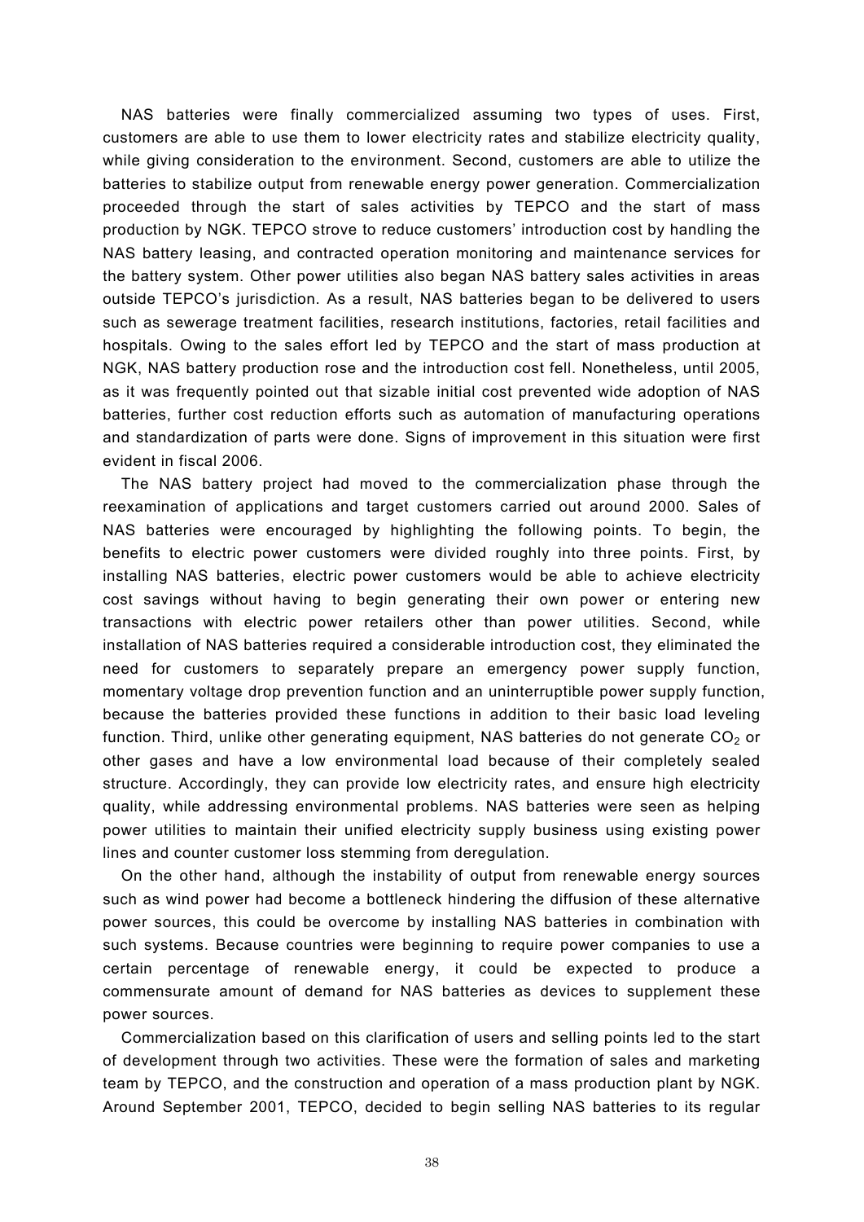NAS batteries were finally commercialized assuming two types of uses. First, customers are able to use them to lower electricity rates and stabilize electricity quality, while giving consideration to the environment. Second, customers are able to utilize the batteries to stabilize output from renewable energy power generation. Commercialization proceeded through the start of sales activities by TEPCO and the start of mass production by NGK. TEPCO strove to reduce customers' introduction cost by handling the NAS battery leasing, and contracted operation monitoring and maintenance services for the battery system. Other power utilities also began NAS battery sales activities in areas outside TEPCO's jurisdiction. As a result, NAS batteries began to be delivered to users such as sewerage treatment facilities, research institutions, factories, retail facilities and hospitals. Owing to the sales effort led by TEPCO and the start of mass production at NGK, NAS battery production rose and the introduction cost fell. Nonetheless, until 2005, as it was frequently pointed out that sizable initial cost prevented wide adoption of NAS batteries, further cost reduction efforts such as automation of manufacturing operations and standardization of parts were done. Signs of improvement in this situation were first evident in fiscal 2006.

The NAS battery project had moved to the commercialization phase through the reexamination of applications and target customers carried out around 2000. Sales of NAS batteries were encouraged by highlighting the following points. To begin, the benefits to electric power customers were divided roughly into three points. First, by installing NAS batteries, electric power customers would be able to achieve electricity cost savings without having to begin generating their own power or entering new transactions with electric power retailers other than power utilities. Second, while installation of NAS batteries required a considerable introduction cost, they eliminated the need for customers to separately prepare an emergency power supply function, momentary voltage drop prevention function and an uninterruptible power supply function, because the batteries provided these functions in addition to their basic load leveling function. Third, unlike other generating equipment, NAS batteries do not generate $CO_2$ or other gases and have a low environmental load because of their completely sealed structure. Accordingly, they can provide low electricity rates, and ensure high electricity quality, while addressing environmental problems. NAS batteries were seen as helping power utilities to maintain their unified electricity supply business using existing power lines and counter customer loss stemming from deregulation.

On the other hand, although the instability of output from renewable energy sources such as wind power had become a bottleneck hindering the diffusion of these alternative power sources, this could be overcome by installing NAS batteries in combination with such systems. Because countries were beginning to require power companies to use a certain percentage of renewable energy, it could be expected to produce a commensurate amount of demand for NAS batteries as devices to supplement these power sources.

Commercialization based on this clarification of users and selling points led to the start of development through two activities. These were the formation of sales and marketing team by TEPCO, and the construction and operation of a mass production plant by NGK. Around September 2001, TEPCO, decided to begin selling NAS batteries to its regular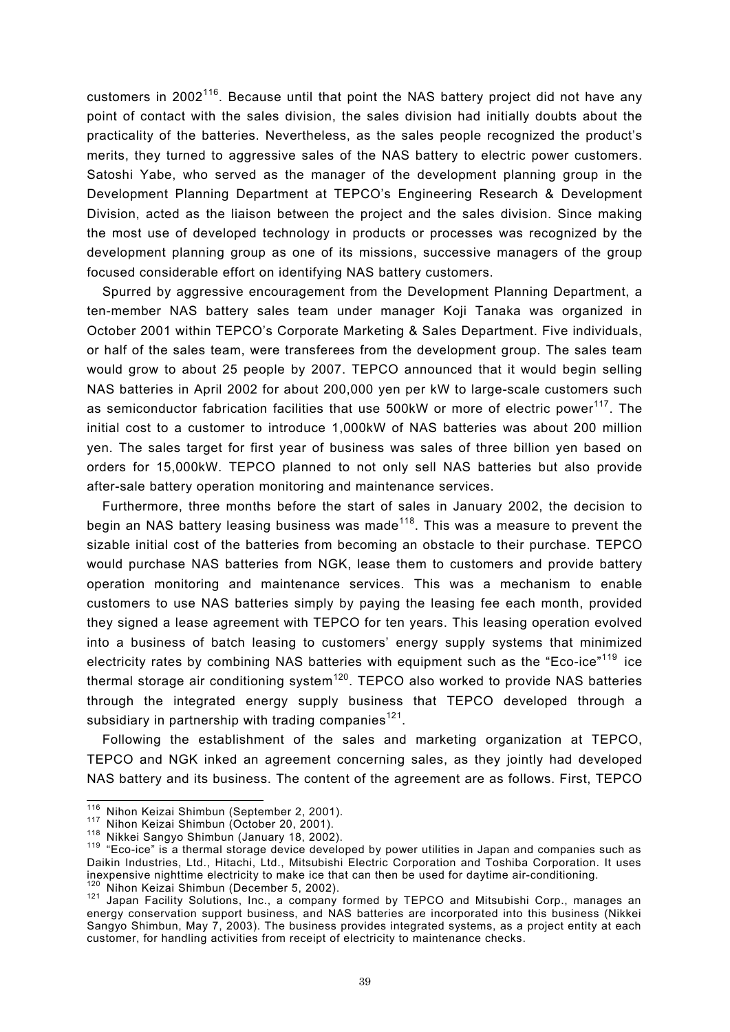customers in 2002[116]. Because until that point the NAS battery project did not have any point of contact with the sales division, the sales division had initially doubts about the practicality of the batteries. Nevertheless, as the sales people recognized the product's merits, they turned to aggressive sales of the NAS battery to electric power customers. Satoshi Yabe, who served as the manager of the development planning group in the Development Planning Department at TEPCO's Engineering Research & Development Division, acted as the liaison between the project and the sales division. Since making the most use of developed technology in products or processes was recognized by the development planning group as one of its missions, successive managers of the group focused considerable effort on identifying NAS battery customers.

Spurred by aggressive encouragement from the Development Planning Department, a ten-member NAS battery sales team under manager Koji Tanaka was organized in October 2001 within TEPCO's Corporate Marketing & Sales Department. Five individuals, or half of the sales team, were transferees from the development group. The sales team would grow to about 25 people by 2007. TEPCO announced that it would begin selling NAS batteries in April 2002 for about 200,000 yen per kW to large-scale customers such as semiconductor fabrication facilities that use 500kW or more of electric power[117]. The initial cost to a customer to introduce 1,000kW of NAS batteries was about 200 million yen. The sales target for first year of business was sales of three billion yen based on orders for 15,000kW. TEPCO planned to not only sell NAS batteries but also provide after-sale battery operation monitoring and maintenance services.

Furthermore, three months before the start of sales in January 2002, the decision to begin an NAS battery leasing business was made[118]. This was a measure to prevent the sizable initial cost of the batteries from becoming an obstacle to their purchase. TEPCO would purchase NAS batteries from NGK, lease them to customers and provide battery operation monitoring and maintenance services. This was a mechanism to enable customers to use NAS batteries simply by paying the leasing fee each month, provided they signed a lease agreement with TEPCO for ten years. This leasing operation evolved into a business of batch leasing to customers' energy supply systems that minimized electricity rates by combining NAS batteries with equipment such as the "Eco-ice"[119] ice thermal storage air conditioning system[120]. TEPCO also worked to provide NAS batteries through the integrated energy supply business that TEPCO developed through a subsidiary in partnership with trading companies[121].

Following the establishment of the sales and marketing organization at TEPCO, TEPCO and NGK inked an agreement concerning sales, as they jointly had developed NAS battery and its business. The content of the agreement are as follows. First, TEPCO

---

[116] Nihon Keizai Shimbun (September 2, 2001).

[117] Nihon Keizai Shimbun (October 20, 2001).

[118] Nikkei Sangyo Shimbun (January 18, 2002).

[119] "Eco-ice" is a thermal storage device developed by power utilities in Japan and companies such as Daikin Industries, Ltd., Hitachi, Ltd., Mitsubishi Electric Corporation and Toshiba Corporation. It uses inexpensive nighttime electricity to make ice that can then be used for daytime air-conditioning.

[120] Nihon Keizai Shimbun (December 5, 2002).

[121] Japan Facility Solutions, Inc., a company formed by TEPCO and Mitsubishi Corp., manages an energy conservation support business, and NAS batteries are incorporated into this business (Nikkei Sangyo Shimbun, May 7, 2003). The business provides integrated systems, as a project entity at each customer, for handling activities from receipt of electricity to maintenance checks.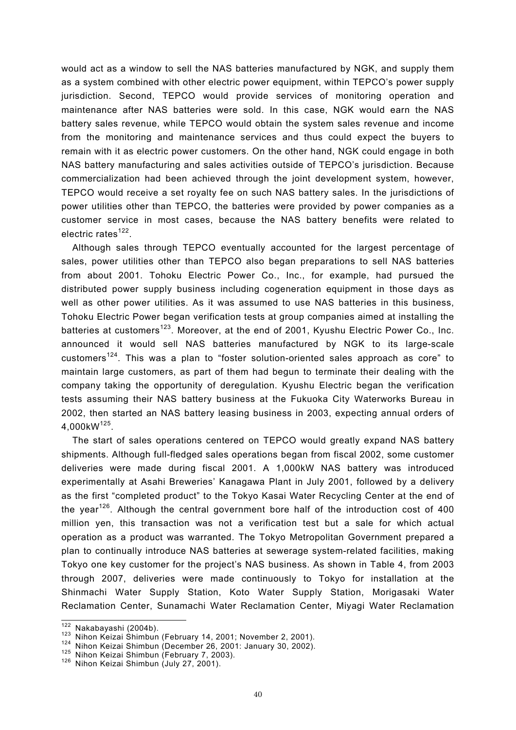would act as a window to sell the NAS batteries manufactured by NGK, and supply them as a system combined with other electric power equipment, within TEPCO's power supply jurisdiction. Second, TEPCO would provide services of monitoring operation and maintenance after NAS batteries were sold. In this case, NGK would earn the NAS battery sales revenue, while TEPCO would obtain the system sales revenue and income from the monitoring and maintenance services and thus could expect the buyers to remain with it as electric power customers. On the other hand, NGK could engage in both NAS battery manufacturing and sales activities outside of TEPCO's jurisdiction. Because commercialization had been achieved through the joint development system, however, TEPCO would receive a set royalty fee on such NAS battery sales. In the jurisdictions of power utilities other than TEPCO, the batteries were provided by power companies as a customer service in most cases, because the NAS battery benefits were related to electric rates[122].

Although sales through TEPCO eventually accounted for the largest percentage of sales, power utilities other than TEPCO also began preparations to sell NAS batteries from about 2001. Tohoku Electric Power Co., Inc., for example, had pursued the distributed power supply business including cogeneration equipment in those days as well as other power utilities. As it was assumed to use NAS batteries in this business, Tohoku Electric Power began verification tests at group companies aimed at installing the batteries at customers[123]. Moreover, at the end of 2001, Kyushu Electric Power Co., Inc. announced it would sell NAS batteries manufactured by NGK to its large-scale customers[124]. This was a plan to "foster solution-oriented sales approach as core" to maintain large customers, as part of them had begun to terminate their dealing with the company taking the opportunity of deregulation. Kyushu Electric began the verification tests assuming their NAS battery business at the Fukuoka City Waterworks Bureau in 2002, then started an NAS battery leasing business in 2003, expecting annual orders of 4,000kW[125].

The start of sales operations centered on TEPCO would greatly expand NAS battery shipments. Although full-fledged sales operations began from fiscal 2002, some customer deliveries were made during fiscal 2001. A 1,000kW NAS battery was introduced experimentally at Asahi Breweries' Kanagawa Plant in July 2001, followed by a delivery as the first "completed product" to the Tokyo Kasai Water Recycling Center at the end of the year[126]. Although the central government bore half of the introduction cost of 400 million yen, this transaction was not a verification test but a sale for which actual operation as a product was warranted. The Tokyo Metropolitan Government prepared a plan to continually introduce NAS batteries at sewerage system-related facilities, making Tokyo one key customer for the project's NAS business. As shown in Table 4, from 2003 through 2007, deliveries were made continuously to Tokyo for installation at the Shinmachi Water Supply Station, Koto Water Supply Station, Morigasaki Water Reclamation Center, Sunamachi Water Reclamation Center, Miyagi Water Reclamation

---

[122] Nakabayashi (2004b).
[123] Nihon Keizai Shimbun (February 14, 2001; November 2, 2001).
[124] Nihon Keizai Shimbun (December 26, 2001: January 30, 2002).
[125] Nihon Keizai Shimbun (February 7, 2003).
[126] Nihon Keizai Shimbun (July 27, 2001).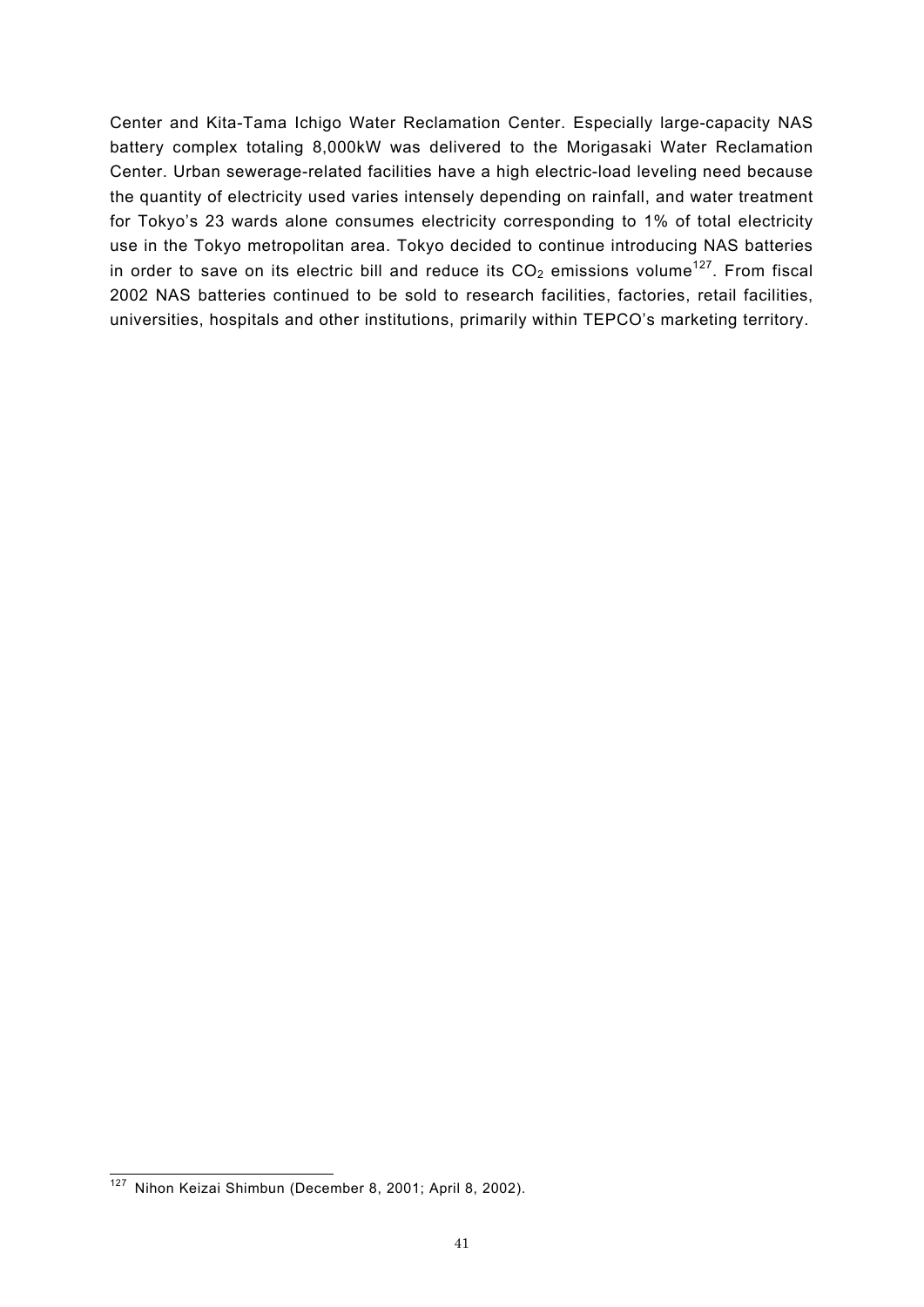Center and Kita-Tama Ichigo Water Reclamation Center. Especially large-capacity NAS battery complex totaling 8,000kW was delivered to the Morigasaki Water Reclamation Center. Urban sewerage-related facilities have a high electric-load leveling need because the quantity of electricity used varies intensely depending on rainfall, and water treatment for Tokyo's 23 wards alone consumes electricity corresponding to 1% of total electricity use in the Tokyo metropolitan area. Tokyo decided to continue introducing NAS batteries in order to save on its electric bill and reduce its $CO_2$ emissions volume[127]. From fiscal 2002 NAS batteries continued to be sold to research facilities, factories, retail facilities, universities, hospitals and other institutions, primarily within TEPCO's marketing territory.

[127] Nihon Keizai Shimbun (December 8, 2001; April 8, 2002).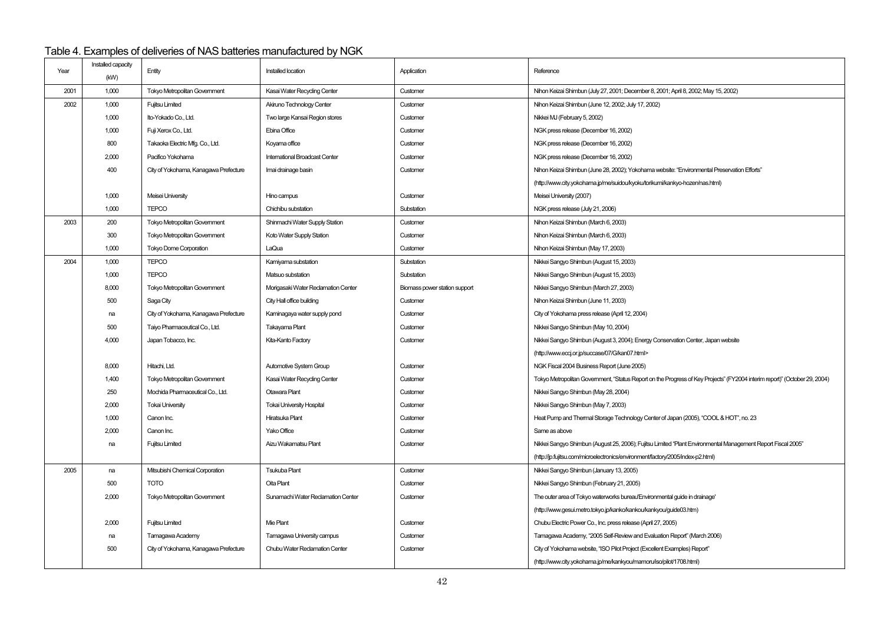## Table 4. Examples of deliveries of NAS batteries manufactured by NGK

| Year | Installed capacity (kW) | Entity | Installed location | Application | Reference |
|---|---|---|---|---|---|
| 2001 | 1,000 | Tokyo Metropolitan Government | Kasai Water Recycling Center | Customer | Nihon Keizai Shimbun (July 27, 2001; December 8, 2001; April 8, 2002; May 15, 2002) |
| 2002 | 1,000 | Fujitsu Limited | Akiruno Technology Center | Customer | Nihon Keizai Shimbun (June 12, 2002; July 17, 2002) |
| | 1,000 | Ito-Yokado Co., Ltd. | Two large Kansai Region stores | Customer | Nikkei MJ (February 5, 2002) |
| | 1,000 | Fuji Xerox Co., Ltd. | Ebina Office | Customer | NGK press release (December 16, 2002) |
| | 800 | Takaoka Electric Mfg. Co., Ltd. | Koyama office | Customer | NGK press release (December 16, 2002) |
| | 2,000 | Pacifico Yokohama | International Broadcast Center | Customer | NGK press release (December 16, 2002) |
| | 400 | City of Yokohama, Kanagawa Prefecture | Imai drainage basin | Customer | Nihon Keizai Shimbun (June 28, 2002); Yokohama website: "Environmental Preservation Efforts" (http://www.city.yokohama.jp/me/suidou/kyoku/torikumi/kankyo-hozen/nas.html) |
| | 1,000 | Meisei University | Hino campus | Customer | Meisei University (2007) |
| | 1,000 | TEPCO | Chichibu substation | Substation | NGK press release (July 21, 2006) |
| 2003 | 200 | Tokyo Metropolitan Government | Shinmachi Water Supply Station | Customer | Nihon Keizai Shimbun (March 6, 2003) |
| | 300 | Tokyo Metropolitan Government | Koto Water Supply Station | Customer | Nihon Keizai Shimbun (March 6, 2003) |
| | 1,000 | Tokyo Dome Corporation | LaQua | Customer | Nihon Keizai Shimbun (May 17, 2003) |
| 2004 | 1,000 | TEPCO | Kamiyama substation | Substation | Nikkei Sangyo Shimbun (August 15, 2003) |
| | 1,000 | TEPCO | Matsuo substation | Substation | Nikkei Sangyo Shimbun (August 15, 2003) |
| | 8,000 | Tokyo Metropolitan Government | Morigasaki Water Reclamation Center | Biomass power station support | Nikkei Sangyo Shimbun (March 27, 2003) |
| | 500 | Saga City | City Hall office building | Customer | Nihon Keizai Shimbun (June 11, 2003) |
| | na | City of Yokohama, Kanagawa Prefecture | Kaminagaya water supply pond | Customer | City of Yokohama press release (April 12, 2004) |
| | 500 | Taiyo Pharmaceutical Co., Ltd. | Takayama Plant | Customer | Nikkei Sangyo Shimbun (May 10, 2004) |
| | 4,000 | Japan Tobacco, Inc. | Kita-Kanto Factory | Customer | Nikkei Sangyo Shimbun (August 3, 2004); Energy Conservation Center, Japan website (http://www.eccj.or.jp/succase/07/G/kan07.html> |
| | 8,000 | Hitachi, Ltd. | Automotive System Group | Customer | NGK Fiscal 2004 Business Report (June 2005) |
| | 1,400 | Tokyo Metropolitan Government | Kasai Water Recycling Center | Customer | Tokyo Metropolitan Government, "Status Report on the Progress of Key Projects" (FY2004 interim report)" (October 29, 2004) |
| | 250 | Mochida Pharmaceutical Co., Ltd. | Otawara Plant | Customer | Nikkei Sangyo Shimbun (May 28, 2004) |
| | 2,000 | Tokai University | Tokai University Hospital | Customer | Nikkei Sangyo Shimbun (May 7, 2003) |
| | 1,000 | Canon Inc. | Hiratsuka Plant | Customer | Heat Pump and Thermal Storage Technology Center of Japan (2005), "COOL & HOT", no. 23 |
| | 2,000 | Canon Inc. | Yako Office | Customer | Same as above |
| | na | Fujitsu Limited | Aizu Wakamatsu Plant | Customer | Nikkei Sangyo Shimbun (August 25, 2006); Fujitsu Limited "Plant Environmental Management Report Fiscal 2005" (http://jp.fujitsu.com/microelectronics/environment/factory/2005/index-p2.html) |
| 2005 | na | Mitsubishi Chemical Corporation | Tsukuba Plant | Customer | Nikkei Sangyo Shimbun (January 13, 2005) |
| | 500 | TOTO | Oita Plant | Customer | Nikkei Sangyo Shimbun (February 21, 2005) |
| | 2,000 | Tokyo Metropolitan Government | Sunamachi Water Reclamation Center | Customer | The outer area of Tokyo waterworks bureau'Environmental guide in drainage' (http://www.gesui.metro.tokyo.jp/kanko/kankou/kankyou/guide03.htm) |
| | 2,000 | Fujitsu Limited | Mie Plant | Customer | Chubu Electric Power Co., Inc. press release (April 27, 2005) |
| | na | Tamagawa Academy | Tamagawa University campus | Customer | Tamagawa Academy, "2005 Self-Review and Evaluation Report" (March 2006) |
| | 500 | City of Yokohama, Kanagawa Prefecture | Chubu Water Reclamation Center | Customer | City of Yokohama website, "ISO Pilot Project (Excellent Examples) Report" (http://www.city.yokohama.jp/me/kankyou/mamoru/iso/pilot/1708.html) |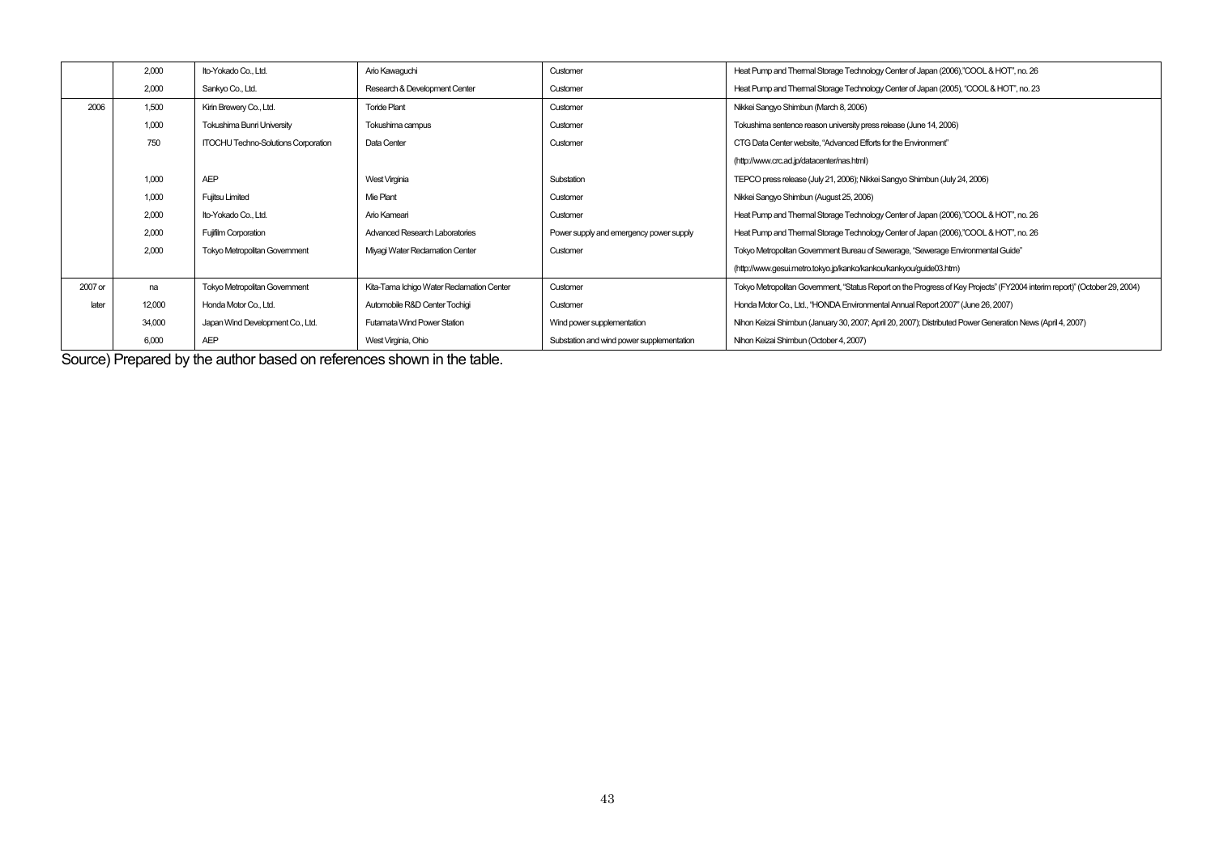|  |  |  |  |  |  |
|---|---|---|---|---|---|
|  | 2,000 | Ito-Yokado Co., Ltd. | Ario Kawaguchi | Customer | Heat Pump and Thermal Storage Technology Center of Japan (2006),"COOL & HOT", no. 26 |
|  | 2,000 | Sankyo Co., Ltd. | Research & Development Center | Customer | Heat Pump and Thermal Storage Technology Center of Japan (2005), "COOL & HOT", no. 23 |
| 2006 | 1,500 | Kirin Brewery Co., Ltd. | Toride Plant | Customer | Nikkei Sangyo Shimbun (March 8, 2006) |
|  | 1,000 | Tokushima Bunri University | Tokushima campus | Customer | Tokushima sentence reason university press release (June 14, 2006) |
|  | 750 | ITOCHU Techno-Solutions Corporation | Data Center | Customer | CTG Data Center website, "Advanced Efforts for the Environment" |
|  |  |  |  |  | (http://www.crc.ad.jp/datacenter/nas.html) |
|  | 1,000 | AEP | West Virginia | Substation | TEPCO press release (July 21, 2006); Nikkei Sangyo Shimbun (July 24, 2006) |
|  | 1,000 | Fujitsu Limited | Mie Plant | Customer | Nikkei Sangyo Shimbun (August 25, 2006) |
|  | 2,000 | Ito-Yokado Co., Ltd. | Ario Kameari | Customer | Heat Pump and Thermal Storage Technology Center of Japan (2006),"COOL & HOT", no. 26 |
|  | 2,000 | Fujifilm Corporation | Advanced Research Laboratories | Power supply and emergency power supply | Heat Pump and Thermal Storage Technology Center of Japan (2006),"COOL & HOT", no. 26 |
|  | 2,000 | Tokyo Metropolitan Government | Miyagi Water Reclamation Center | Customer | Tokyo Metropolitan Government Bureau of Sewerage, "Sewerage Environmental Guide" |
|  |  |  |  |  | (http://www.gesui.metro.tokyo.jp/kanko/kankou/kankyou/guide03.htm) |
| 2007 or | na | Tokyo Metropolitan Government | Kita-Tama Ichigo Water Reclamation Center | Customer | Tokyo Metropolitan Government, "Status Report on the Progress of Key Projects" (FY2004 interim report)" (October 29, 2004) |
| later | 12,000 | Honda Motor Co., Ltd. | Automobile R&D Center Tochigi | Customer | Honda Motor Co., Ltd., "HONDA Environmental Annual Report 2007" (June 26, 2007) |
|  | 34,000 | Japan Wind Development Co., Ltd. | Futamata Wind Power Station | Wind power supplementation | Nihon Keizai Shimbun (January 30, 2007; April 20, 2007); Distributed Power Generation News (April 4, 2007) |
|  | 6,000 | AEP | West Virginia, Ohio | Substation and wind power supplementation | Nihon Keizai Shimbun (October 4, 2007) |

Source) Prepared by the author based on references shown in the table.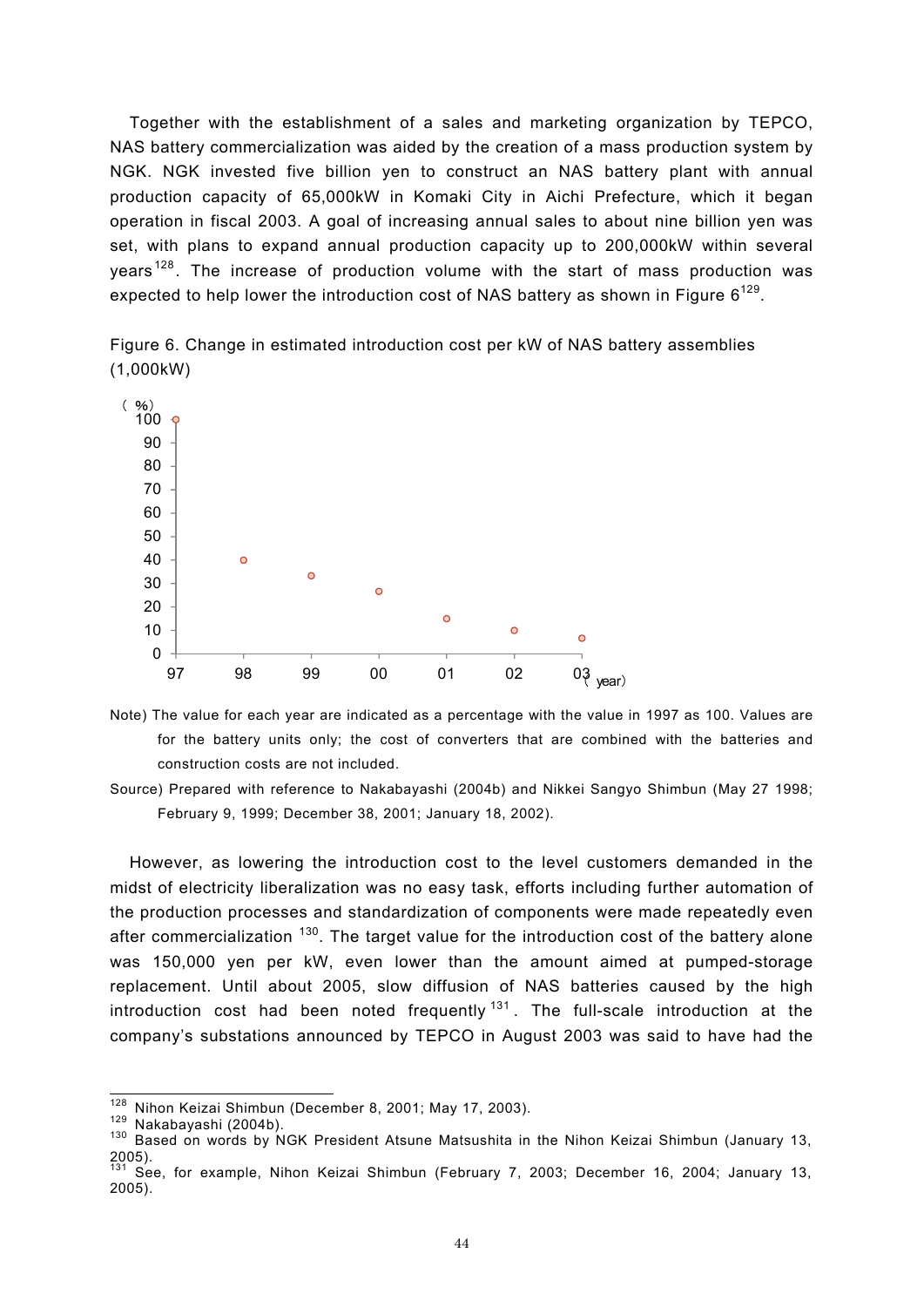Together with the establishment of a sales and marketing organization by TEPCO, NAS battery commercialization was aided by the creation of a mass production system by NGK. NGK invested five billion yen to construct an NAS battery plant with annual production capacity of 65,000kW in Komaki City in Aichi Prefecture, which it began operation in fiscal 2003. A goal of increasing annual sales to about nine billion yen was set, with plans to expand annual production capacity up to 200,000kW within several years[128]. The increase of production volume with the start of mass production was expected to help lower the introduction cost of NAS battery as shown in Figure 6[129].

Figure 6. Change in estimated introduction cost per kW of NAS battery assemblies (1,000kW)

| Year | 97 | 98 | 99 | 00 | 01 | 02 | 03 |
|---|---|---|---|---|---|---|---|
| (%) | 100 | 40 | 33 | 26 | 15 | 10 | 7 |

Note) The value for each year are indicated as a percentage with the value in 1997 as 100. Values are for the battery units only; the cost of converters that are combined with the batteries and construction costs are not included.

Source) Prepared with reference to Nakabayashi (2004b) and Nikkei Sangyo Shimbun (May 27 1998; February 9, 1999; December 38, 2001; January 18, 2002).

However, as lowering the introduction cost to the level customers demanded in the midst of electricity liberalization was no easy task, efforts including further automation of the production processes and standardization of components were made repeatedly even after commercialization [130]. The target value for the introduction cost of the battery alone was 150,000 yen per kW, even lower than the amount aimed at pumped-storage replacement. Until about 2005, slow diffusion of NAS batteries caused by the high introduction cost had been noted frequently [131]. The full-scale introduction at the company's substations announced by TEPCO in August 2003 was said to have had the

---

[128] Nihon Keizai Shimbun (December 8, 2001; May 17, 2003).

[129] Nakabayashi (2004b).

[130] Based on words by NGK President Atsune Matsushita in the Nihon Keizai Shimbun (January 13, 2005).

[131] See, for example, Nihon Keizai Shimbun (February 7, 2003; December 16, 2004; January 13, 2005).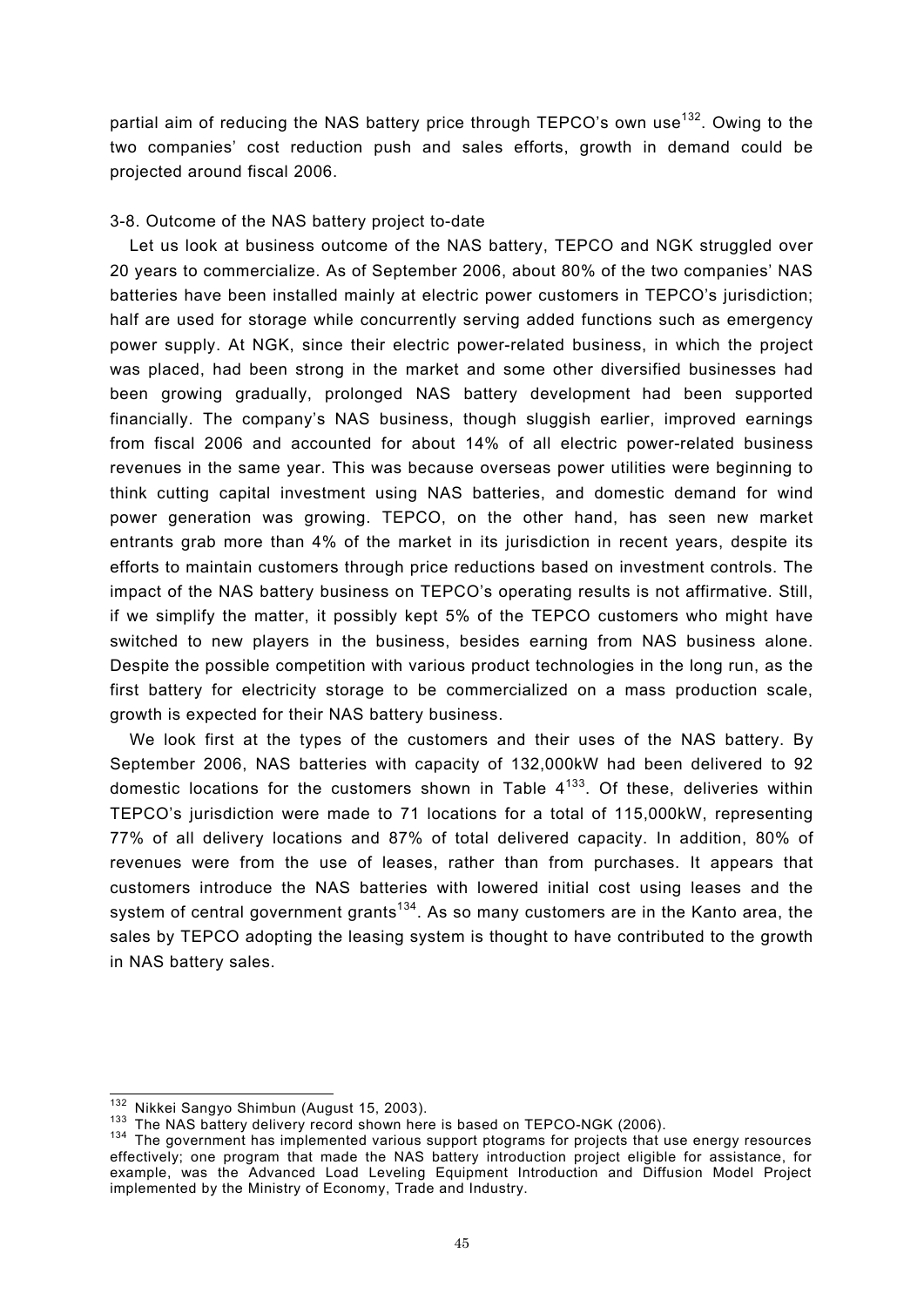partial aim of reducing the NAS battery price through TEPCO's own use[132]. Owing to the two companies' cost reduction push and sales efforts, growth in demand could be projected around fiscal 2006.

### 3-8. Outcome of the NAS battery project to-date

Let us look at business outcome of the NAS battery, TEPCO and NGK struggled over 20 years to commercialize. As of September 2006, about 80% of the two companies' NAS batteries have been installed mainly at electric power customers in TEPCO's jurisdiction; half are used for storage while concurrently serving added functions such as emergency power supply. At NGK, since their electric power-related business, in which the project was placed, had been strong in the market and some other diversified businesses had been growing gradually, prolonged NAS battery development had been supported financially. The company's NAS business, though sluggish earlier, improved earnings from fiscal 2006 and accounted for about 14% of all electric power-related business revenues in the same year. This was because overseas power utilities were beginning to think cutting capital investment using NAS batteries, and domestic demand for wind power generation was growing. TEPCO, on the other hand, has seen new market entrants grab more than 4% of the market in its jurisdiction in recent years, despite its efforts to maintain customers through price reductions based on investment controls. The impact of the NAS battery business on TEPCO's operating results is not affirmative. Still, if we simplify the matter, it possibly kept 5% of the TEPCO customers who might have switched to new players in the business, besides earning from NAS business alone. Despite the possible competition with various product technologies in the long run, as the first battery for electricity storage to be commercialized on a mass production scale, growth is expected for their NAS battery business.

We look first at the types of the customers and their uses of the NAS battery. By September 2006, NAS batteries with capacity of 132,000kW had been delivered to 92 domestic locations for the customers shown in Table 4[133]. Of these, deliveries within TEPCO's jurisdiction were made to 71 locations for a total of 115,000kW, representing 77% of all delivery locations and 87% of total delivered capacity. In addition, 80% of revenues were from the use of leases, rather than from purchases. It appears that customers introduce the NAS batteries with lowered initial cost using leases and the system of central government grants[134]. As so many customers are in the Kanto area, the sales by TEPCO adopting the leasing system is thought to have contributed to the growth in NAS battery sales.

---

[132] Nikkei Sangyo Shimbun (August 15, 2003).

[133] The NAS battery delivery record shown here is based on TEPCO-NGK (2006).

[134] The government has implemented various support ptograms for projects that use energy resources effectively; one program that made the NAS battery introduction project eligible for assistance, for example, was the Advanced Load Leveling Equipment Introduction and Diffusion Model Project implemented by the Ministry of Economy, Trade and Industry.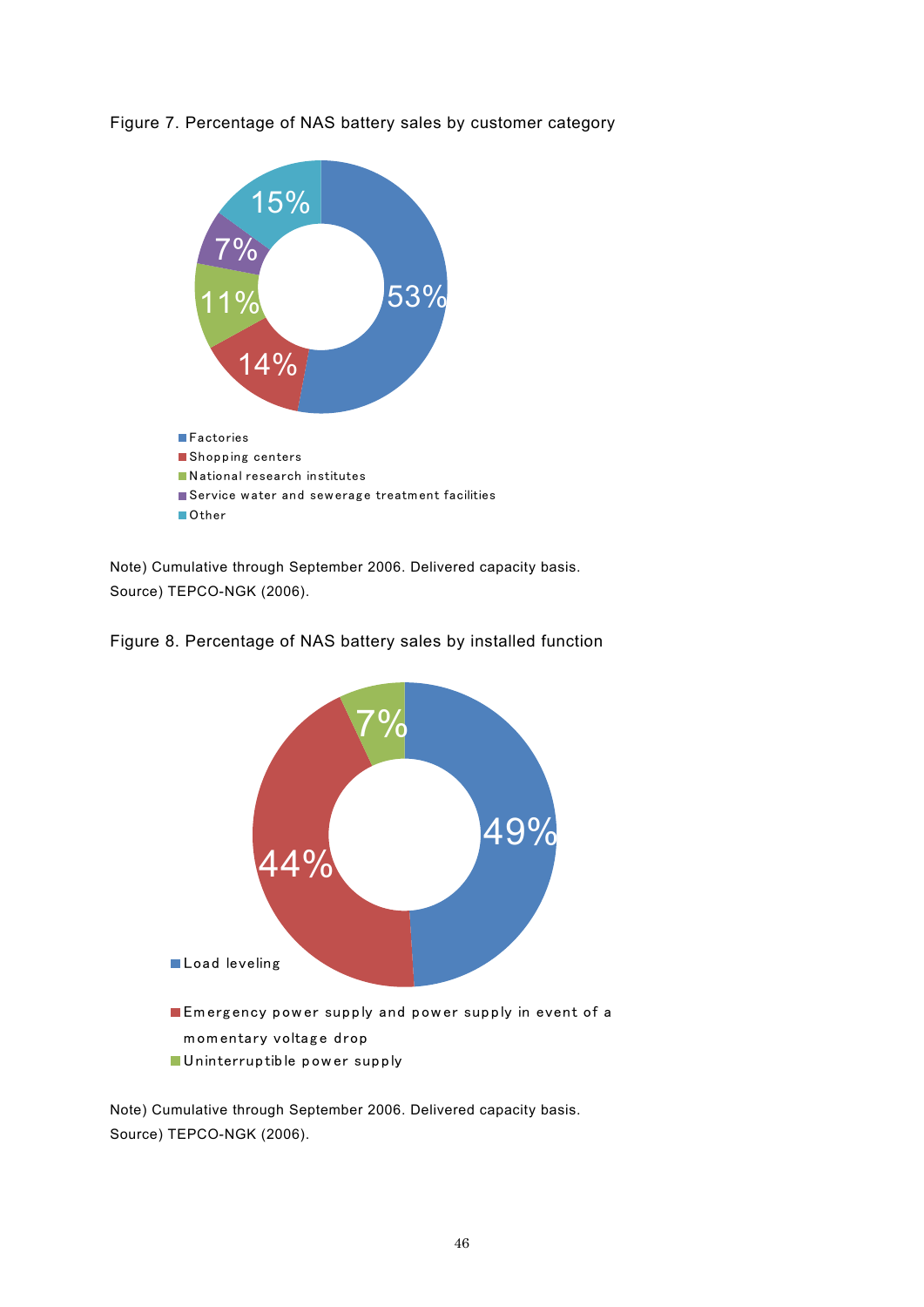Figure 7. Percentage of NAS battery sales by customer category

| Customer category | Percentage |
| --- | --- |
| Factories | 53% |
| Shopping centers | 14% |
| National research institutes | 11% |
| Service water and sewerage treatment facilities | 7% |
| Other | 15% |

Note) Cumulative through September 2006. Delivered capacity basis.
Source) TEPCO-NGK (2006).

Figure 8. Percentage of NAS battery sales by installed function

| Installed function | Percentage |
| --- | --- |
| Load leveling | 49% |
| Emergency power supply and power supply in event of a momentary voltage drop | 44% |
| Uninterruptible power supply | 7% |

Note) Cumulative through September 2006. Delivered capacity basis.
Source) TEPCO-NGK (2006).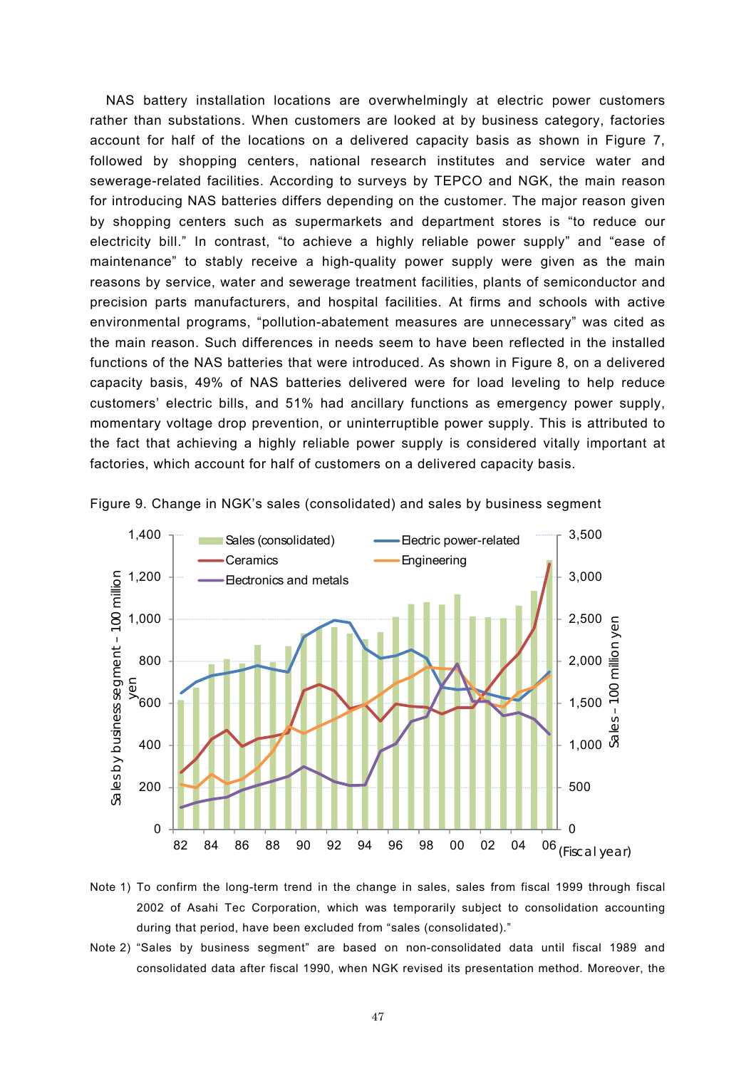NAS battery installation locations are overwhelmingly at electric power customers rather than substations. When customers are looked at by business category, factories account for half of the locations on a delivered capacity basis as shown in Figure 7, followed by shopping centers, national research institutes and service water and sewerage-related facilities. According to surveys by TEPCO and NGK, the main reason for introducing NAS batteries differs depending on the customer. The major reason given by shopping centers such as supermarkets and department stores is "to reduce our electricity bill." In contrast, "to achieve a highly reliable power supply" and "ease of maintenance" to stably receive a high-quality power supply were given as the main reasons by service, water and sewerage treatment facilities, plants of semiconductor and precision parts manufacturers, and hospital facilities. At firms and schools with active environmental programs, "pollution-abatement measures are unnecessary" was cited as the main reason. Such differences in needs seem to have been reflected in the installed functions of the NAS batteries that were introduced. As shown in Figure 8, on a delivered capacity basis, 49% of NAS batteries delivered were for load leveling to help reduce customers' electric bills, and 51% had ancillary functions as emergency power supply, momentary voltage drop prevention, or uninterruptible power supply. This is attributed to the fact that achieving a highly reliable power supply is considered vitally important at factories, which account for half of customers on a delivered capacity basis.

Figure 9. Change in NGK's sales (consolidated) and sales by business segment

Note 1) To confirm the long-term trend in the change in sales, sales from fiscal 1999 through fiscal 2002 of Asahi Tec Corporation, which was temporarily subject to consolidation accounting during that period, have been excluded from "sales (consolidated)."

Note 2) "Sales by business segment" are based on non-consolidated data until fiscal 1989 and consolidated data after fiscal 1990, when NGK revised its presentation method. Moreover, the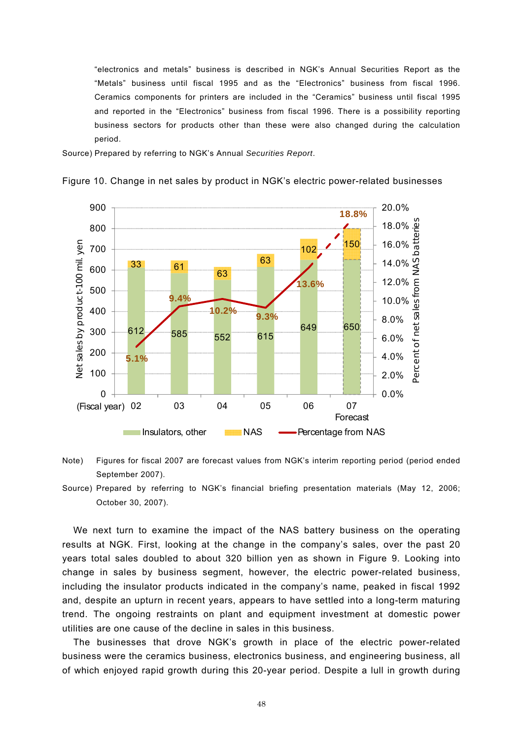"electronics and metals" business is described in NGK's Annual Securities Report as the "Metals" business until fiscal 1995 and as the "Electronics" business from fiscal 1996. Ceramics components for printers are included in the "Ceramics" business until fiscal 1995 and reported in the "Electronics" business from fiscal 1996. There is a possibility reporting business sectors for products other than these were also changed during the calculation period.

Source) Prepared by referring to NGK's Annual *Securities Report*.

Figure 10. Change in net sales by product in NGK's electric power-related businesses

| (Fiscal year) | 02 | 03 | 04 | 05 | 06 | 07 Forecast |
|---|---|---|---|---|---|---|
| Insulators, other (100 mil. yen) | 612 | 585 | 552 | 615 | 649 | 650 |
| NAS (100 mil. yen) | 33 | 61 | 63 | 63 | 102 | 150 |
| Percentage from NAS | 5.1% | 9.4% | 10.2% | 9.3% | 13.6% | 18.8% |

Note) Figures for fiscal 2007 are forecast values from NGK's interim reporting period (period ended September 2007).

Source) Prepared by referring to NGK's financial briefing presentation materials (May 12, 2006; October 30, 2007).

We next turn to examine the impact of the NAS battery business on the operating results at NGK. First, looking at the change in the company's sales, over the past 20 years total sales doubled to about 320 billion yen as shown in Figure 9. Looking into change in sales by business segment, however, the electric power-related business, including the insulator products indicated in the company's name, peaked in fiscal 1992 and, despite an upturn in recent years, appears to have settled into a long-term maturing trend. The ongoing restraints on plant and equipment investment at domestic power utilities are one cause of the decline in sales in this business.

The businesses that drove NGK's growth in place of the electric power-related business were the ceramics business, electronics business, and engineering business, all of which enjoyed rapid growth during this 20-year period. Despite a lull in growth during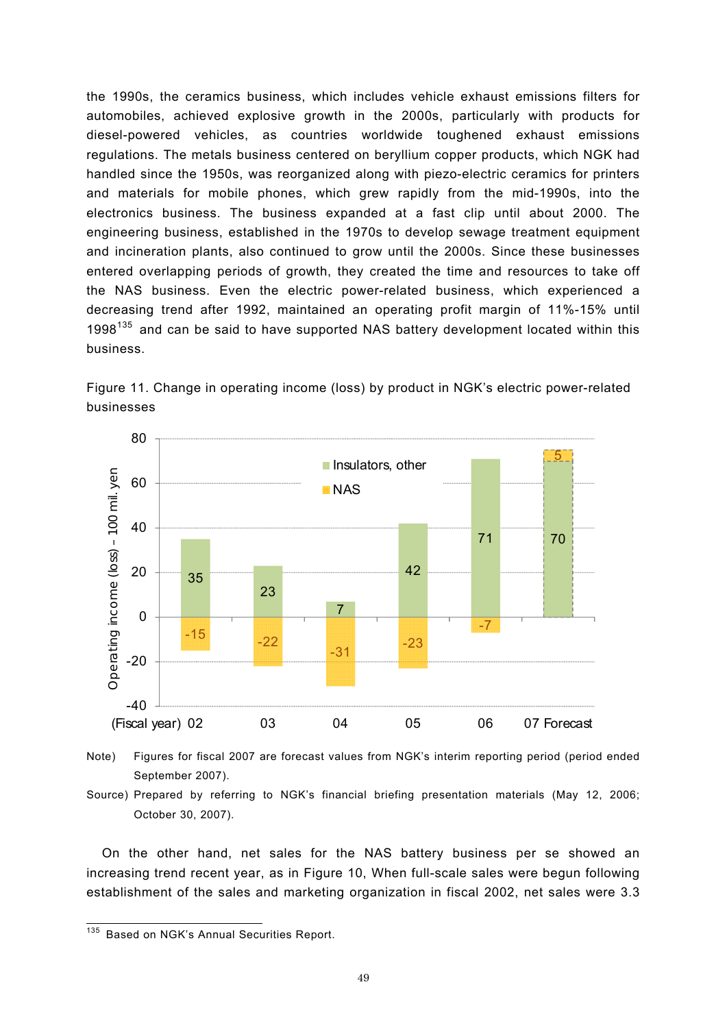the 1990s, the ceramics business, which includes vehicle exhaust emissions filters for automobiles, achieved explosive growth in the 2000s, particularly with products for diesel-powered vehicles, as countries worldwide toughened exhaust emissions regulations. The metals business centered on beryllium copper products, which NGK had handled since the 1950s, was reorganized along with piezo-electric ceramics for printers and materials for mobile phones, which grew rapidly from the mid-1990s, into the electronics business. The business expanded at a fast clip until about 2000. The engineering business, established in the 1970s to develop sewage treatment equipment and incineration plants, also continued to grow until the 2000s. Since these businesses entered overlapping periods of growth, they created the time and resources to take off the NAS business. Even the electric power-related business, which experienced a decreasing trend after 1992, maintained an operating profit margin of 11%-15% until 1998[135] and can be said to have supported NAS battery development located within this business.

Figure 11. Change in operating income (loss) by product in NGK's electric power-related businesses

| Operating income (loss) – 100 mil. yen (Fiscal year) | 02 | 03 | 04 | 05 | 06 | 07 Forecast |
|---|---|---|---|---|---|---|
| Insulators, other | 35 | 23 | 7 | 42 | 71 | 70 |
| NAS | -15 | -22 | -31 | -23 | -7 | 5 |

Note) Figures for fiscal 2007 are forecast values from NGK's interim reporting period (period ended September 2007).

Source) Prepared by referring to NGK's financial briefing presentation materials (May 12, 2006; October 30, 2007).

On the other hand, net sales for the NAS battery business per se showed an increasing trend recent year, as in Figure 10, When full-scale sales were begun following establishment of the sales and marketing organization in fiscal 2002, net sales were 3.3

[135] Based on NGK's Annual Securities Report.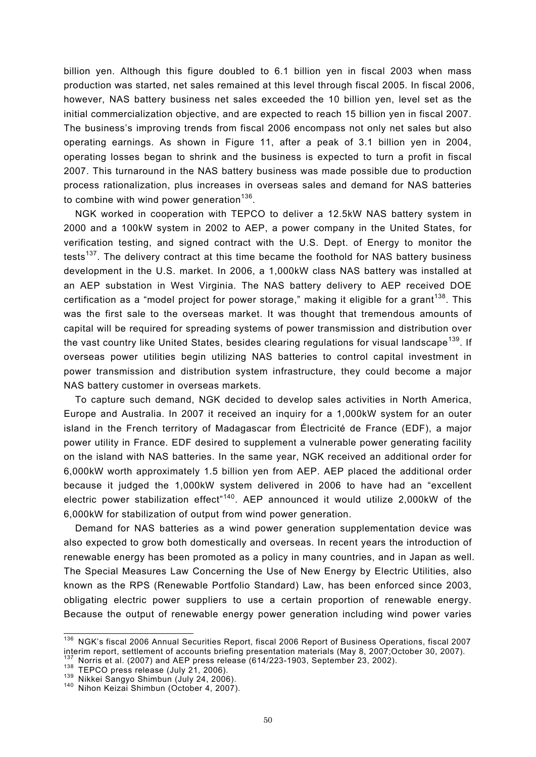billion yen. Although this figure doubled to 6.1 billion yen in fiscal 2003 when mass production was started, net sales remained at this level through fiscal 2005. In fiscal 2006, however, NAS battery business net sales exceeded the 10 billion yen, level set as the initial commercialization objective, and are expected to reach 15 billion yen in fiscal 2007. The business's improving trends from fiscal 2006 encompass not only net sales but also operating earnings. As shown in Figure 11, after a peak of 3.1 billion yen in 2004, operating losses began to shrink and the business is expected to turn a profit in fiscal 2007. This turnaround in the NAS battery business was made possible due to production process rationalization, plus increases in overseas sales and demand for NAS batteries to combine with wind power generation[136].

NGK worked in cooperation with TEPCO to deliver a 12.5kW NAS battery system in 2000 and a 100kW system in 2002 to AEP, a power company in the United States, for verification testing, and signed contract with the U.S. Dept. of Energy to monitor the tests[137]. The delivery contract at this time became the foothold for NAS battery business development in the U.S. market. In 2006, a 1,000kW class NAS battery was installed at an AEP substation in West Virginia. The NAS battery delivery to AEP received DOE certification as a "model project for power storage," making it eligible for a grant[138]. This was the first sale to the overseas market. It was thought that tremendous amounts of capital will be required for spreading systems of power transmission and distribution over the vast country like United States, besides clearing regulations for visual landscape[139]. If overseas power utilities begin utilizing NAS batteries to control capital investment in power transmission and distribution system infrastructure, they could become a major NAS battery customer in overseas markets.

To capture such demand, NGK decided to develop sales activities in North America, Europe and Australia. In 2007 it received an inquiry for a 1,000kW system for an outer island in the French territory of Madagascar from Électricité de France (EDF), a major power utility in France. EDF desired to supplement a vulnerable power generating facility on the island with NAS batteries. In the same year, NGK received an additional order for 6,000kW worth approximately 1.5 billion yen from AEP. AEP placed the additional order because it judged the 1,000kW system delivered in 2006 to have had an "excellent electric power stabilization effect"[140]. AEP announced it would utilize 2,000kW of the 6,000kW for stabilization of output from wind power generation.

Demand for NAS batteries as a wind power generation supplementation device was also expected to grow both domestically and overseas. In recent years the introduction of renewable energy has been promoted as a policy in many countries, and in Japan as well. The Special Measures Law Concerning the Use of New Energy by Electric Utilities, also known as the RPS (Renewable Portfolio Standard) Law, has been enforced since 2003, obligating electric power suppliers to use a certain proportion of renewable energy. Because the output of renewable energy power generation including wind power varies

---

[136] NGK's fiscal 2006 Annual Securities Report, fiscal 2006 Report of Business Operations, fiscal 2007 interim report, settlement of accounts briefing presentation materials (May 8, 2007;October 30, 2007).

[137] Norris et al. (2007) and AEP press release (614/223-1903, September 23, 2002).

[138] TEPCO press release (July 21, 2006).

[139] Nikkei Sangyo Shimbun (July 24, 2006).

[140] Nihon Keizai Shimbun (October 4, 2007).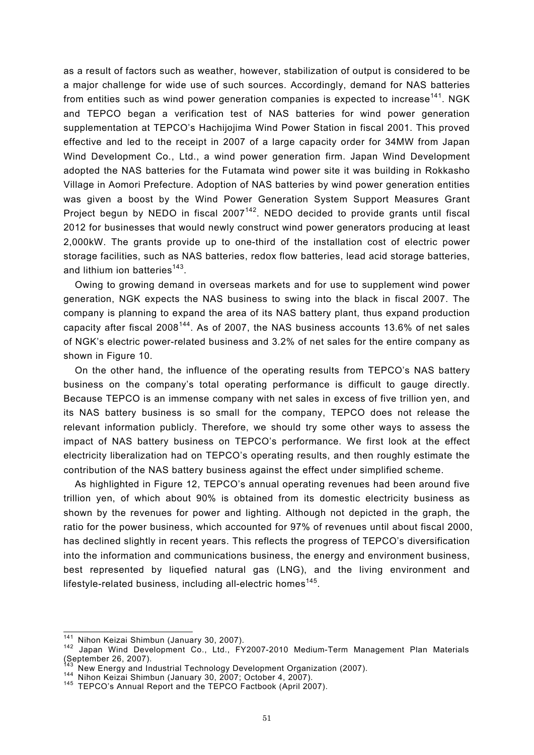as a result of factors such as weather, however, stabilization of output is considered to be a major challenge for wide use of such sources. Accordingly, demand for NAS batteries from entities such as wind power generation companies is expected to increase[141]. NGK and TEPCO began a verification test of NAS batteries for wind power generation supplementation at TEPCO's Hachijojima Wind Power Station in fiscal 2001. This proved effective and led to the receipt in 2007 of a large capacity order for 34MW from Japan Wind Development Co., Ltd., a wind power generation firm. Japan Wind Development adopted the NAS batteries for the Futamata wind power site it was building in Rokkasho Village in Aomori Prefecture. Adoption of NAS batteries by wind power generation entities was given a boost by the Wind Power Generation System Support Measures Grant Project begun by NEDO in fiscal 2007[142]. NEDO decided to provide grants until fiscal 2012 for businesses that would newly construct wind power generators producing at least 2,000kW. The grants provide up to one-third of the installation cost of electric power storage facilities, such as NAS batteries, redox flow batteries, lead acid storage batteries, and lithium ion batteries[143].

Owing to growing demand in overseas markets and for use to supplement wind power generation, NGK expects the NAS business to swing into the black in fiscal 2007. The company is planning to expand the area of its NAS battery plant, thus expand production capacity after fiscal 2008[144]. As of 2007, the NAS business accounts 13.6% of net sales of NGK's electric power-related business and 3.2% of net sales for the entire company as shown in Figure 10.

On the other hand, the influence of the operating results from TEPCO's NAS battery business on the company's total operating performance is difficult to gauge directly. Because TEPCO is an immense company with net sales in excess of five trillion yen, and its NAS battery business is so small for the company, TEPCO does not release the relevant information publicly. Therefore, we should try some other ways to assess the impact of NAS battery business on TEPCO's performance. We first look at the effect electricity liberalization had on TEPCO's operating results, and then roughly estimate the contribution of the NAS battery business against the effect under simplified scheme.

As highlighted in Figure 12, TEPCO's annual operating revenues had been around five trillion yen, of which about 90% is obtained from its domestic electricity business as shown by the revenues for power and lighting. Although not depicted in the graph, the ratio for the power business, which accounted for 97% of revenues until about fiscal 2000, has declined slightly in recent years. This reflects the progress of TEPCO's diversification into the information and communications business, the energy and environment business, best represented by liquefied natural gas (LNG), and the living environment and lifestyle-related business, including all-electric homes[145].

---

[141] Nihon Keizai Shimbun (January 30, 2007).

[142] Japan Wind Development Co., Ltd., FY2007-2010 Medium-Term Management Plan Materials (September 26, 2007).

[143] New Energy and Industrial Technology Development Organization (2007).

[144] Nihon Keizai Shimbun (January 30, 2007; October 4, 2007).

[145] TEPCO's Annual Report and the TEPCO Factbook (April 2007).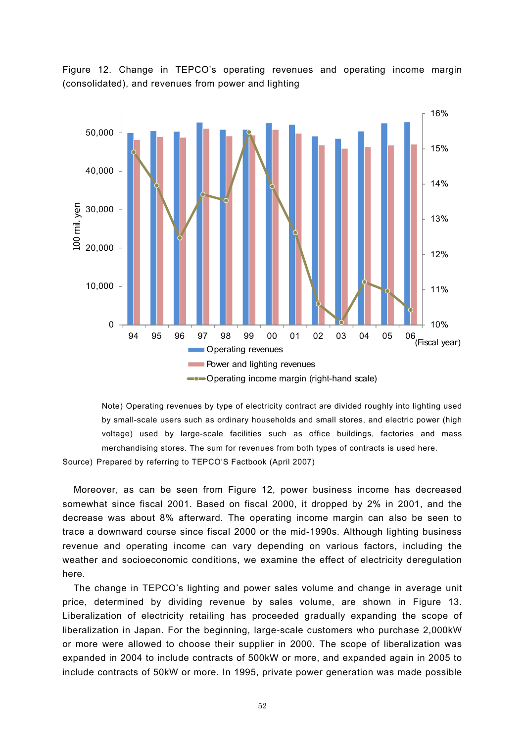Figure 12. Change in TEPCO's operating revenues and operating income margin (consolidated), and revenues from power and lighting

Note) Operating revenues by type of electricity contract are divided roughly into lighting used by small-scale users such as ordinary households and small stores, and electric power (high voltage) used by large-scale facilities such as office buildings, factories and mass merchandising stores. The sum for revenues from both types of contracts is used here.

Source) Prepared by referring to TEPCO'S Factbook (April 2007)

Moreover, as can be seen from Figure 12, power business income has decreased somewhat since fiscal 2001. Based on fiscal 2000, it dropped by 2% in 2001, and the decrease was about 8% afterward. The operating income margin can also be seen to trace a downward course since fiscal 2000 or the mid-1990s. Although lighting business revenue and operating income can vary depending on various factors, including the weather and socioeconomic conditions, we examine the effect of electricity deregulation here.

The change in TEPCO's lighting and power sales volume and change in average unit price, determined by dividing revenue by sales volume, are shown in Figure 13. Liberalization of electricity retailing has proceeded gradually expanding the scope of liberalization in Japan. For the beginning, large-scale customers who purchase 2,000kW or more were allowed to choose their supplier in 2000. The scope of liberalization was expanded in 2004 to include contracts of 500kW or more, and expanded again in 2005 to include contracts of 50kW or more. In 1995, private power generation was made possible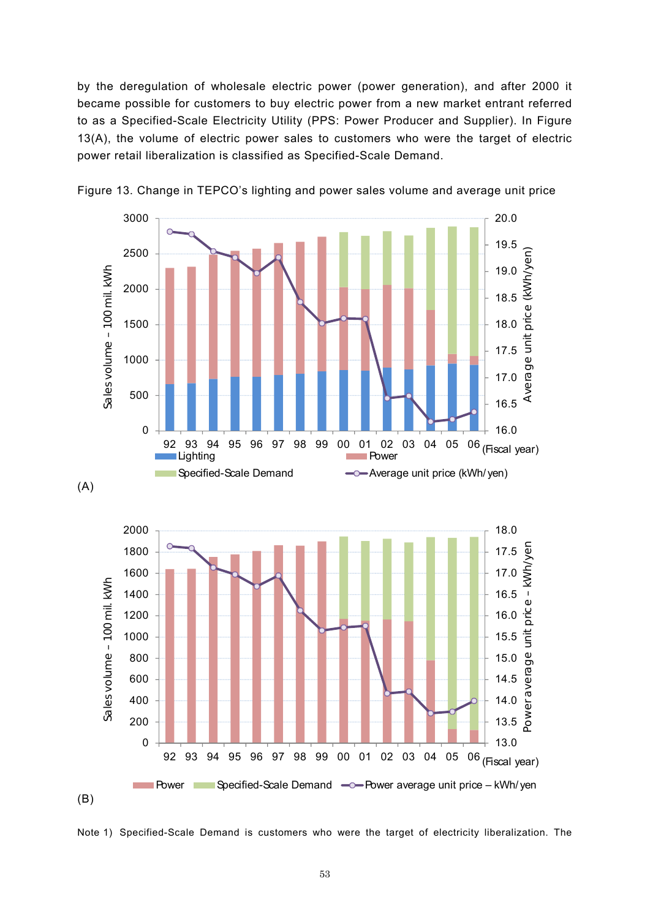by the deregulation of wholesale electric power (power generation), and after 2000 it became possible for customers to buy electric power from a new market entrant referred to as a Specified-Scale Electricity Utility (PPS: Power Producer and Supplier). In Figure 13(A), the volume of electric power sales to customers who were the target of electric power retail liberalization is classified as Specified-Scale Demand.

Figure 13. Change in TEPCO's lighting and power sales volume and average unit price

(A)

(B)

Note 1) Specified-Scale Demand is customers who were the target of electricity liberalization. The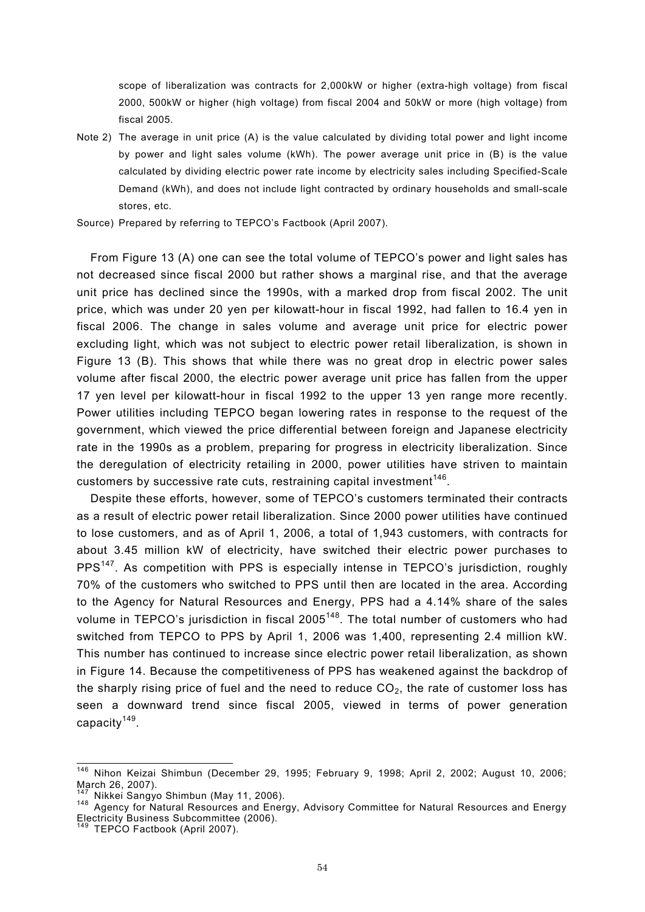scope of liberalization was contracts for 2,000kW or higher (extra-high voltage) from fiscal 2000, 500kW or higher (high voltage) from fiscal 2004 and 50kW or more (high voltage) from fiscal 2005.

Note 2) The average in unit price (A) is the value calculated by dividing total power and light income by power and light sales volume (kWh). The power average unit price in (B) is the value calculated by dividing electric power rate income by electricity sales including Specified-Scale Demand (kWh), and does not include light contracted by ordinary households and small-scale stores, etc.

Source) Prepared by referring to TEPCO's Factbook (April 2007).

From Figure 13 (A) one can see the total volume of TEPCO's power and light sales has not decreased since fiscal 2000 but rather shows a marginal rise, and that the average unit price has declined since the 1990s, with a marked drop from fiscal 2002. The unit price, which was under 20 yen per kilowatt-hour in fiscal 1992, had fallen to 16.4 yen in fiscal 2006. The change in sales volume and average unit price for electric power excluding light, which was not subject to electric power retail liberalization, is shown in Figure 13 (B). This shows that while there was no great drop in electric power sales volume after fiscal 2000, the electric power average unit price has fallen from the upper 17 yen level per kilowatt-hour in fiscal 1992 to the upper 13 yen range more recently. Power utilities including TEPCO began lowering rates in response to the request of the government, which viewed the price differential between foreign and Japanese electricity rate in the 1990s as a problem, preparing for progress in electricity liberalization. Since the deregulation of electricity retailing in 2000, power utilities have striven to maintain customers by successive rate cuts, restraining capital investment[146].

Despite these efforts, however, some of TEPCO's customers terminated their contracts as a result of electric power retail liberalization. Since 2000 power utilities have continued to lose customers, and as of April 1, 2006, a total of 1,943 customers, with contracts for about 3.45 million kW of electricity, have switched their electric power purchases to PPS[147]. As competition with PPS is especially intense in TEPCO's jurisdiction, roughly 70% of the customers who switched to PPS until then are located in the area. According to the Agency for Natural Resources and Energy, PPS had a 4.14% share of the sales volume in TEPCO's jurisdiction in fiscal 2005[148]. The total number of customers who had switched from TEPCO to PPS by April 1, 2006 was 1,400, representing 2.4 million kW. This number has continued to increase since electric power retail liberalization, as shown in Figure 14. Because the competitiveness of PPS has weakened against the backdrop of the sharply rising price of fuel and the need to reduce $CO_2$, the rate of customer loss has seen a downward trend since fiscal 2005, viewed in terms of power generation capacity[149].

---

[146] Nihon Keizai Shimbun (December 29, 1995; February 9, 1998; April 2, 2002; August 10, 2006; March 26, 2007).

[147] Nikkei Sangyo Shimbun (May 11, 2006).

[148] Agency for Natural Resources and Energy, Advisory Committee for Natural Resources and Energy Electricity Business Subcommittee (2006).

[149] TEPCO Factbook (April 2007).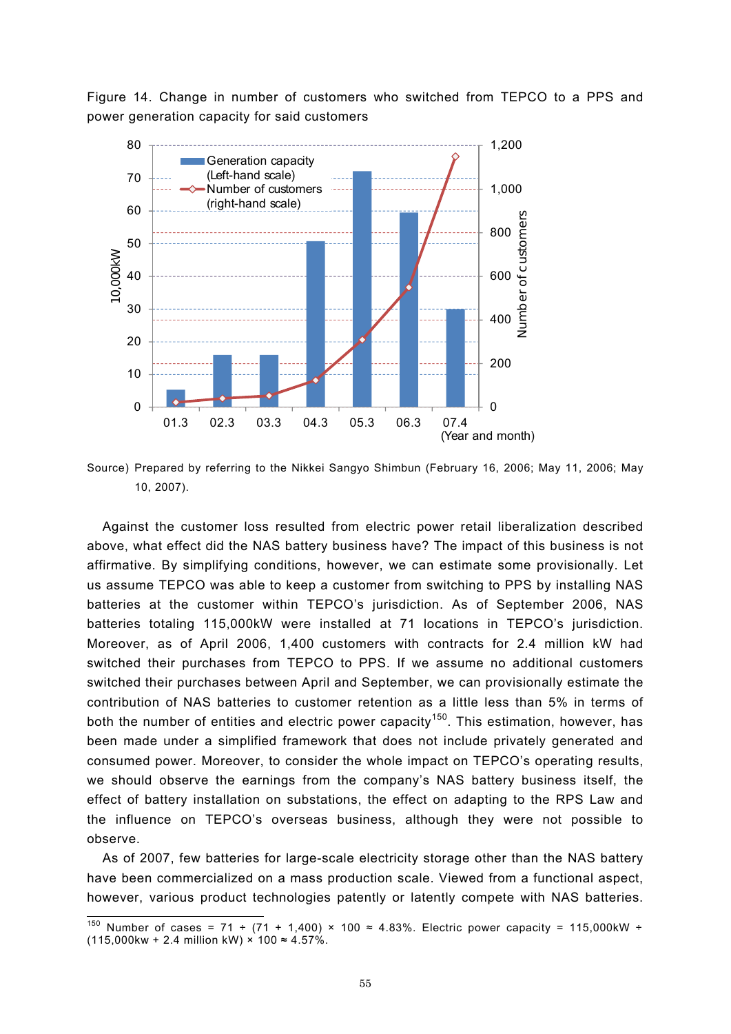Figure 14. Change in number of customers who switched from TEPCO to a PPS and power generation capacity for said customers

Source) Prepared by referring to the Nikkei Sangyo Shimbun (February 16, 2006; May 11, 2006; May 10, 2007).

Against the customer loss resulted from electric power retail liberalization described above, what effect did the NAS battery business have? The impact of this business is not affirmative. By simplifying conditions, however, we can estimate some provisionally. Let us assume TEPCO was able to keep a customer from switching to PPS by installing NAS batteries at the customer within TEPCO's jurisdiction. As of September 2006, NAS batteries totaling 115,000kW were installed at 71 locations in TEPCO's jurisdiction. Moreover, as of April 2006, 1,400 customers with contracts for 2.4 million kW had switched their purchases from TEPCO to PPS. If we assume no additional customers switched their purchases between April and September, we can provisionally estimate the contribution of NAS batteries to customer retention as a little less than 5% in terms of both the number of entities and electric power capacity[150]. This estimation, however, has been made under a simplified framework that does not include privately generated and consumed power. Moreover, to consider the whole impact on TEPCO's operating results, we should observe the earnings from the company's NAS battery business itself, the effect of battery installation on substations, the effect on adapting to the RPS Law and the influence on TEPCO's overseas business, although they were not possible to observe.

As of 2007, few batteries for large-scale electricity storage other than the NAS battery have been commercialized on a mass production scale. Viewed from a functional aspect, however, various product technologies patently or latently compete with NAS batteries.

---

[150] Number of cases = 71 ÷ (71 + 1,400) × 100 ≈ 4.83%. Electric power capacity = 115,000kW ÷ (115,000kw + 2.4 million kW) × 100 ≈ 4.57%.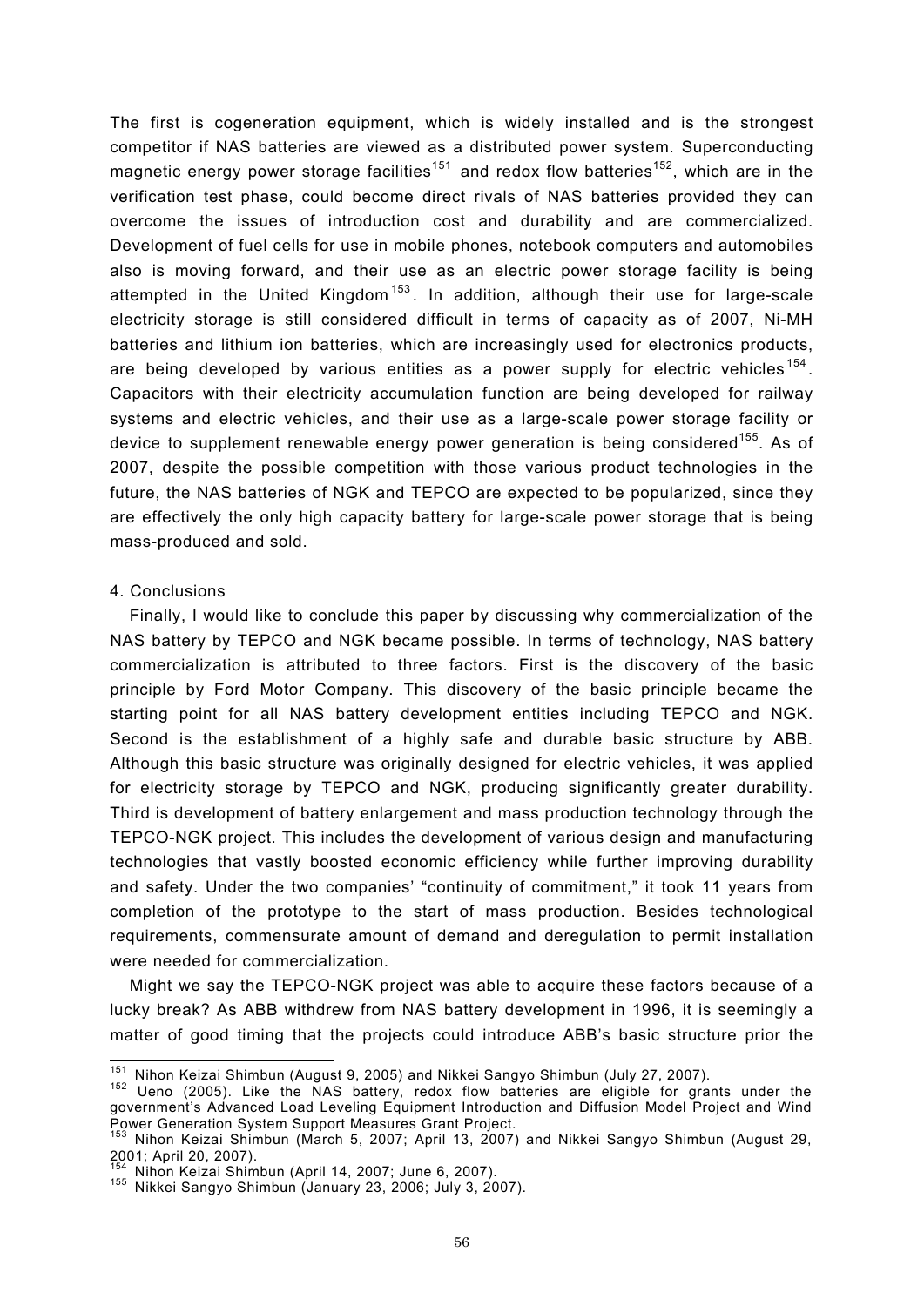The first is cogeneration equipment, which is widely installed and is the strongest competitor if NAS batteries are viewed as a distributed power system. Superconducting magnetic energy power storage facilities[151] and redox flow batteries[152], which are in the verification test phase, could become direct rivals of NAS batteries provided they can overcome the issues of introduction cost and durability and are commercialized. Development of fuel cells for use in mobile phones, notebook computers and automobiles also is moving forward, and their use as an electric power storage facility is being attempted in the United Kingdom[153]. In addition, although their use for large-scale electricity storage is still considered difficult in terms of capacity as of 2007, Ni-MH batteries and lithium ion batteries, which are increasingly used for electronics products, are being developed by various entities as a power supply for electric vehicles[154]. Capacitors with their electricity accumulation function are being developed for railway systems and electric vehicles, and their use as a large-scale power storage facility or device to supplement renewable energy power generation is being considered[155]. As of 2007, despite the possible competition with those various product technologies in the future, the NAS batteries of NGK and TEPCO are expected to be popularized, since they are effectively the only high capacity battery for large-scale power storage that is being mass-produced and sold.

## 4. Conclusions

Finally, I would like to conclude this paper by discussing why commercialization of the NAS battery by TEPCO and NGK became possible. In terms of technology, NAS battery commercialization is attributed to three factors. First is the discovery of the basic principle by Ford Motor Company. This discovery of the basic principle became the starting point for all NAS battery development entities including TEPCO and NGK. Second is the establishment of a highly safe and durable basic structure by ABB. Although this basic structure was originally designed for electric vehicles, it was applied for electricity storage by TEPCO and NGK, producing significantly greater durability. Third is development of battery enlargement and mass production technology through the TEPCO-NGK project. This includes the development of various design and manufacturing technologies that vastly boosted economic efficiency while further improving durability and safety. Under the two companies' "continuity of commitment," it took 11 years from completion of the prototype to the start of mass production. Besides technological requirements, commensurate amount of demand and deregulation to permit installation were needed for commercialization.

Might we say the TEPCO-NGK project was able to acquire these factors because of a lucky break? As ABB withdrew from NAS battery development in 1996, it is seemingly a matter of good timing that the projects could introduce ABB's basic structure prior the

---

[151] Nihon Keizai Shimbun (August 9, 2005) and Nikkei Sangyo Shimbun (July 27, 2007).

[152] Ueno (2005). Like the NAS battery, redox flow batteries are eligible for grants under the government's Advanced Load Leveling Equipment Introduction and Diffusion Model Project and Wind Power Generation System Support Measures Grant Project.

[153] Nihon Keizai Shimbun (March 5, 2007; April 13, 2007) and Nikkei Sangyo Shimbun (August 29, 2001; April 20, 2007).

[154] Nihon Keizai Shimbun (April 14, 2007; June 6, 2007).

[155] Nikkei Sangyo Shimbun (January 23, 2006; July 3, 2007).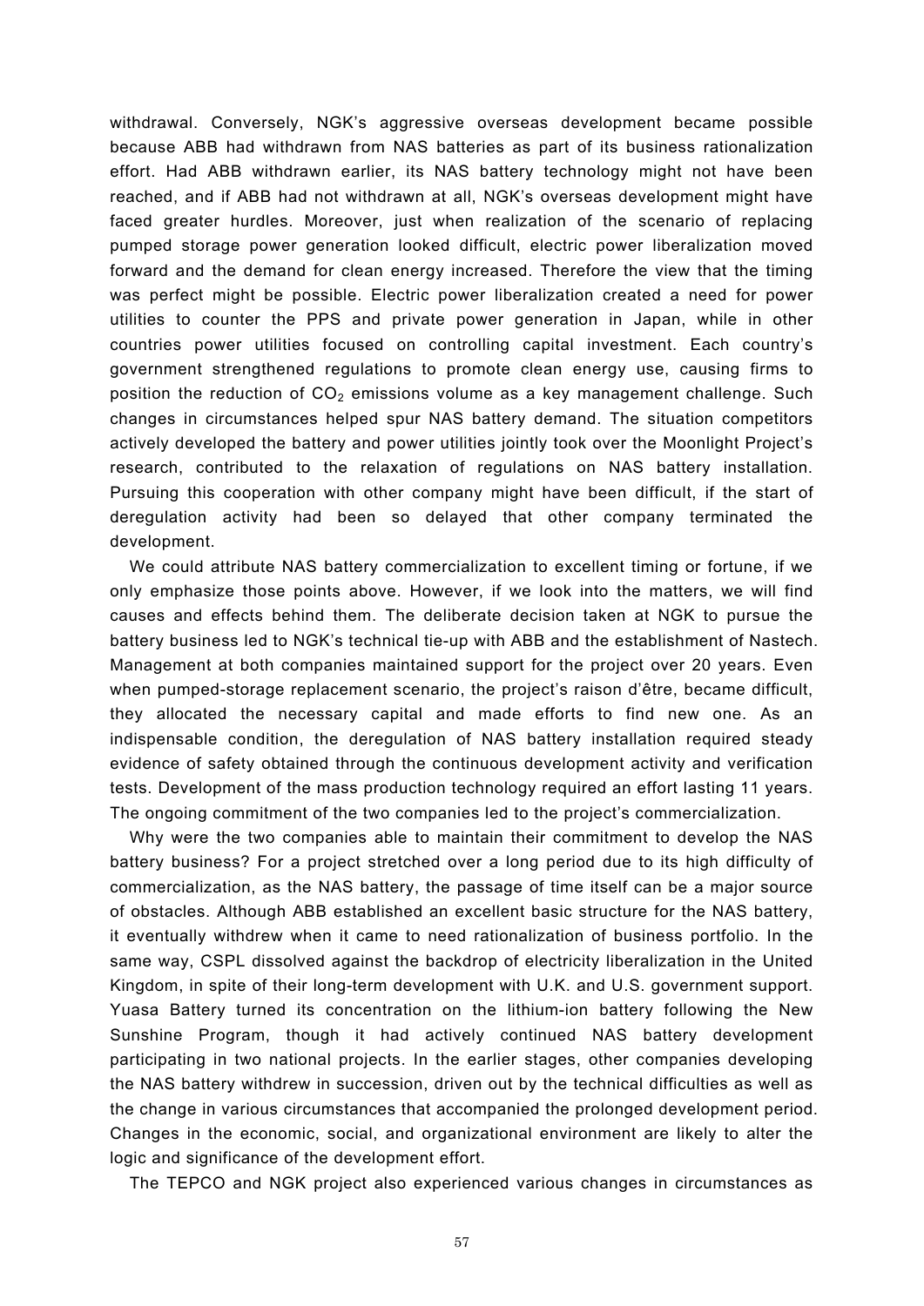withdrawal. Conversely, NGK's aggressive overseas development became possible because ABB had withdrawn from NAS batteries as part of its business rationalization effort. Had ABB withdrawn earlier, its NAS battery technology might not have been reached, and if ABB had not withdrawn at all, NGK's overseas development might have faced greater hurdles. Moreover, just when realization of the scenario of replacing pumped storage power generation looked difficult, electric power liberalization moved forward and the demand for clean energy increased. Therefore the view that the timing was perfect might be possible. Electric power liberalization created a need for power utilities to counter the PPS and private power generation in Japan, while in other countries power utilities focused on controlling capital investment. Each country's government strengthened regulations to promote clean energy use, causing firms to position the reduction of $CO_2$ emissions volume as a key management challenge. Such changes in circumstances helped spur NAS battery demand. The situation competitors actively developed the battery and power utilities jointly took over the Moonlight Project's research, contributed to the relaxation of regulations on NAS battery installation. Pursuing this cooperation with other company might have been difficult, if the start of deregulation activity had been so delayed that other company terminated the development.

We could attribute NAS battery commercialization to excellent timing or fortune, if we only emphasize those points above. However, if we look into the matters, we will find causes and effects behind them. The deliberate decision taken at NGK to pursue the battery business led to NGK's technical tie-up with ABB and the establishment of Nastech. Management at both companies maintained support for the project over 20 years. Even when pumped-storage replacement scenario, the project's raison d'être, became difficult, they allocated the necessary capital and made efforts to find new one. As an indispensable condition, the deregulation of NAS battery installation required steady evidence of safety obtained through the continuous development activity and verification tests. Development of the mass production technology required an effort lasting 11 years. The ongoing commitment of the two companies led to the project's commercialization.

Why were the two companies able to maintain their commitment to develop the NAS battery business? For a project stretched over a long period due to its high difficulty of commercialization, as the NAS battery, the passage of time itself can be a major source of obstacles. Although ABB established an excellent basic structure for the NAS battery, it eventually withdrew when it came to need rationalization of business portfolio. In the same way, CSPL dissolved against the backdrop of electricity liberalization in the United Kingdom, in spite of their long-term development with U.K. and U.S. government support. Yuasa Battery turned its concentration on the lithium-ion battery following the New Sunshine Program, though it had actively continued NAS battery development participating in two national projects. In the earlier stages, other companies developing the NAS battery withdrew in succession, driven out by the technical difficulties as well as the change in various circumstances that accompanied the prolonged development period. Changes in the economic, social, and organizational environment are likely to alter the logic and significance of the development effort.

The TEPCO and NGK project also experienced various changes in circumstances as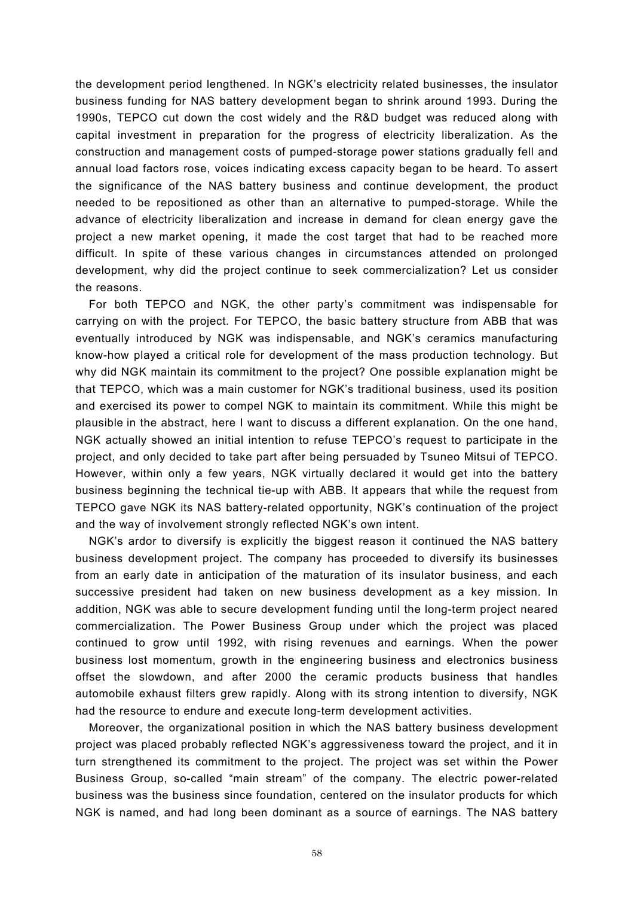the development period lengthened. In NGK's electricity related businesses, the insulator business funding for NAS battery development began to shrink around 1993. During the 1990s, TEPCO cut down the cost widely and the R&D budget was reduced along with capital investment in preparation for the progress of electricity liberalization. As the construction and management costs of pumped-storage power stations gradually fell and annual load factors rose, voices indicating excess capacity began to be heard. To assert the significance of the NAS battery business and continue development, the product needed to be repositioned as other than an alternative to pumped-storage. While the advance of electricity liberalization and increase in demand for clean energy gave the project a new market opening, it made the cost target that had to be reached more difficult. In spite of these various changes in circumstances attended on prolonged development, why did the project continue to seek commercialization? Let us consider the reasons.

For both TEPCO and NGK, the other party's commitment was indispensable for carrying on with the project. For TEPCO, the basic battery structure from ABB that was eventually introduced by NGK was indispensable, and NGK's ceramics manufacturing know-how played a critical role for development of the mass production technology. But why did NGK maintain its commitment to the project? One possible explanation might be that TEPCO, which was a main customer for NGK's traditional business, used its position and exercised its power to compel NGK to maintain its commitment. While this might be plausible in the abstract, here I want to discuss a different explanation. On the one hand, NGK actually showed an initial intention to refuse TEPCO's request to participate in the project, and only decided to take part after being persuaded by Tsuneo Mitsui of TEPCO. However, within only a few years, NGK virtually declared it would get into the battery business beginning the technical tie-up with ABB. It appears that while the request from TEPCO gave NGK its NAS battery-related opportunity, NGK's continuation of the project and the way of involvement strongly reflected NGK's own intent.

NGK's ardor to diversify is explicitly the biggest reason it continued the NAS battery business development project. The company has proceeded to diversify its businesses from an early date in anticipation of the maturation of its insulator business, and each successive president had taken on new business development as a key mission. In addition, NGK was able to secure development funding until the long-term project neared commercialization. The Power Business Group under which the project was placed continued to grow until 1992, with rising revenues and earnings. When the power business lost momentum, growth in the engineering business and electronics business offset the slowdown, and after 2000 the ceramic products business that handles automobile exhaust filters grew rapidly. Along with its strong intention to diversify, NGK had the resource to endure and execute long-term development activities.

Moreover, the organizational position in which the NAS battery business development project was placed probably reflected NGK's aggressiveness toward the project, and it in turn strengthened its commitment to the project. The project was set within the Power Business Group, so-called "main stream" of the company. The electric power-related business was the business since foundation, centered on the insulator products for which NGK is named, and had long been dominant as a source of earnings. The NAS battery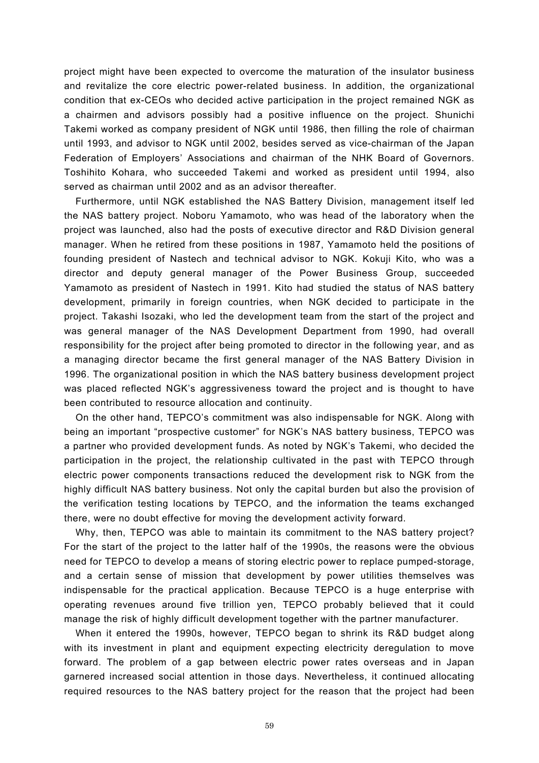project might have been expected to overcome the maturation of the insulator business and revitalize the core electric power-related business. In addition, the organizational condition that ex-CEOs who decided active participation in the project remained NGK as a chairmen and advisors possibly had a positive influence on the project. Shunichi Takemi worked as company president of NGK until 1986, then filling the role of chairman until 1993, and advisor to NGK until 2002, besides served as vice-chairman of the Japan Federation of Employers' Associations and chairman of the NHK Board of Governors. Toshihito Kohara, who succeeded Takemi and worked as president until 1994, also served as chairman until 2002 and as an advisor thereafter.

Furthermore, until NGK established the NAS Battery Division, management itself led the NAS battery project. Noboru Yamamoto, who was head of the laboratory when the project was launched, also had the posts of executive director and R&D Division general manager. When he retired from these positions in 1987, Yamamoto held the positions of founding president of Nastech and technical advisor to NGK. Kokuji Kito, who was a director and deputy general manager of the Power Business Group, succeeded Yamamoto as president of Nastech in 1991. Kito had studied the status of NAS battery development, primarily in foreign countries, when NGK decided to participate in the project. Takashi Isozaki, who led the development team from the start of the project and was general manager of the NAS Development Department from 1990, had overall responsibility for the project after being promoted to director in the following year, and as a managing director became the first general manager of the NAS Battery Division in 1996. The organizational position in which the NAS battery business development project was placed reflected NGK's aggressiveness toward the project and is thought to have been contributed to resource allocation and continuity.

On the other hand, TEPCO's commitment was also indispensable for NGK. Along with being an important "prospective customer" for NGK's NAS battery business, TEPCO was a partner who provided development funds. As noted by NGK's Takemi, who decided the participation in the project, the relationship cultivated in the past with TEPCO through electric power components transactions reduced the development risk to NGK from the highly difficult NAS battery business. Not only the capital burden but also the provision of the verification testing locations by TEPCO, and the information the teams exchanged there, were no doubt effective for moving the development activity forward.

Why, then, TEPCO was able to maintain its commitment to the NAS battery project? For the start of the project to the latter half of the 1990s, the reasons were the obvious need for TEPCO to develop a means of storing electric power to replace pumped-storage, and a certain sense of mission that development by power utilities themselves was indispensable for the practical application. Because TEPCO is a huge enterprise with operating revenues around five trillion yen, TEPCO probably believed that it could manage the risk of highly difficult development together with the partner manufacturer.

When it entered the 1990s, however, TEPCO began to shrink its R&D budget along with its investment in plant and equipment expecting electricity deregulation to move forward. The problem of a gap between electric power rates overseas and in Japan garnered increased social attention in those days. Nevertheless, it continued allocating required resources to the NAS battery project for the reason that the project had been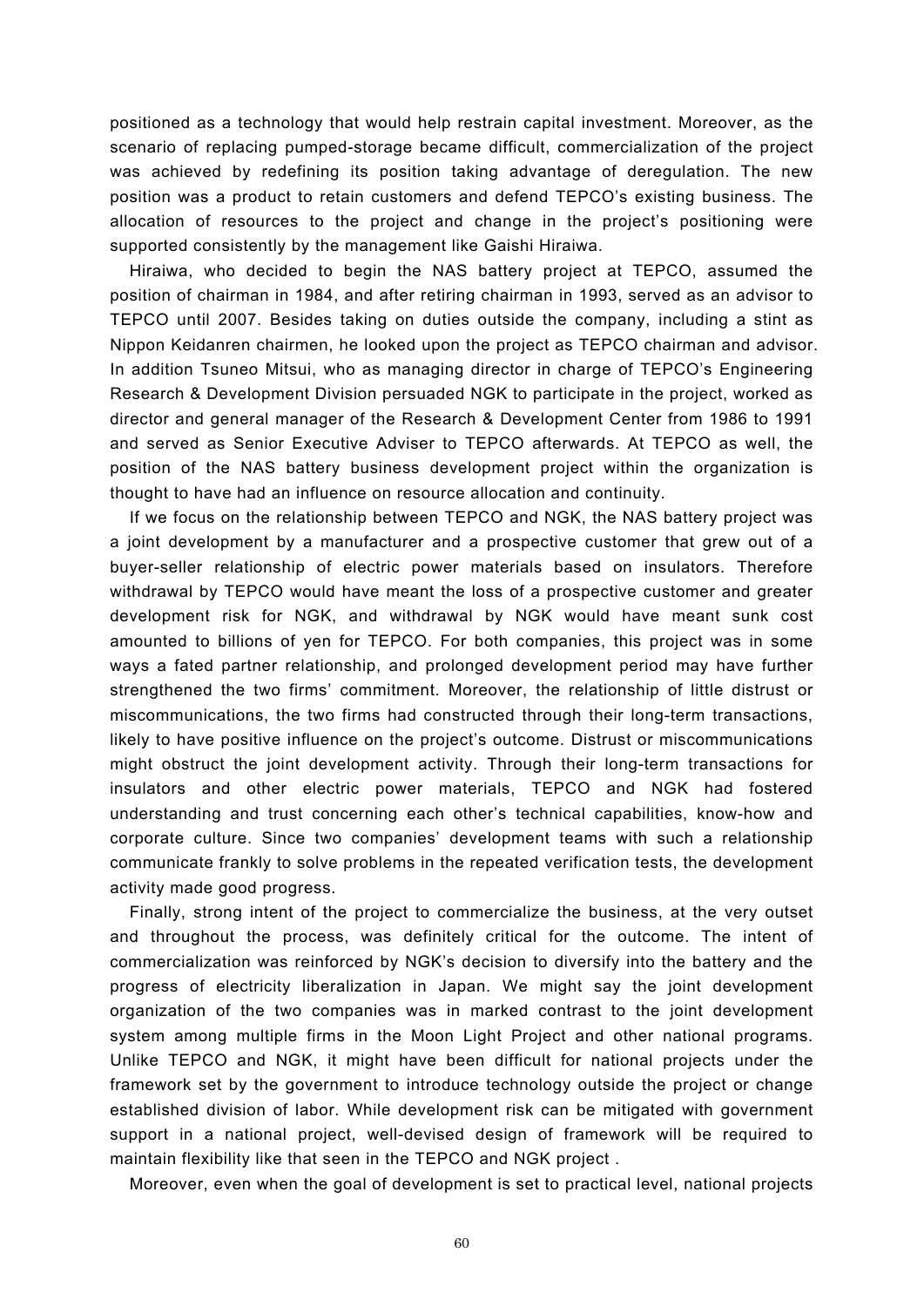positioned as a technology that would help restrain capital investment. Moreover, as the scenario of replacing pumped-storage became difficult, commercialization of the project was achieved by redefining its position taking advantage of deregulation. The new position was a product to retain customers and defend TEPCO's existing business. The allocation of resources to the project and change in the project's positioning were supported consistently by the management like Gaishi Hiraiwa.

Hiraiwa, who decided to begin the NAS battery project at TEPCO, assumed the position of chairman in 1984, and after retiring chairman in 1993, served as an advisor to TEPCO until 2007. Besides taking on duties outside the company, including a stint as Nippon Keidanren chairmen, he looked upon the project as TEPCO chairman and advisor. In addition Tsuneo Mitsui, who as managing director in charge of TEPCO's Engineering Research & Development Division persuaded NGK to participate in the project, worked as director and general manager of the Research & Development Center from 1986 to 1991 and served as Senior Executive Adviser to TEPCO afterwards. At TEPCO as well, the position of the NAS battery business development project within the organization is thought to have had an influence on resource allocation and continuity.

If we focus on the relationship between TEPCO and NGK, the NAS battery project was a joint development by a manufacturer and a prospective customer that grew out of a buyer-seller relationship of electric power materials based on insulators. Therefore withdrawal by TEPCO would have meant the loss of a prospective customer and greater development risk for NGK, and withdrawal by NGK would have meant sunk cost amounted to billions of yen for TEPCO. For both companies, this project was in some ways a fated partner relationship, and prolonged development period may have further strengthened the two firms' commitment. Moreover, the relationship of little distrust or miscommunications, the two firms had constructed through their long-term transactions, likely to have positive influence on the project's outcome. Distrust or miscommunications might obstruct the joint development activity. Through their long-term transactions for insulators and other electric power materials, TEPCO and NGK had fostered understanding and trust concerning each other's technical capabilities, know-how and corporate culture. Since two companies' development teams with such a relationship communicate frankly to solve problems in the repeated verification tests, the development activity made good progress.

Finally, strong intent of the project to commercialize the business, at the very outset and throughout the process, was definitely critical for the outcome. The intent of commercialization was reinforced by NGK's decision to diversify into the battery and the progress of electricity liberalization in Japan. We might say the joint development organization of the two companies was in marked contrast to the joint development system among multiple firms in the Moon Light Project and other national programs. Unlike TEPCO and NGK, it might have been difficult for national projects under the framework set by the government to introduce technology outside the project or change established division of labor. While development risk can be mitigated with government support in a national project, well-devised design of framework will be required to maintain flexibility like that seen in the TEPCO and NGK project .

Moreover, even when the goal of development is set to practical level, national projects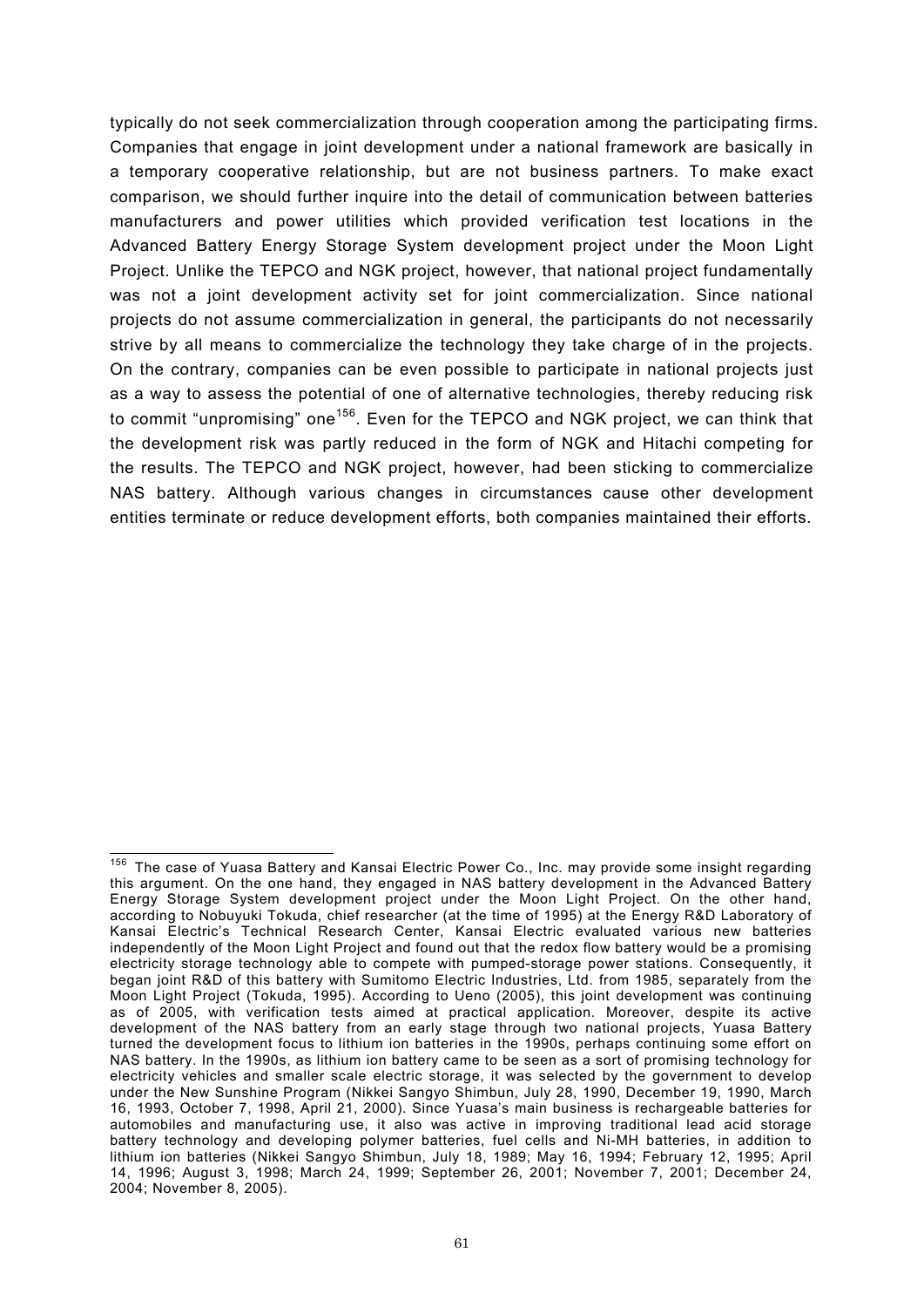typically do not seek commercialization through cooperation among the participating firms. Companies that engage in joint development under a national framework are basically in a temporary cooperative relationship, but are not business partners. To make exact comparison, we should further inquire into the detail of communication between batteries manufacturers and power utilities which provided verification test locations in the Advanced Battery Energy Storage System development project under the Moon Light Project. Unlike the TEPCO and NGK project, however, that national project fundamentally was not a joint development activity set for joint commercialization. Since national projects do not assume commercialization in general, the participants do not necessarily strive by all means to commercialize the technology they take charge of in the projects. On the contrary, companies can be even possible to participate in national projects just as a way to assess the potential of one of alternative technologies, thereby reducing risk to commit "unpromising" one[156]. Even for the TEPCO and NGK project, we can think that the development risk was partly reduced in the form of NGK and Hitachi competing for the results. The TEPCO and NGK project, however, had been sticking to commercialize NAS battery. Although various changes in circumstances cause other development entities terminate or reduce development efforts, both companies maintained their efforts.

---

[156] The case of Yuasa Battery and Kansai Electric Power Co., Inc. may provide some insight regarding this argument. On the one hand, they engaged in NAS battery development in the Advanced Battery Energy Storage System development project under the Moon Light Project. On the other hand, according to Nobuyuki Tokuda, chief researcher (at the time of 1995) at the Energy R&D Laboratory of Kansai Electric's Technical Research Center, Kansai Electric evaluated various new batteries independently of the Moon Light Project and found out that the redox flow battery would be a promising electricity storage technology able to compete with pumped-storage power stations. Consequently, it began joint R&D of this battery with Sumitomo Electric Industries, Ltd. from 1985, separately from the Moon Light Project (Tokuda, 1995). According to Ueno (2005), this joint development was continuing as of 2005, with verification tests aimed at practical application. Moreover, despite its active development of the NAS battery from an early stage through two national projects, Yuasa Battery turned the development focus to lithium ion batteries in the 1990s, perhaps continuing some effort on NAS battery. In the 1990s, as lithium ion battery came to be seen as a sort of promising technology for electricity vehicles and smaller scale electric storage, it was selected by the government to develop under the New Sunshine Program (Nikkei Sangyo Shimbun, July 28, 1990, December 19, 1990, March 16, 1993, October 7, 1998, April 21, 2000). Since Yuasa's main business is rechargeable batteries for automobiles and manufacturing use, it also was active in improving traditional lead acid storage battery technology and developing polymer batteries, fuel cells and Ni-MH batteries, in addition to lithium ion batteries (Nikkei Sangyo Shimbun, July 18, 1989; May 16, 1994; February 12, 1995; April 14, 1996; August 3, 1998; March 24, 1999; September 26, 2001; November 7, 2001; December 24, 2004; November 8, 2005).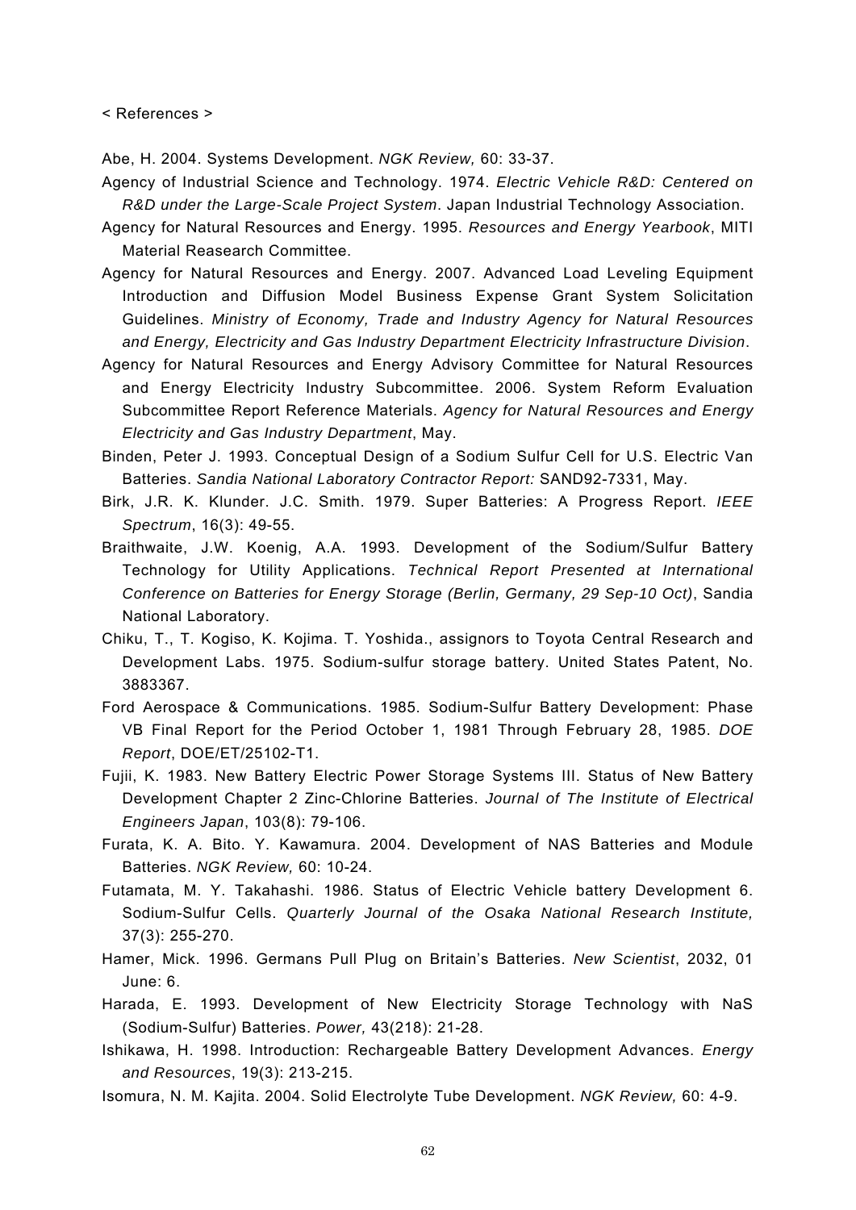< References >

Abe, H. 2004. Systems Development. *NGK Review,* 60: 33-37.

Agency of Industrial Science and Technology. 1974. *Electric Vehicle R&D: Centered on R&D under the Large-Scale Project System*. Japan Industrial Technology Association.

Agency for Natural Resources and Energy. 1995. *Resources and Energy Yearbook*, MITI Material Reasearch Committee.

Agency for Natural Resources and Energy. 2007. Advanced Load Leveling Equipment Introduction and Diffusion Model Business Expense Grant System Solicitation Guidelines. *Ministry of Economy, Trade and Industry Agency for Natural Resources and Energy, Electricity and Gas Industry Department Electricity Infrastructure Division*.

Agency for Natural Resources and Energy Advisory Committee for Natural Resources and Energy Electricity Industry Subcommittee. 2006. System Reform Evaluation Subcommittee Report Reference Materials. *Agency for Natural Resources and Energy Electricity and Gas Industry Department*, May.

Binden, Peter J. 1993. Conceptual Design of a Sodium Sulfur Cell for U.S. Electric Van Batteries. *Sandia National Laboratory Contractor Report:* SAND92-7331, May.

Birk, J.R. K. Klunder. J.C. Smith. 1979. Super Batteries: A Progress Report. *IEEE Spectrum*, 16(3): 49-55.

Braithwaite, J.W. Koenig, A.A. 1993. Development of the Sodium/Sulfur Battery Technology for Utility Applications. *Technical Report Presented at International Conference on Batteries for Energy Storage (Berlin, Germany, 29 Sep-10 Oct)*, Sandia National Laboratory.

Chiku, T., T. Kogiso, K. Kojima. T. Yoshida., assignors to Toyota Central Research and Development Labs. 1975. Sodium-sulfur storage battery. United States Patent, No. 3883367.

Ford Aerospace & Communications. 1985. Sodium-Sulfur Battery Development: Phase VB Final Report for the Period October 1, 1981 Through February 28, 1985. *DOE Report*, DOE/ET/25102-T1.

Fujii, K. 1983. New Battery Electric Power Storage Systems III. Status of New Battery Development Chapter 2 Zinc-Chlorine Batteries. *Journal of The Institute of Electrical Engineers Japan*, 103(8): 79-106.

Furata, K. A. Bito. Y. Kawamura. 2004. Development of NAS Batteries and Module Batteries. *NGK Review,* 60: 10-24.

Futamata, M. Y. Takahashi. 1986. Status of Electric Vehicle battery Development 6. Sodium-Sulfur Cells. *Quarterly Journal of the Osaka National Research Institute,* 37(3): 255-270.

Hamer, Mick. 1996. Germans Pull Plug on Britain's Batteries. *New Scientist*, 2032, 01 June: 6.

Harada, E. 1993. Development of New Electricity Storage Technology with NaS (Sodium-Sulfur) Batteries. *Power,* 43(218): 21-28.

Ishikawa, H. 1998. Introduction: Rechargeable Battery Development Advances. *Energy and Resources*, 19(3): 213-215.

Isomura, N. M. Kajita. 2004. Solid Electrolyte Tube Development. *NGK Review,* 60: 4-9.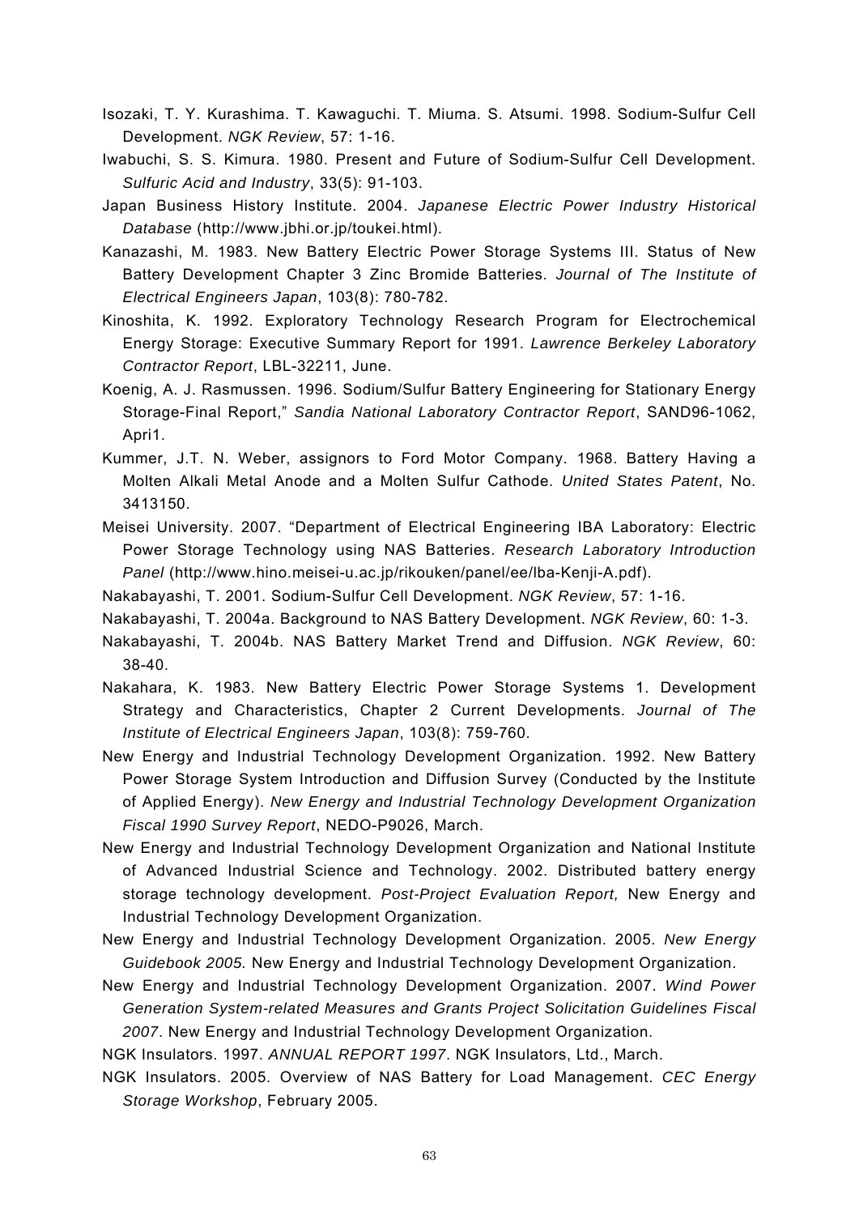Isozaki, T. Y. Kurashima. T. Kawaguchi. T. Miuma. S. Atsumi. 1998. Sodium-Sulfur Cell Development. *NGK Review*, 57: 1-16.

Iwabuchi, S. S. Kimura. 1980. Present and Future of Sodium-Sulfur Cell Development. *Sulfuric Acid and Industry*, 33(5): 91-103.

Japan Business History Institute. 2004. *Japanese Electric Power Industry Historical Database* (http://www.jbhi.or.jp/toukei.html).

Kanazashi, M. 1983. New Battery Electric Power Storage Systems III. Status of New Battery Development Chapter 3 Zinc Bromide Batteries. *Journal of The Institute of Electrical Engineers Japan*, 103(8): 780-782.

Kinoshita, K. 1992. Exploratory Technology Research Program for Electrochemical Energy Storage: Executive Summary Report for 1991. *Lawrence Berkeley Laboratory Contractor Report*, LBL-32211, June.

Koenig, A. J. Rasmussen. 1996. Sodium/Sulfur Battery Engineering for Stationary Energy Storage-Final Report," *Sandia National Laboratory Contractor Report*, SAND96-1062, Apri1.

Kummer, J.T. N. Weber, assignors to Ford Motor Company. 1968. Battery Having a Molten Alkali Metal Anode and a Molten Sulfur Cathode. *United States Patent*, No. 3413150.

Meisei University. 2007. "Department of Electrical Engineering IBA Laboratory: Electric Power Storage Technology using NAS Batteries. *Research Laboratory Introduction Panel* (http://www.hino.meisei-u.ac.jp/rikouken/panel/ee/Iba-Kenji-A.pdf).

Nakabayashi, T. 2001. Sodium-Sulfur Cell Development. *NGK Review*, 57: 1-16.

Nakabayashi, T. 2004a. Background to NAS Battery Development. *NGK Review*, 60: 1-3.

Nakabayashi, T. 2004b. NAS Battery Market Trend and Diffusion. *NGK Review*, 60: 38-40.

Nakahara, K. 1983. New Battery Electric Power Storage Systems 1. Development Strategy and Characteristics, Chapter 2 Current Developments. *Journal of The Institute of Electrical Engineers Japan*, 103(8): 759-760.

New Energy and Industrial Technology Development Organization. 1992. New Battery Power Storage System Introduction and Diffusion Survey (Conducted by the Institute of Applied Energy). *New Energy and Industrial Technology Development Organization Fiscal 1990 Survey Report*, NEDO-P9026, March.

New Energy and Industrial Technology Development Organization and National Institute of Advanced Industrial Science and Technology. 2002. Distributed battery energy storage technology development. *Post-Project Evaluation Report,* New Energy and Industrial Technology Development Organization.

New Energy and Industrial Technology Development Organization. 2005. *New Energy Guidebook 2005.* New Energy and Industrial Technology Development Organization.

New Energy and Industrial Technology Development Organization. 2007. *Wind Power Generation System-related Measures and Grants Project Solicitation Guidelines Fiscal 2007*. New Energy and Industrial Technology Development Organization.

NGK Insulators. 1997. *ANNUAL REPORT 1997*. NGK Insulators, Ltd., March.

NGK Insulators. 2005. Overview of NAS Battery for Load Management. *CEC Energy Storage Workshop*, February 2005.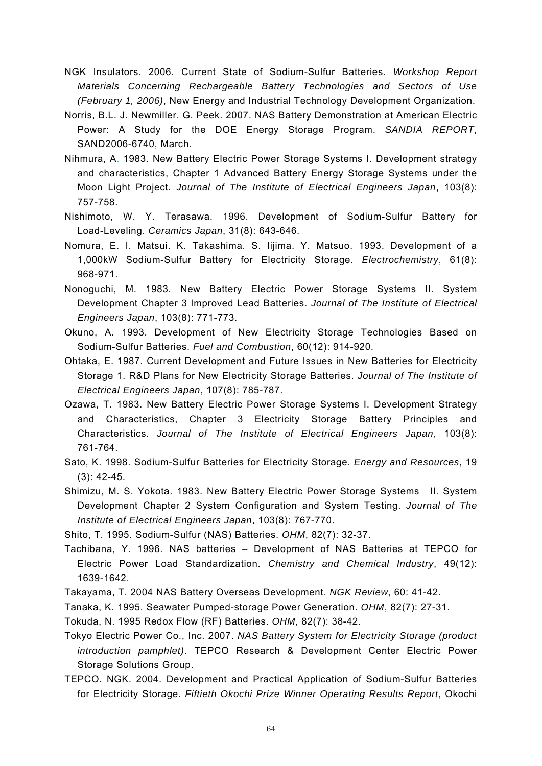NGK Insulators. 2006. Current State of Sodium-Sulfur Batteries. *Workshop Report Materials Concerning Rechargeable Battery Technologies and Sectors of Use (February 1, 2006)*, New Energy and Industrial Technology Development Organization.

Norris, B.L. J. Newmiller. G. Peek. 2007. NAS Battery Demonstration at American Electric Power: A Study for the DOE Energy Storage Program. *SANDIA REPORT*, SAND2006-6740, March.

Nihmura, A. 1983. New Battery Electric Power Storage Systems I. Development strategy and characteristics, Chapter 1 Advanced Battery Energy Storage Systems under the Moon Light Project. *Journal of The Institute of Electrical Engineers Japan*, 103(8): 757-758.

Nishimoto, W. Y. Terasawa. 1996. Development of Sodium-Sulfur Battery for Load-Leveling. *Ceramics Japan*, 31(8): 643-646.

Nomura, E. I. Matsui. K. Takashima. S. Iijima. Y. Matsuo. 1993. Development of a 1,000kW Sodium-Sulfur Battery for Electricity Storage. *Electrochemistry*, 61(8): 968-971.

Nonoguchi, M. 1983. New Battery Electric Power Storage Systems II. System Development Chapter 3 Improved Lead Batteries. *Journal of The Institute of Electrical Engineers Japan*, 103(8): 771-773.

Okuno, A. 1993. Development of New Electricity Storage Technologies Based on Sodium-Sulfur Batteries. *Fuel and Combustion*, 60(12): 914-920.

Ohtaka, E. 1987. Current Development and Future Issues in New Batteries for Electricity Storage 1. R&D Plans for New Electricity Storage Batteries. *Journal of The Institute of Electrical Engineers Japan*, 107(8): 785-787.

Ozawa, T. 1983. New Battery Electric Power Storage Systems I. Development Strategy and Characteristics, Chapter 3 Electricity Storage Battery Principles and Characteristics. *Journal of The Institute of Electrical Engineers Japan*, 103(8): 761-764.

Sato, K. 1998. Sodium-Sulfur Batteries for Electricity Storage. *Energy and Resources*, 19 (3): 42-45.

Shimizu, M. S. Yokota. 1983. New Battery Electric Power Storage Systems II. System Development Chapter 2 System Configuration and System Testing. *Journal of The Institute of Electrical Engineers Japan*, 103(8): 767-770.

Shito, T. 1995. Sodium-Sulfur (NAS) Batteries. *OHM*, 82(7): 32-37.

Tachibana, Y. 1996. NAS batteries – Development of NAS Batteries at TEPCO for Electric Power Load Standardization. *Chemistry and Chemical Industry*, 49(12): 1639-1642.

Takayama, T. 2004 NAS Battery Overseas Development. *NGK Review*, 60: 41-42.

Tanaka, K. 1995. Seawater Pumped-storage Power Generation. *OHM*, 82(7): 27-31.

Tokuda, N. 1995 Redox Flow (RF) Batteries. *OHM*, 82(7): 38-42.

Tokyo Electric Power Co., Inc. 2007. *NAS Battery System for Electricity Storage (product introduction pamphlet)*. TEPCO Research & Development Center Electric Power Storage Solutions Group.

TEPCO. NGK. 2004. Development and Practical Application of Sodium-Sulfur Batteries for Electricity Storage. *Fiftieth Okochi Prize Winner Operating Results Report*, Okochi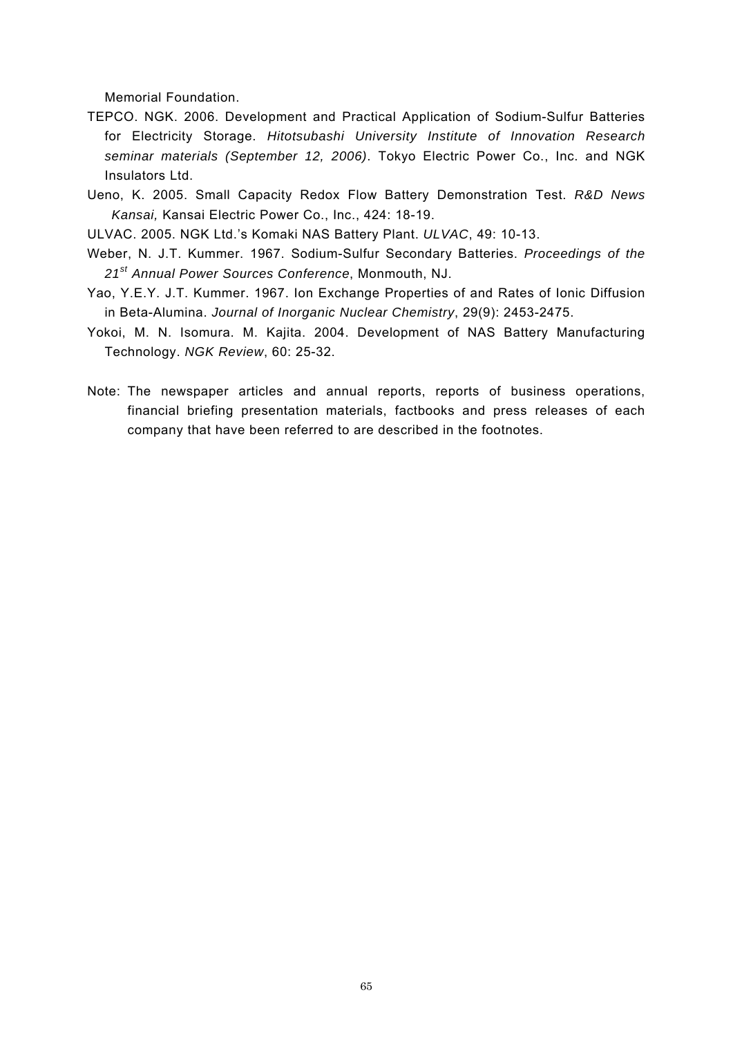Memorial Foundation.

TEPCO. NGK. 2006. Development and Practical Application of Sodium-Sulfur Batteries for Electricity Storage. *Hitotsubashi University Institute of Innovation Research seminar materials (September 12, 2006)*. Tokyo Electric Power Co., Inc. and NGK Insulators Ltd.

Ueno, K. 2005. Small Capacity Redox Flow Battery Demonstration Test. *R&D News Kansai,* Kansai Electric Power Co., Inc., 424: 18-19.

ULVAC. 2005. NGK Ltd.'s Komaki NAS Battery Plant. *ULVAC*, 49: 10-13.

Weber, N. J.T. Kummer. 1967. Sodium-Sulfur Secondary Batteries. *Proceedings of the 21st Annual Power Sources Conference*, Monmouth, NJ.

Yao, Y.E.Y. J.T. Kummer. 1967. Ion Exchange Properties of and Rates of Ionic Diffusion in Beta-Alumina. *Journal of Inorganic Nuclear Chemistry*, 29(9): 2453-2475.

Yokoi, M. N. Isomura. M. Kajita. 2004. Development of NAS Battery Manufacturing Technology. *NGK Review*, 60: 25-32.

Note: The newspaper articles and annual reports, reports of business operations, financial briefing presentation materials, factbooks and press releases of each company that have been referred to are described in the footnotes.